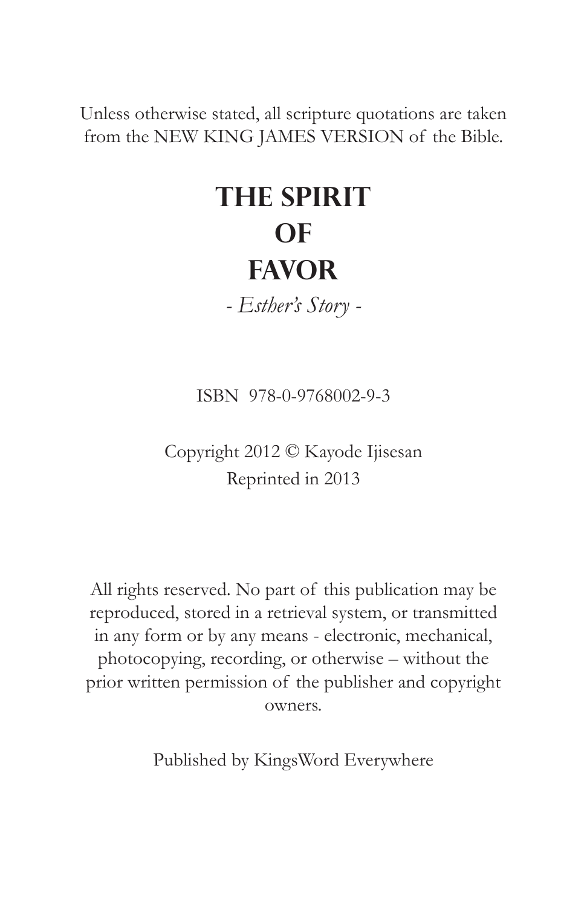Unless otherwise stated, all scripture quotations are taken from the NEW KING JAMES VERSION of the Bible.

# THE SPIRIT OF FAVOR

*- Esther's Story -*

ISBN 978-0-9768002-9-3

Copyright 2012 © Kayode Ijisesan
Reprinted in 2013

All rights reserved. No part of this publication may be reproduced, stored in a retrieval system, or transmitted in any form or by any means - electronic, mechanical, photocopying, recording, or otherwise – without the prior written permission of the publisher and copyright owners.

Published by KingsWord Everywhere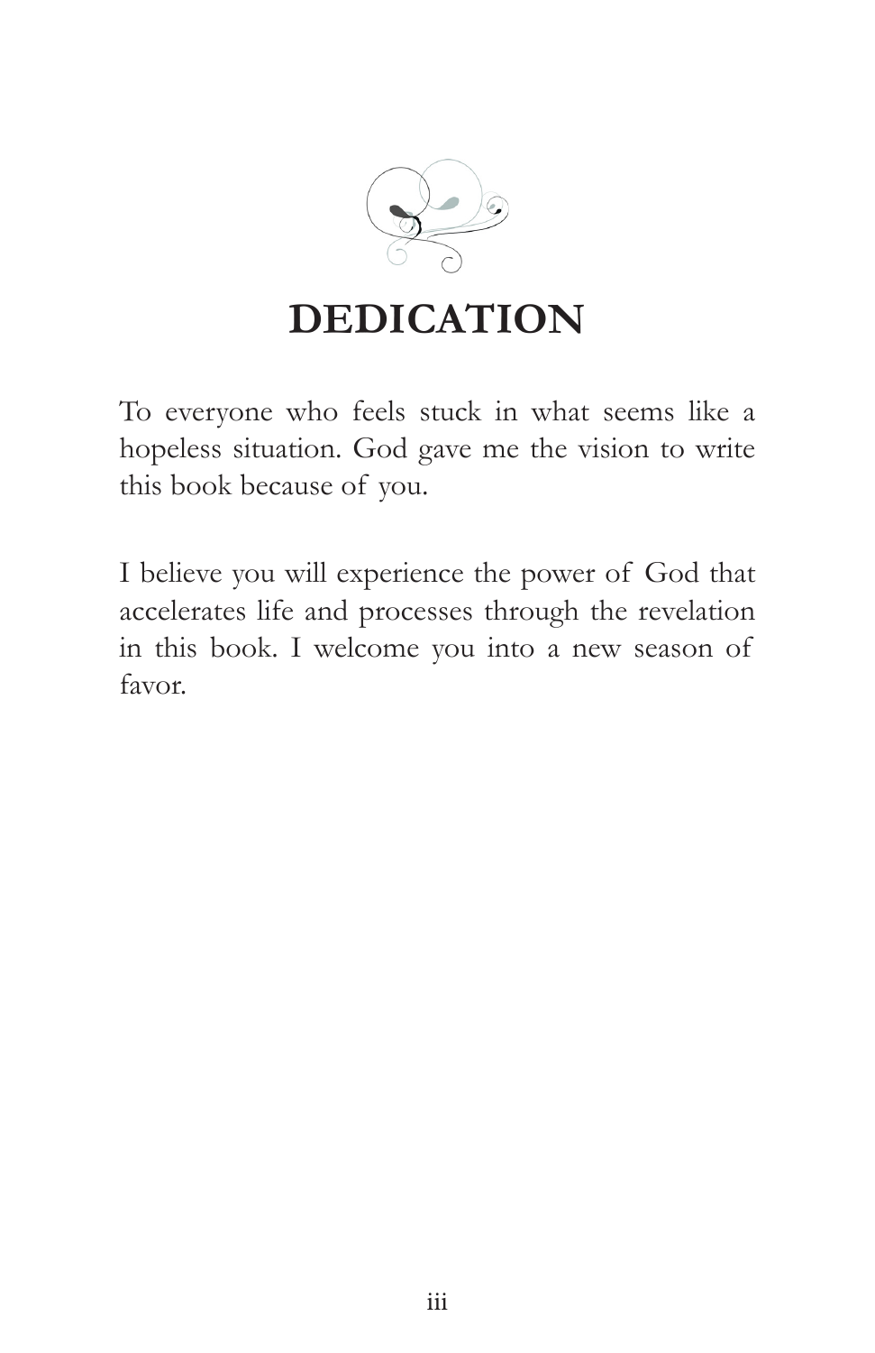# DEDICATION

To everyone who feels stuck in what seems like a hopeless situation. God gave me the vision to write this book because of you.

I believe you will experience the power of God that accelerates life and processes through the revelation in this book. I welcome you into a new season of favor.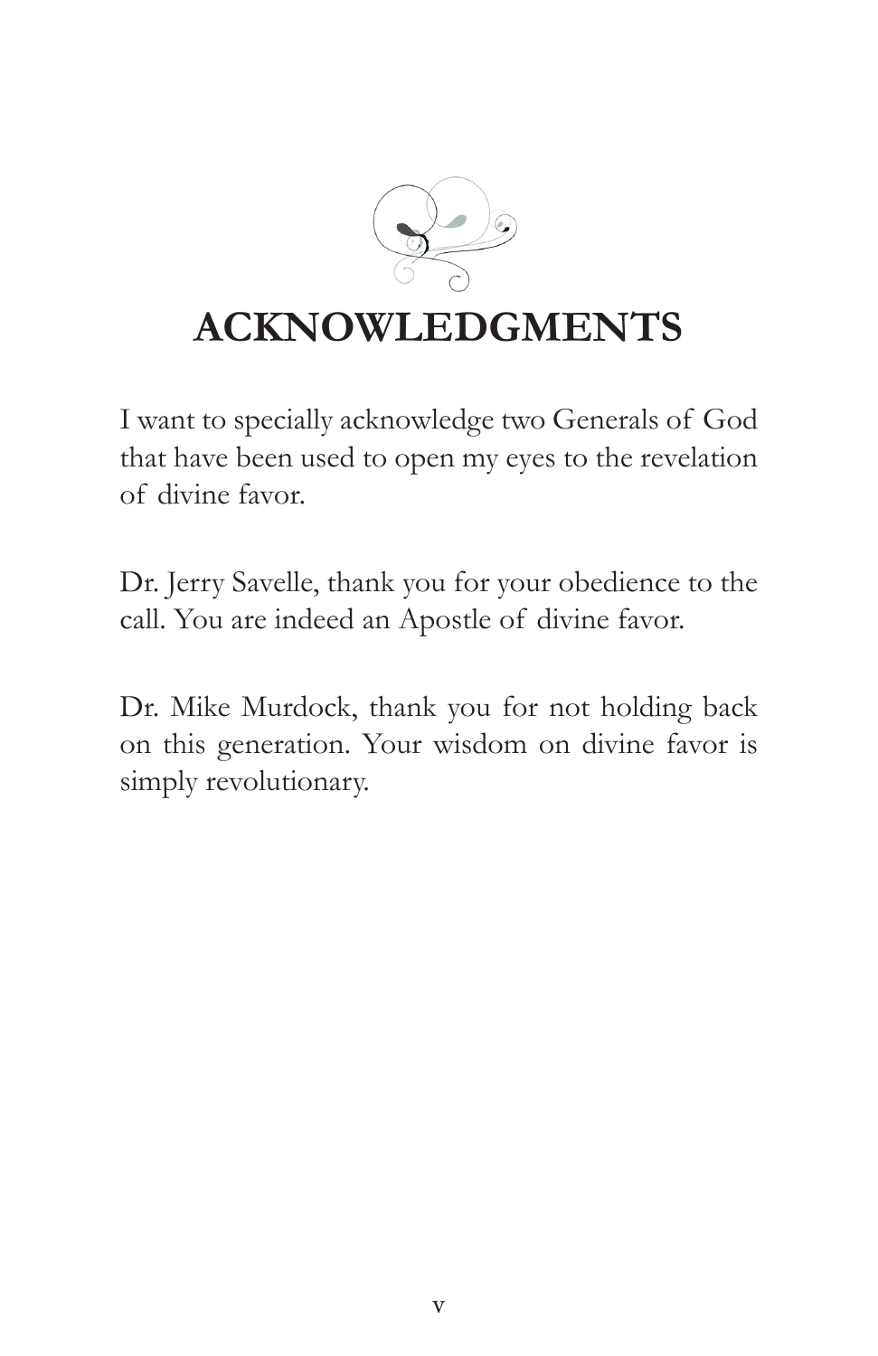# ACKNOWLEDGMENTS

I want to specially acknowledge two Generals of God that have been used to open my eyes to the revelation of divine favor.

Dr. Jerry Savelle, thank you for your obedience to the call. You are indeed an Apostle of divine favor.

Dr. Mike Murdock, thank you for not holding back on this generation. Your wisdom on divine favor is simply revolutionary.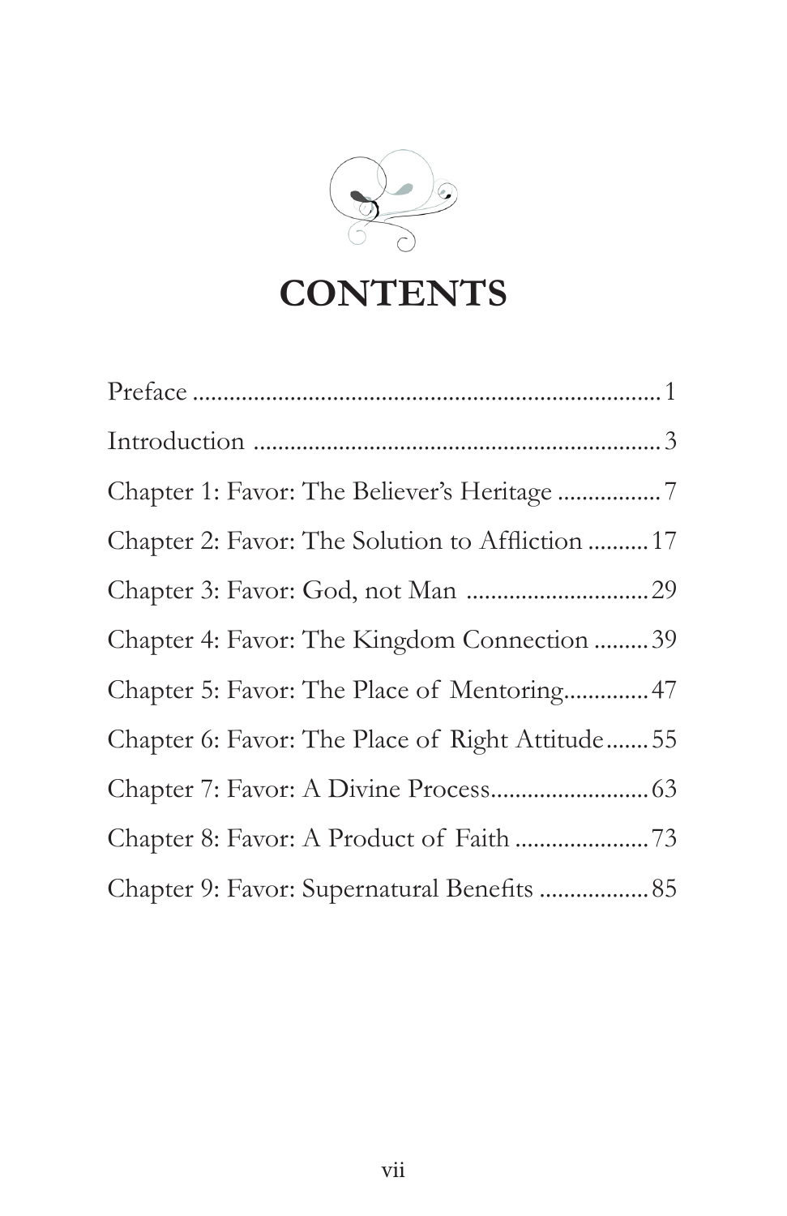# CONTENTS

Preface ............................................................................ 1

Introduction .................................................................. 3

Chapter 1: Favor: The Believer's Heritage ................ 7

Chapter 2: Favor: The Solution to Affliction .......... 17

Chapter 3: Favor: God, not Man ............................. 29

Chapter 4: Favor: The Kingdom Connection ......... 39

Chapter 5: Favor: The Place of Mentoring.............. 47

Chapter 6: Favor: The Place of Right Attitude....... 55

Chapter 7: Favor: A Divine Process.......................... 63

Chapter 8: Favor: A Product of Faith ...................... 73

Chapter 9: Favor: Supernatural Benefits .................. 85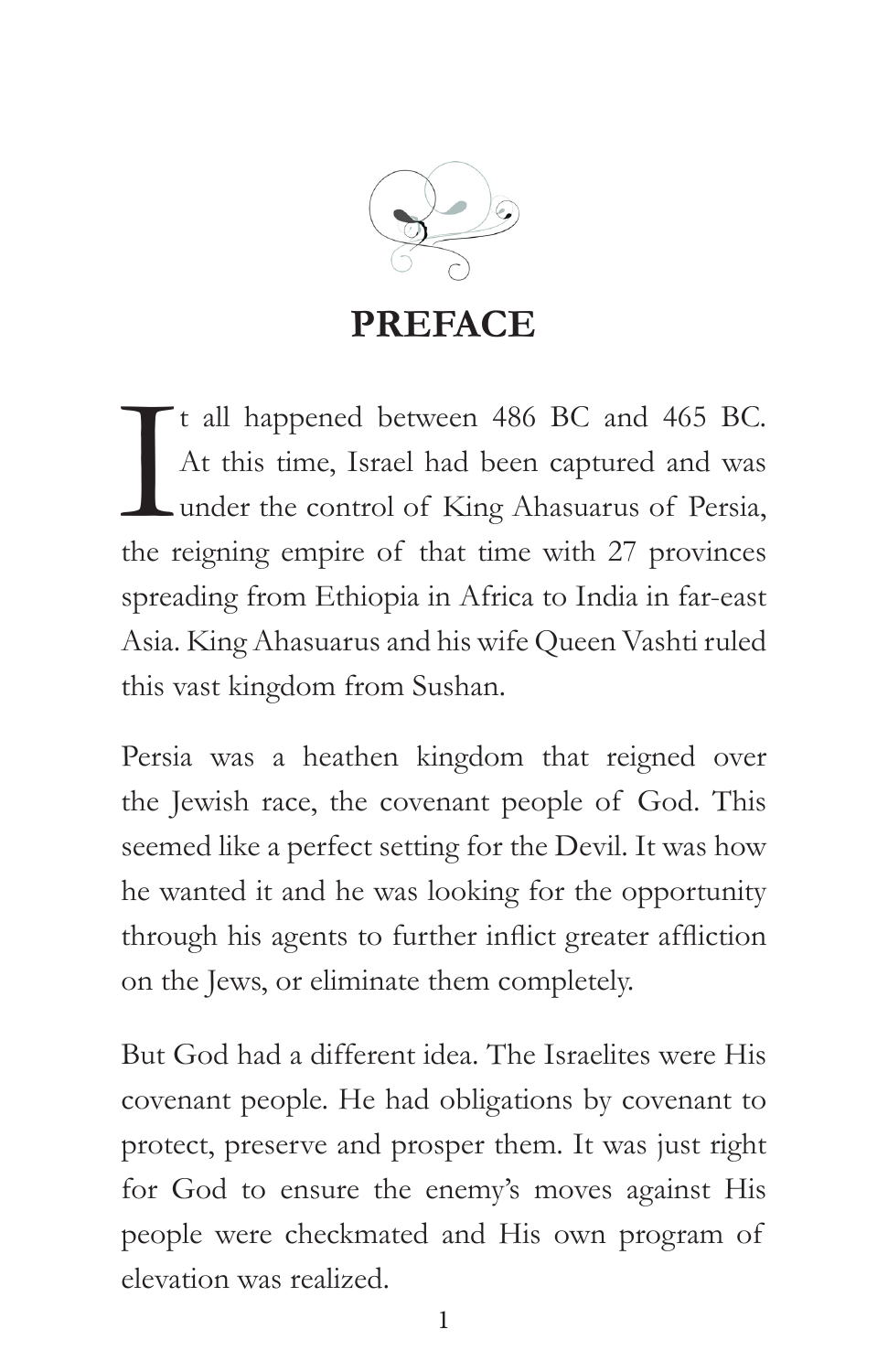# PREFACE

It all happened between 486 BC and 465 BC. At this time, Israel had been captured and was under the control of King Ahasuarus of Persia, the reigning empire of that time with 27 provinces spreading from Ethiopia in Africa to India in far-east Asia. King Ahasuarus and his wife Queen Vashti ruled this vast kingdom from Sushan.

Persia was a heathen kingdom that reigned over the Jewish race, the covenant people of God. This seemed like a perfect setting for the Devil. It was how he wanted it and he was looking for the opportunity through his agents to further inflict greater affliction on the Jews, or eliminate them completely.

But God had a different idea. The Israelites were His covenant people. He had obligations by covenant to protect, preserve and prosper them. It was just right for God to ensure the enemy's moves against His people were checkmated and His own program of elevation was realized.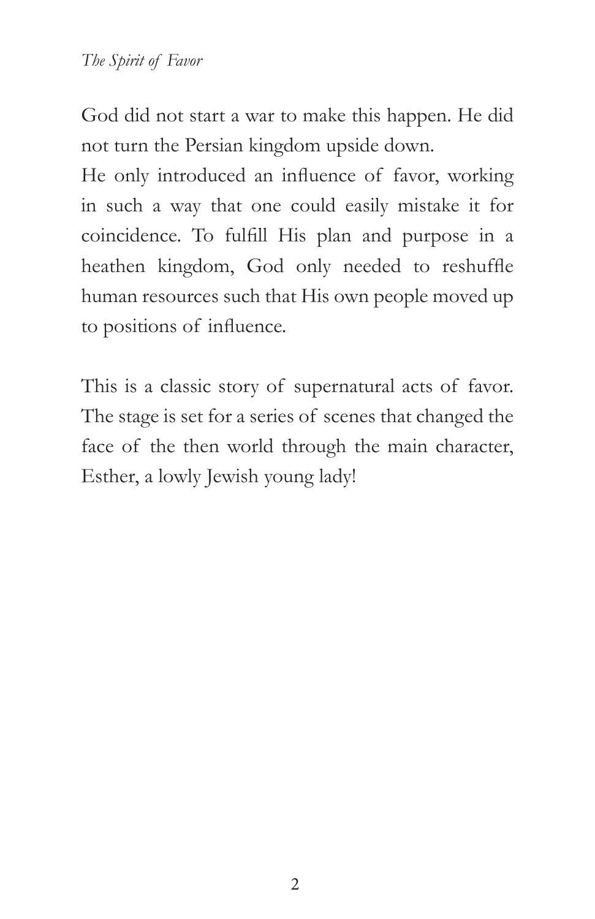God did not start a war to make this happen. He did not turn the Persian kingdom upside down.
He only introduced an influence of favor, working in such a way that one could easily mistake it for coincidence. To fulfill His plan and purpose in a heathen kingdom, God only needed to reshuffle human resources such that His own people moved up to positions of influence.

This is a classic story of supernatural acts of favor. The stage is set for a series of scenes that changed the face of the then world through the main character, Esther, a lowly Jewish young lady!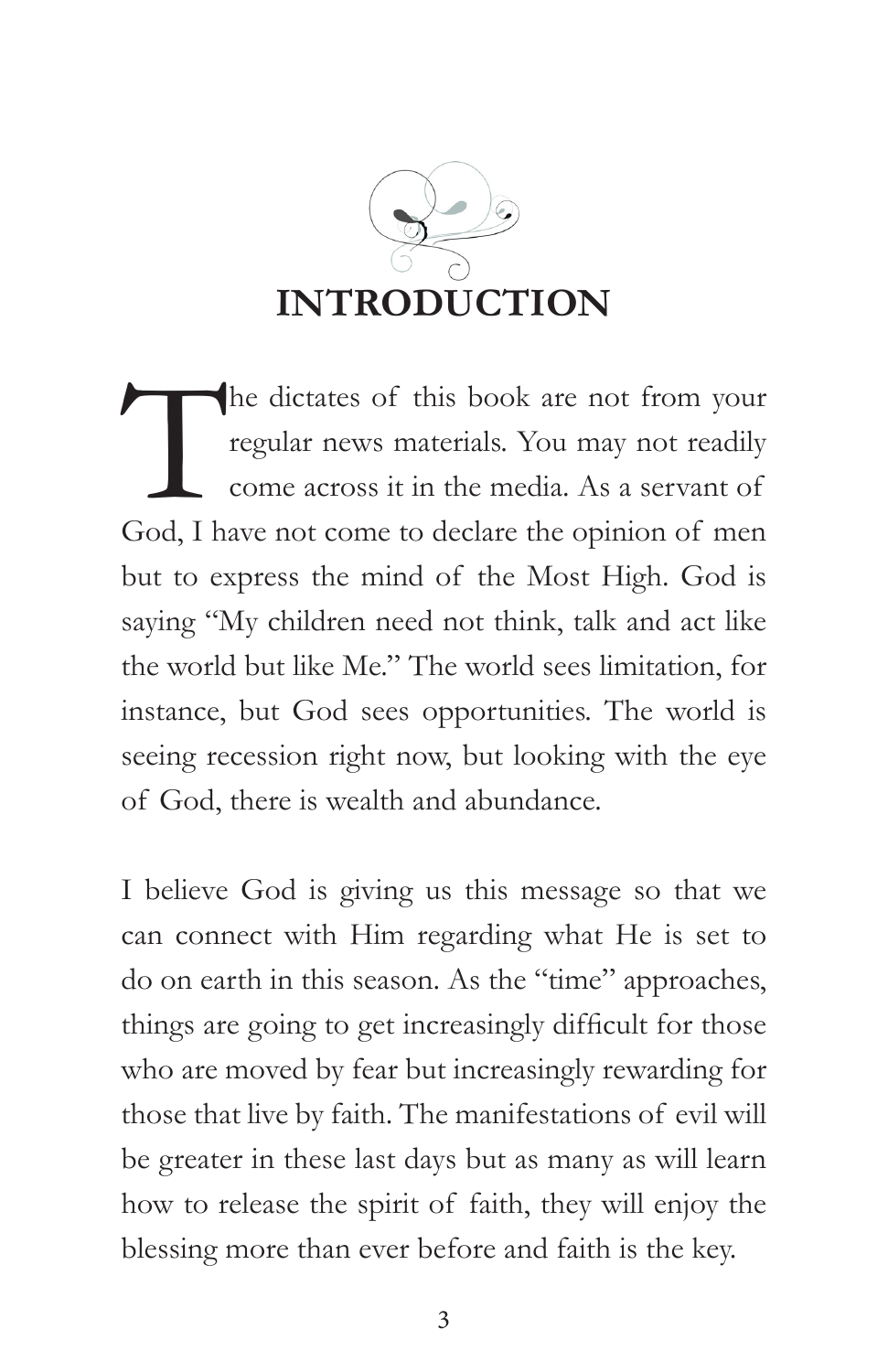# INTRODUCTION

The dictates of this book are not from your regular news materials. You may not readily come across it in the media. As a servant of God, I have not come to declare the opinion of men but to express the mind of the Most High. God is saying "My children need not think, talk and act like the world but like Me." The world sees limitation, for instance, but God sees opportunities. The world is seeing recession right now, but looking with the eye of God, there is wealth and abundance.

I believe God is giving us this message so that we can connect with Him regarding what He is set to do on earth in this season. As the "time" approaches, things are going to get increasingly difficult for those who are moved by fear but increasingly rewarding for those that live by faith. The manifestations of evil will be greater in these last days but as many as will learn how to release the spirit of faith, they will enjoy the blessing more than ever before and faith is the key.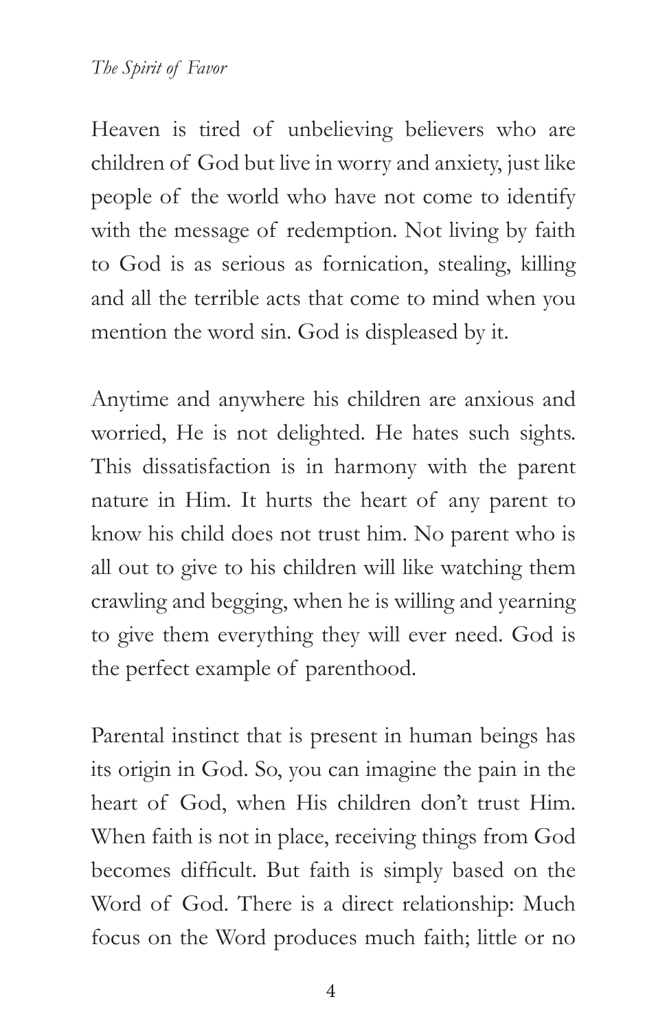Heaven is tired of unbelieving believers who are children of God but live in worry and anxiety, just like people of the world who have not come to identify with the message of redemption. Not living by faith to God is as serious as fornication, stealing, killing and all the terrible acts that come to mind when you mention the word sin. God is displeased by it.

Anytime and anywhere his children are anxious and worried, He is not delighted. He hates such sights. This dissatisfaction is in harmony with the parent nature in Him. It hurts the heart of any parent to know his child does not trust him. No parent who is all out to give to his children will like watching them crawling and begging, when he is willing and yearning to give them everything they will ever need. God is the perfect example of parenthood.

Parental instinct that is present in human beings has its origin in God. So, you can imagine the pain in the heart of God, when His children don't trust Him. When faith is not in place, receiving things from God becomes difficult. But faith is simply based on the Word of God. There is a direct relationship: Much focus on the Word produces much faith; little or no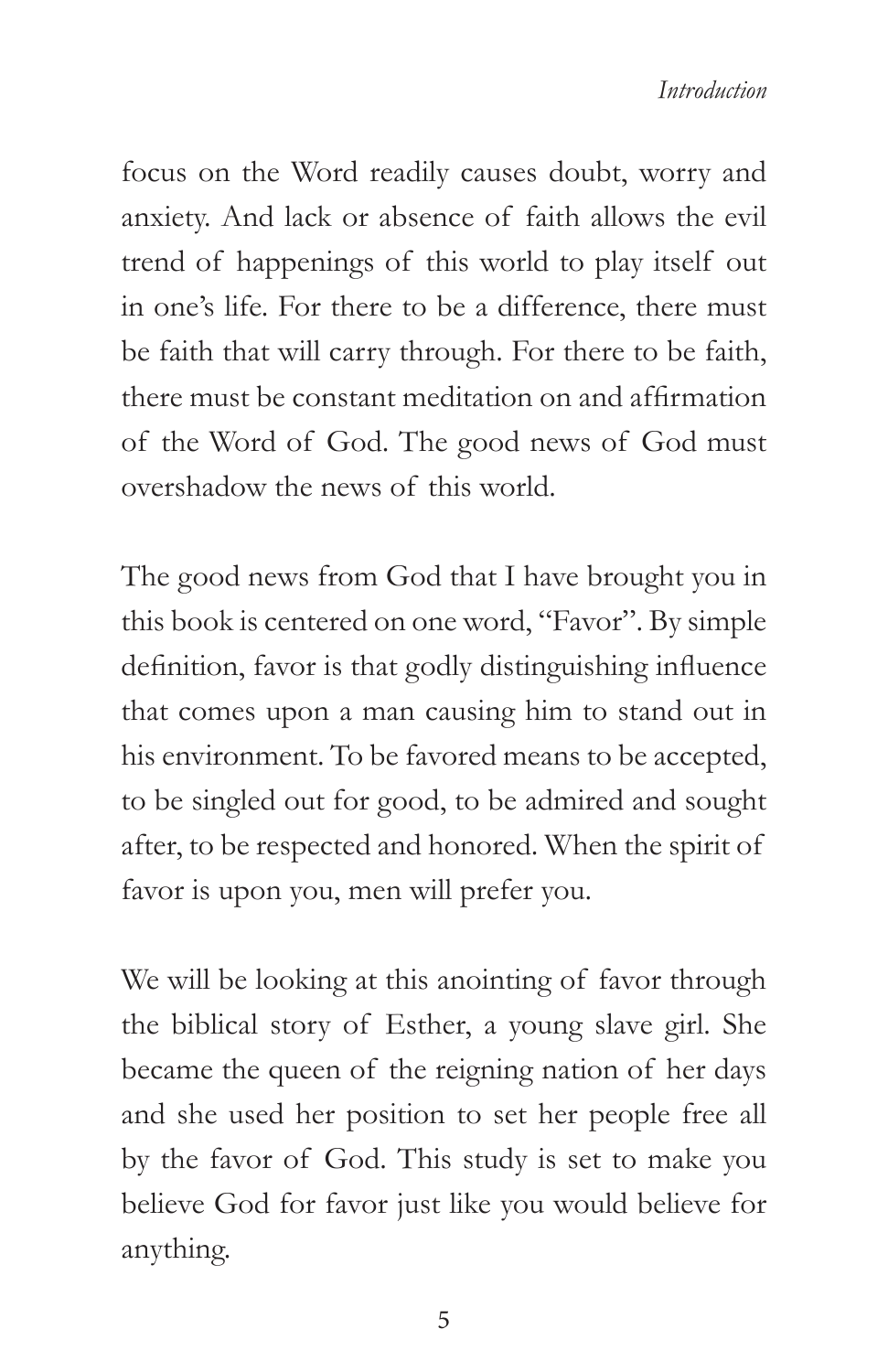focus on the Word readily causes doubt, worry and anxiety. And lack or absence of faith allows the evil trend of happenings of this world to play itself out in one's life. For there to be a difference, there must be faith that will carry through. For there to be faith, there must be constant meditation on and affirmation of the Word of God. The good news of God must overshadow the news of this world.

The good news from God that I have brought you in this book is centered on one word, "Favor". By simple definition, favor is that godly distinguishing influence that comes upon a man causing him to stand out in his environment. To be favored means to be accepted, to be singled out for good, to be admired and sought after, to be respected and honored. When the spirit of favor is upon you, men will prefer you.

We will be looking at this anointing of favor through the biblical story of Esther, a young slave girl. She became the queen of the reigning nation of her days and she used her position to set her people free all by the favor of God. This study is set to make you believe God for favor just like you would believe for anything.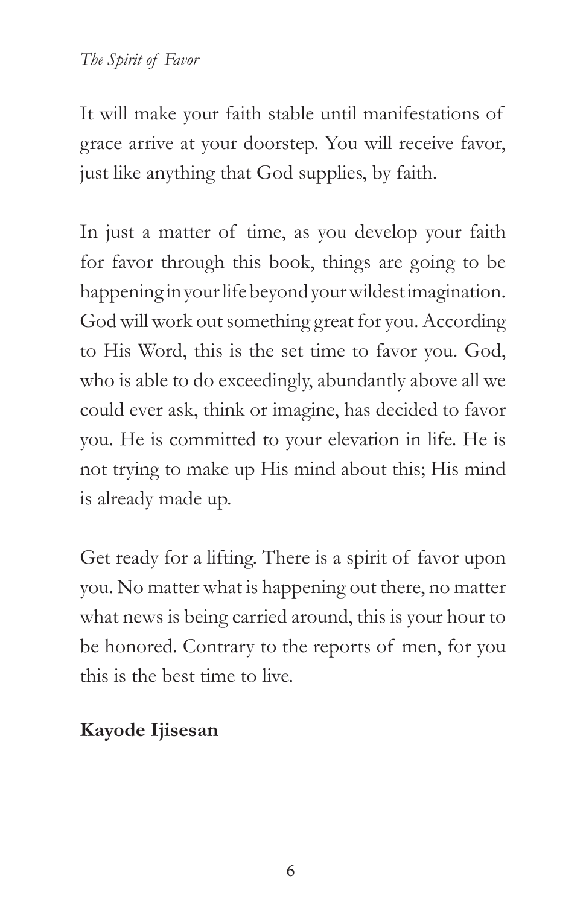It will make your faith stable until manifestations of grace arrive at your doorstep. You will receive favor, just like anything that God supplies, by faith.

In just a matter of time, as you develop your faith for favor through this book, things are going to be happening in your life beyond your wildest imagination. God will work out something great for you. According to His Word, this is the set time to favor you. God, who is able to do exceedingly, abundantly above all we could ever ask, think or imagine, has decided to favor you. He is committed to your elevation in life. He is not trying to make up His mind about this; His mind is already made up.

Get ready for a lifting. There is a spirit of favor upon you. No matter what is happening out there, no matter what news is being carried around, this is your hour to be honored. Contrary to the reports of men, for you this is the best time to live.

**Kayode Ijisesan**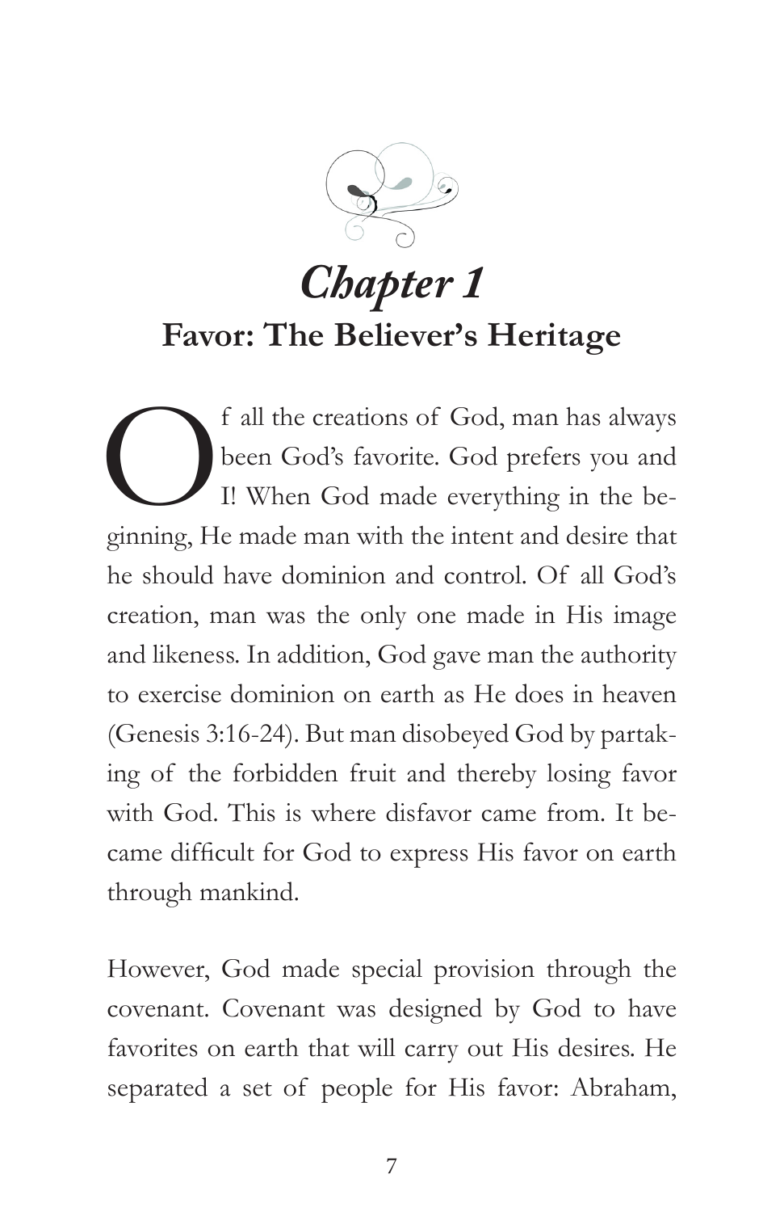# Chapter 1

## Favor: The Believer's Heritage

Of all the creations of God, man has always been God's favorite. God prefers you and I! When God made everything in the beginning, He made man with the intent and desire that he should have dominion and control. Of all God's creation, man was the only one made in His image and likeness. In addition, God gave man the authority to exercise dominion on earth as He does in heaven (Genesis 3:16-24). But man disobeyed God by partaking of the forbidden fruit and thereby losing favor with God. This is where disfavor came from. It became difficult for God to express His favor on earth through mankind.

However, God made special provision through the covenant. Covenant was designed by God to have favorites on earth that will carry out His desires. He separated a set of people for His favor: Abraham,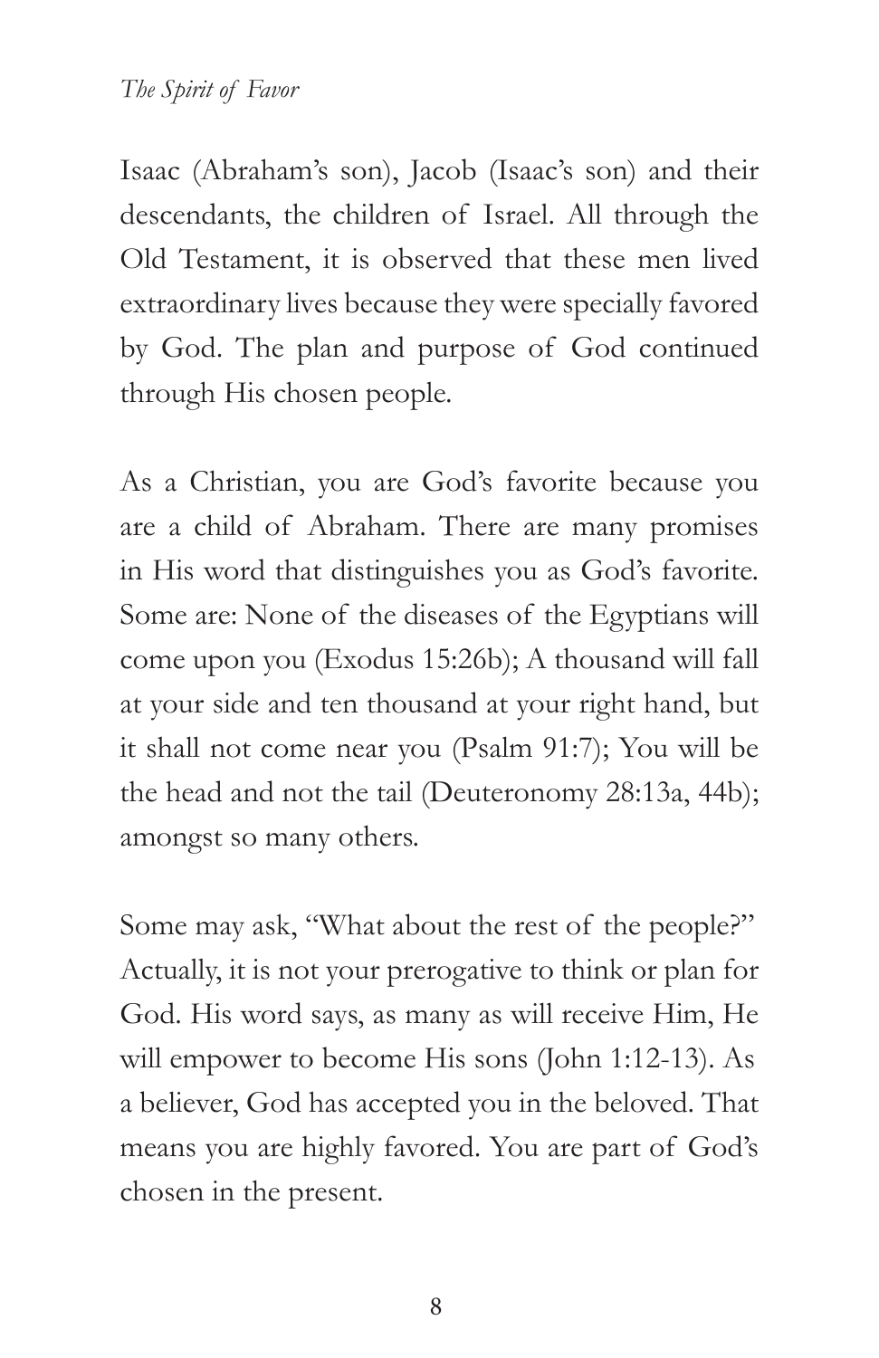Isaac (Abraham's son), Jacob (Isaac's son) and their descendants, the children of Israel. All through the Old Testament, it is observed that these men lived extraordinary lives because they were specially favored by God. The plan and purpose of God continued through His chosen people.

As a Christian, you are God's favorite because you are a child of Abraham. There are many promises in His word that distinguishes you as God's favorite. Some are: None of the diseases of the Egyptians will come upon you (Exodus 15:26b); A thousand will fall at your side and ten thousand at your right hand, but it shall not come near you (Psalm 91:7); You will be the head and not the tail (Deuteronomy 28:13a, 44b); amongst so many others.

Some may ask, "What about the rest of the people?" Actually, it is not your prerogative to think or plan for God. His word says, as many as will receive Him, He will empower to become His sons (John 1:12-13). As a believer, God has accepted you in the beloved. That means you are highly favored. You are part of God's chosen in the present.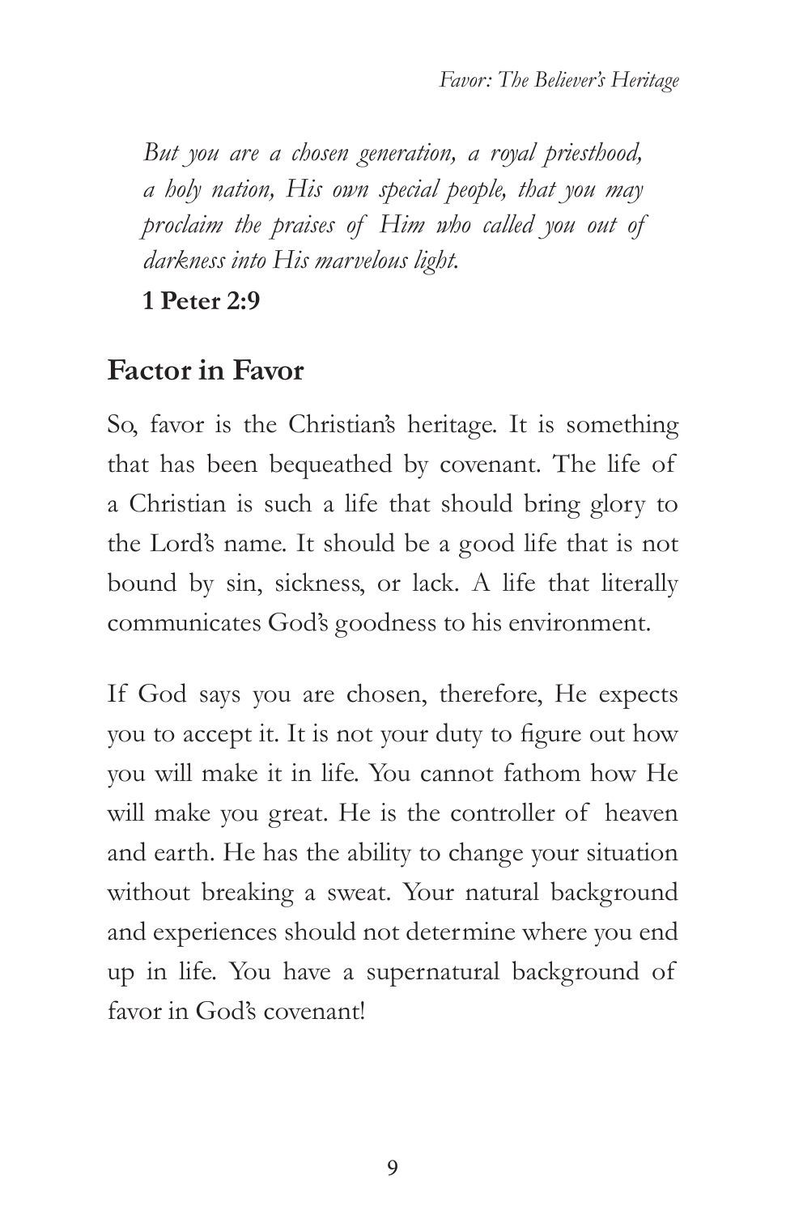*But you are a chosen generation, a royal priesthood, a holy nation, His own special people, that you may proclaim the praises of Him who called you out of darkness into His marvelous light.*

**1 Peter 2:9**

## Factor in Favor

So, favor is the Christian's heritage. It is something that has been bequeathed by covenant. The life of a Christian is such a life that should bring glory to the Lord's name. It should be a good life that is not bound by sin, sickness, or lack. A life that literally communicates God's goodness to his environment.

If God says you are chosen, therefore, He expects you to accept it. It is not your duty to figure out how you will make it in life. You cannot fathom how He will make you great. He is the controller of heaven and earth. He has the ability to change your situation without breaking a sweat. Your natural background and experiences should not determine where you end up in life. You have a supernatural background of favor in God's covenant!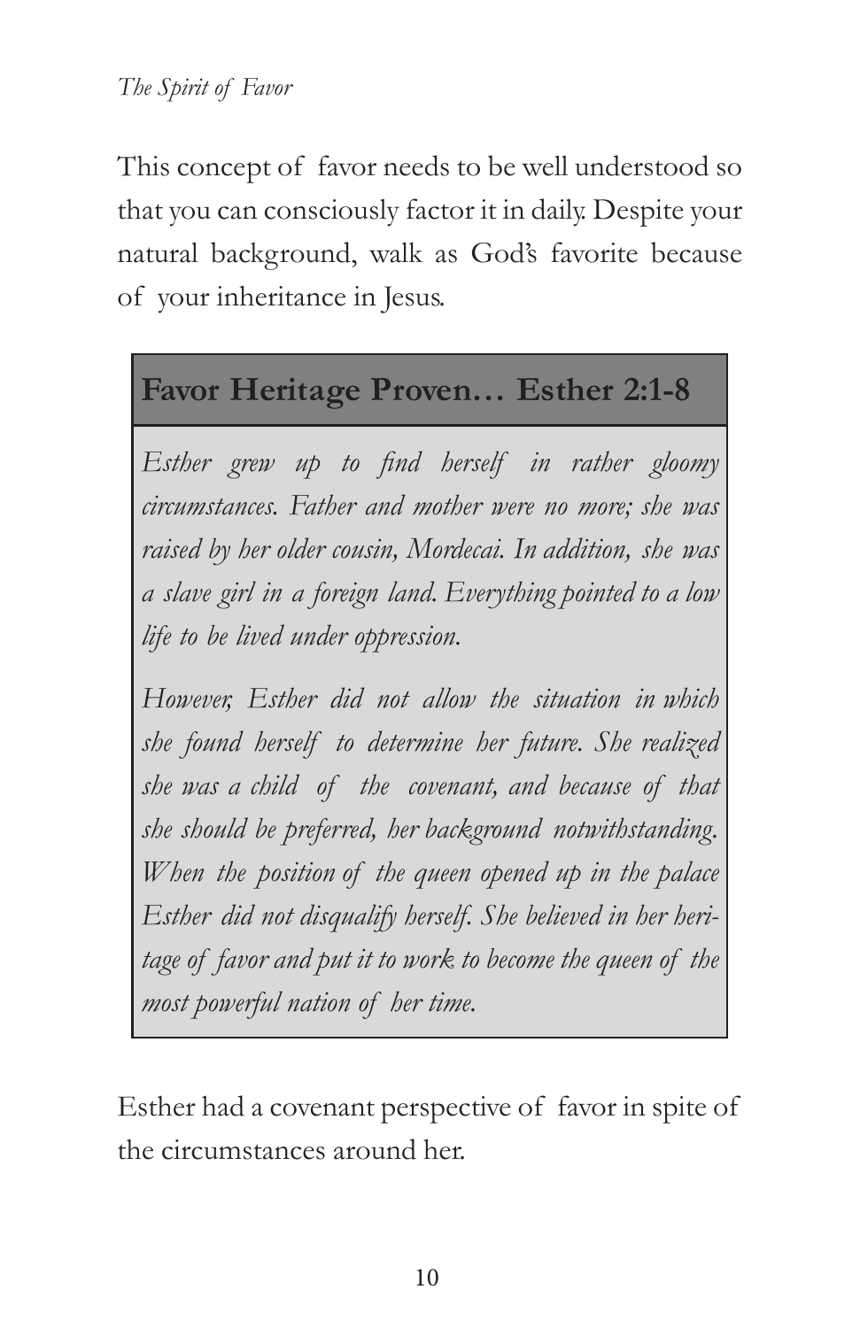This concept of favor needs to be well understood so that you can consciously factor it in daily. Despite your natural background, walk as God's favorite because of your inheritance in Jesus.

## Favor Heritage Proven… Esther 2:1-8

*Esther grew up to find herself in rather gloomy circumstances. Father and mother were no more; she was raised by her older cousin, Mordecai. In addition, she was a slave girl in a foreign land. Everything pointed to a low life to be lived under oppression.*

*However, Esther did not allow the situation in which she found herself to determine her future. She realized she was a child of the covenant, and because of that she should be preferred, her background notwithstanding. When the position of the queen opened up in the palace Esther did not disqualify herself. She believed in her heritage of favor and put it to work to become the queen of the most powerful nation of her time.*

Esther had a covenant perspective of favor in spite of the circumstances around her.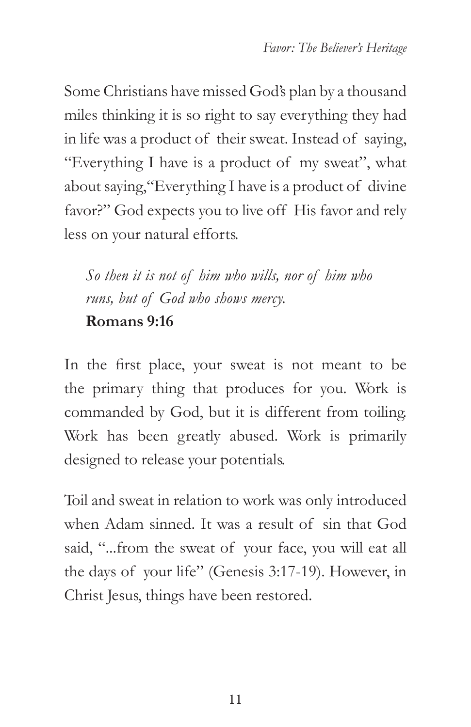Some Christians have missed God's plan by a thousand miles thinking it is so right to say everything they had in life was a product of their sweat. Instead of saying, "Everything I have is a product of my sweat", what about saying, "Everything I have is a product of divine favor?" God expects you to live off His favor and rely less on your natural efforts.

> *So then it is not of him who wills, nor of him who runs, but of God who shows mercy.*
> **Romans 9:16**

In the first place, your sweat is not meant to be the primary thing that produces for you. Work is commanded by God, but it is different from toiling. Work has been greatly abused. Work is primarily designed to release your potentials.

Toil and sweat in relation to work was only introduced when Adam sinned. It was a result of sin that God said, "...from the sweat of your face, you will eat all the days of your life" (Genesis 3:17-19). However, in Christ Jesus, things have been restored.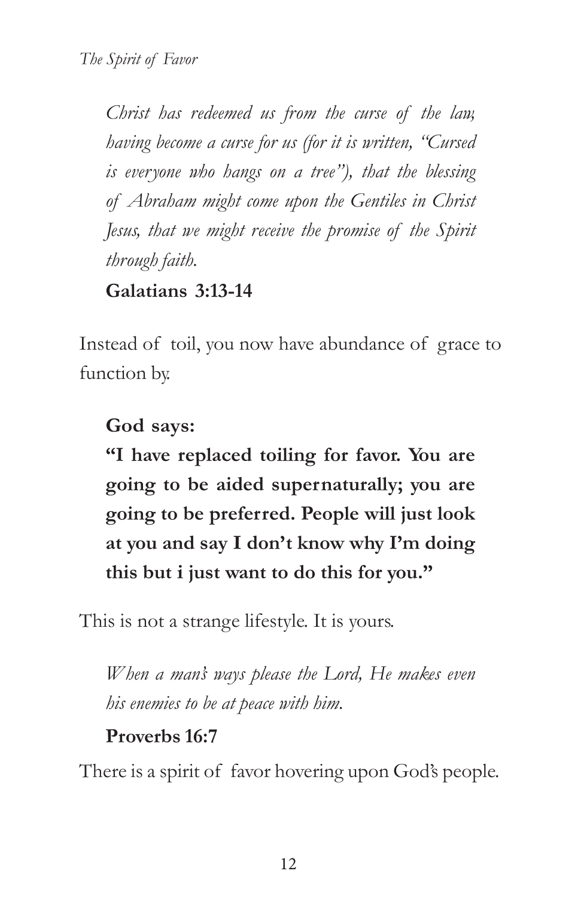*Christ has redeemed us from the curse of the law, having become a curse for us (for it is written, "Cursed is everyone who hangs on a tree"), that the blessing of Abraham might come upon the Gentiles in Christ Jesus, that we might receive the promise of the Spirit through faith.*

**Galatians 3:13-14**

Instead of toil, you now have abundance of grace to function by.

**God says:**

**"I have replaced toiling for favor. You are going to be aided supernaturally; you are going to be preferred. People will just look at you and say I don't know why I'm doing this but i just want to do this for you."**

This is not a strange lifestyle. It is yours.

*When a man's ways please the Lord, He makes even his enemies to be at peace with him.*

**Proverbs 16:7**

There is a spirit of favor hovering upon God's people.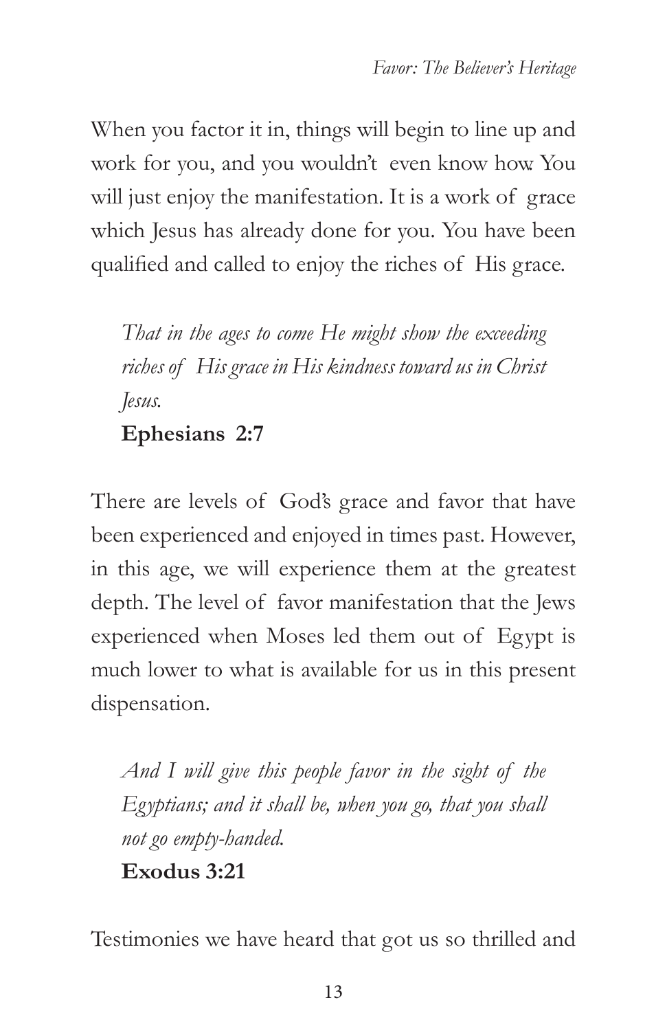When you factor it in, things will begin to line up and work for you, and you wouldn't even know how. You will just enjoy the manifestation. It is a work of grace which Jesus has already done for you. You have been qualified and called to enjoy the riches of His grace.

> *That in the ages to come He might show the exceeding riches of His grace in His kindness toward us in Christ Jesus.*
> **Ephesians 2:7**

There are levels of God's grace and favor that have been experienced and enjoyed in times past. However, in this age, we will experience them at the greatest depth. The level of favor manifestation that the Jews experienced when Moses led them out of Egypt is much lower to what is available for us in this present dispensation.

> *And I will give this people favor in the sight of the Egyptians; and it shall be, when you go, that you shall not go empty-handed.*
> **Exodus 3:21**

Testimonies we have heard that got us so thrilled and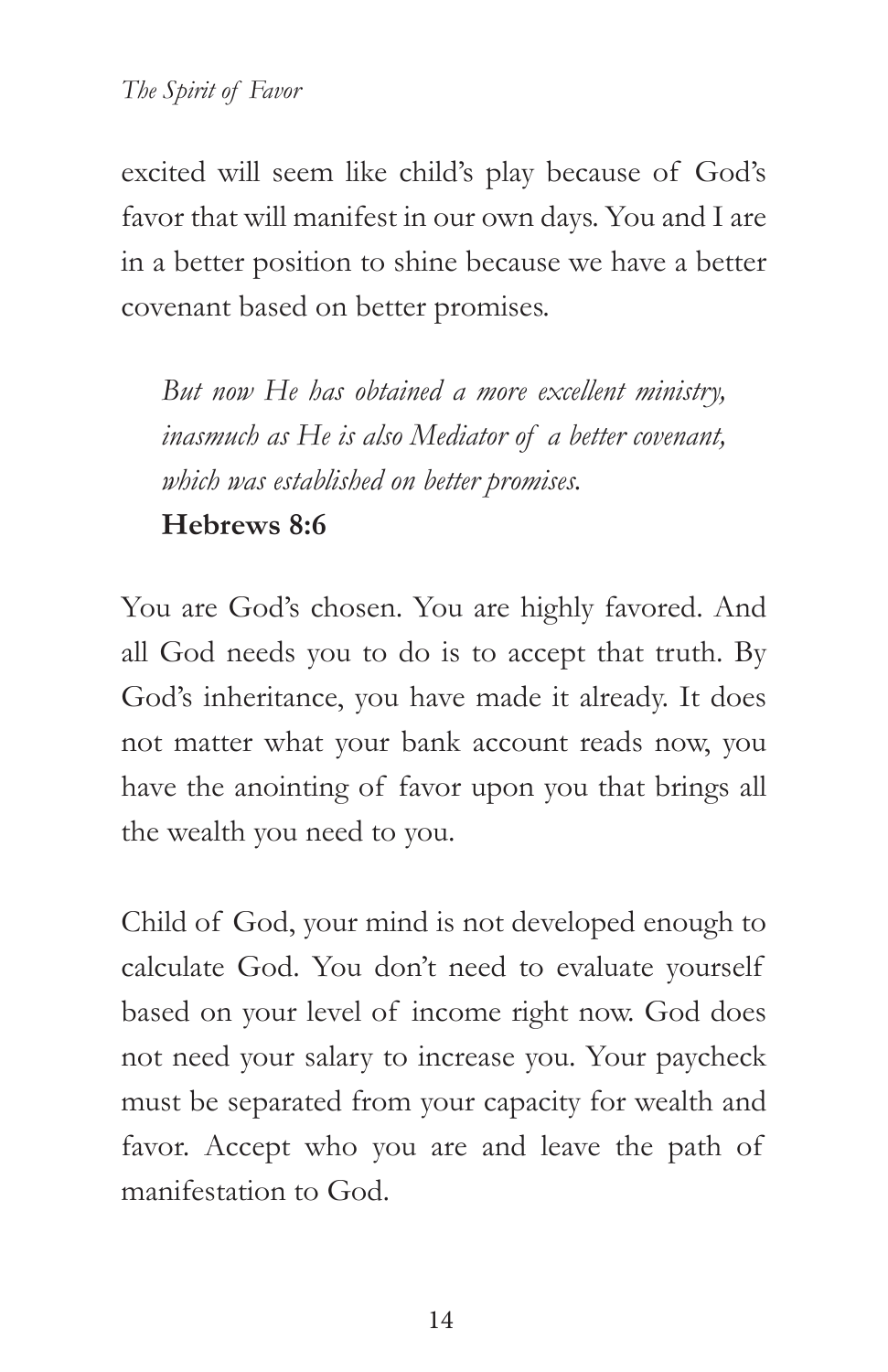excited will seem like child's play because of God's favor that will manifest in our own days. You and I are in a better position to shine because we have a better covenant based on better promises.

> *But now He has obtained a more excellent ministry, inasmuch as He is also Mediator of a better covenant, which was established on better promises.*
> **Hebrews 8:6**

You are God's chosen. You are highly favored. And all God needs you to do is to accept that truth. By God's inheritance, you have made it already. It does not matter what your bank account reads now, you have the anointing of favor upon you that brings all the wealth you need to you.

Child of God, your mind is not developed enough to calculate God. You don't need to evaluate yourself based on your level of income right now. God does not need your salary to increase you. Your paycheck must be separated from your capacity for wealth and favor. Accept who you are and leave the path of manifestation to God.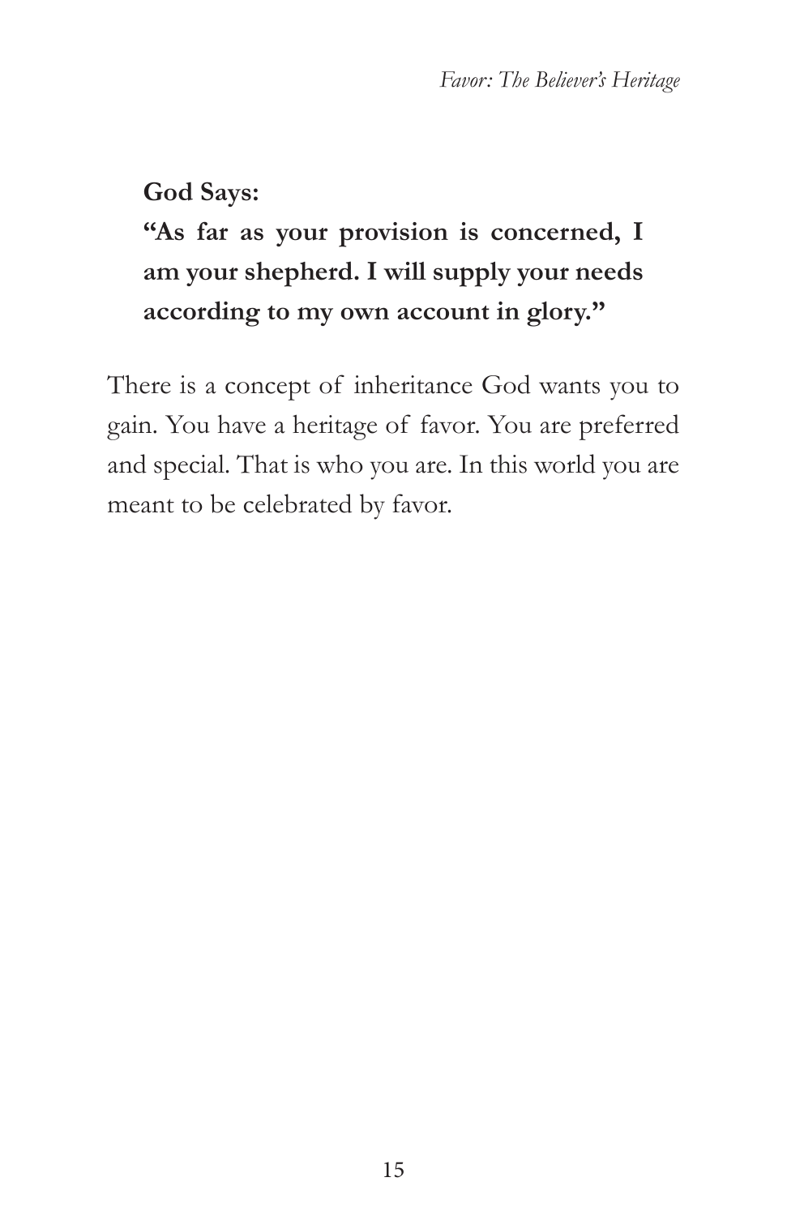**God Says:**

**"As far as your provision is concerned, I am your shepherd. I will supply your needs according to my own account in glory."**

There is a concept of inheritance God wants you to gain. You have a heritage of favor. You are preferred and special. That is who you are. In this world you are meant to be celebrated by favor.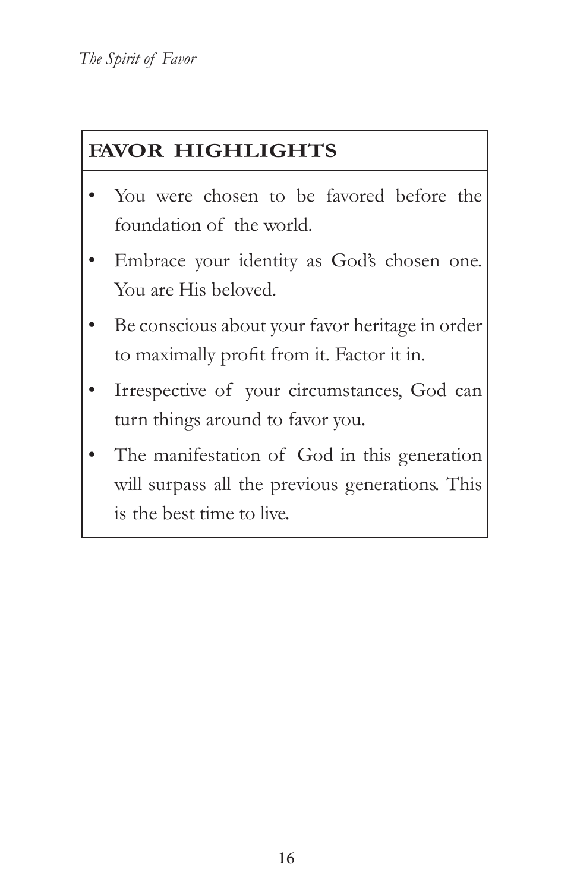## FAVOR HIGHLIGHTS

- You were chosen to be favored before the foundation of the world.
- Embrace your identity as God's chosen one. You are His beloved.
- Be conscious about your favor heritage in order to maximally profit from it. Factor it in.
- Irrespective of your circumstances, God can turn things around to favor you.
- The manifestation of God in this generation will surpass all the previous generations. This is the best time to live.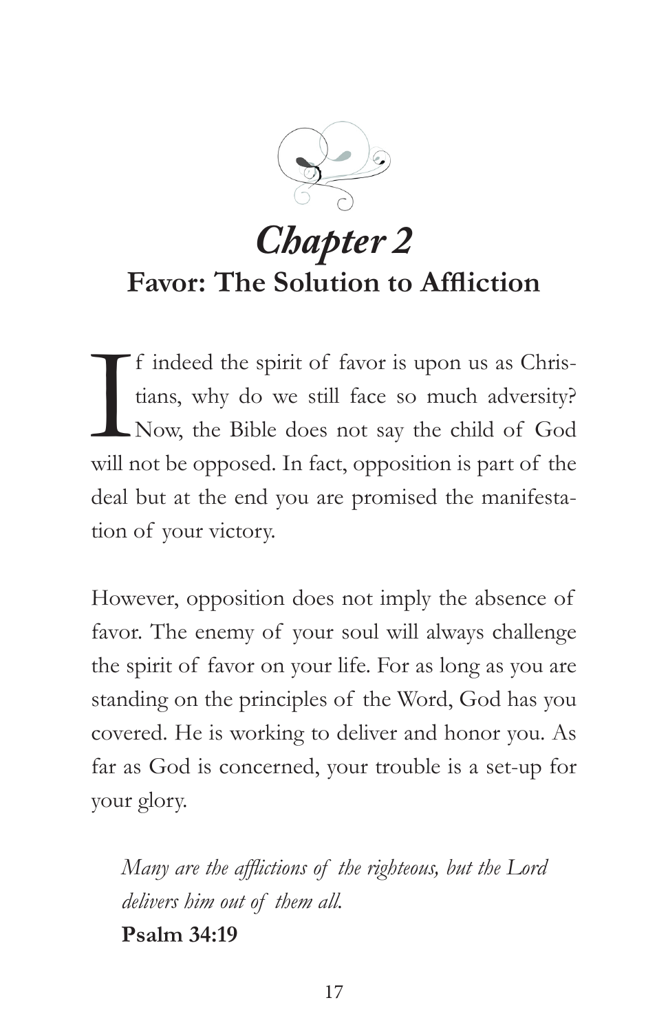# *Chapter 2*

## Favor: The Solution to Affliction

If indeed the spirit of favor is upon us as Christians, why do we still face so much adversity? Now, the Bible does not say the child of God will not be opposed. In fact, opposition is part of the deal but at the end you are promised the manifestation of your victory.

However, opposition does not imply the absence of favor. The enemy of your soul will always challenge the spirit of favor on your life. For as long as you are standing on the principles of the Word, God has you covered. He is working to deliver and honor you. As far as God is concerned, your trouble is a set-up for your glory.

> *Many are the afflictions of the righteous, but the Lord delivers him out of them all.*
> **Psalm 34:19**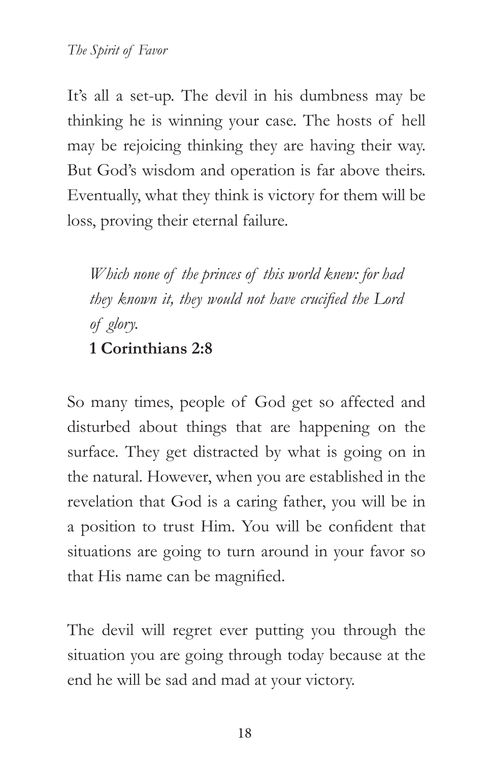It's all a set-up. The devil in his dumbness may be thinking he is winning your case. The hosts of hell may be rejoicing thinking they are having their way. But God's wisdom and operation is far above theirs. Eventually, what they think is victory for them will be loss, proving their eternal failure.

> *Which none of the princes of this world knew: for had they known it, they would not have crucified the Lord of glory.*
> **1 Corinthians 2:8**

So many times, people of God get so affected and disturbed about things that are happening on the surface. They get distracted by what is going on in the natural. However, when you are established in the revelation that God is a caring father, you will be in a position to trust Him. You will be confident that situations are going to turn around in your favor so that His name can be magnified.

The devil will regret ever putting you through the situation you are going through today because at the end he will be sad and mad at your victory.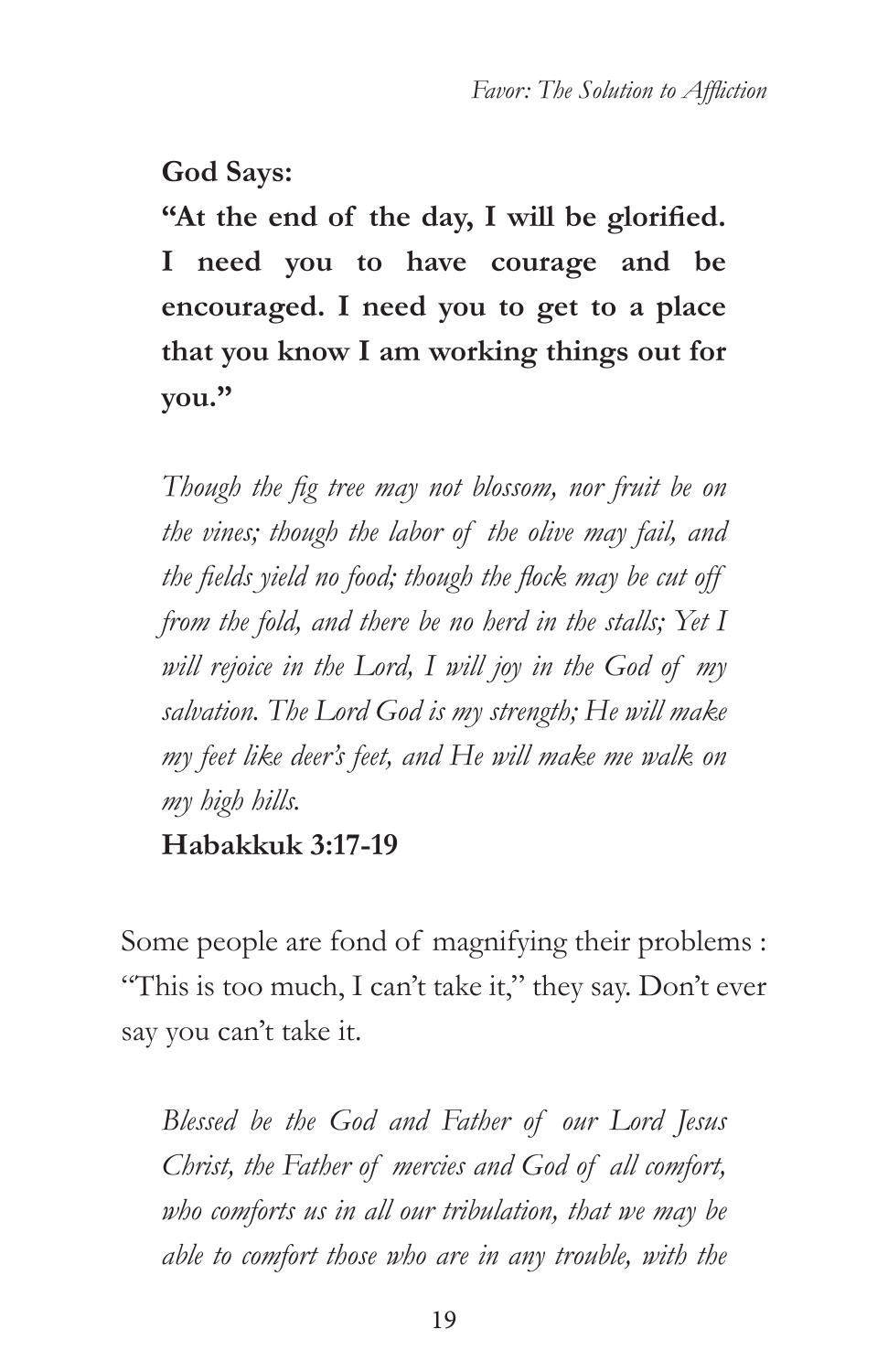**God Says:**

**"At the end of the day, I will be glorified. I need you to have courage and be encouraged. I need you to get to a place that you know I am working things out for you."**

*Though the fig tree may not blossom, nor fruit be on the vines; though the labor of the olive may fail, and the fields yield no food; though the flock may be cut off from the fold, and there be no herd in the stalls; Yet I will rejoice in the Lord, I will joy in the God of my salvation. The Lord God is my strength; He will make my feet like deer's feet, and He will make me walk on my high hills.*

**Habakkuk 3:17-19**

Some people are fond of magnifying their problems : "This is too much, I can't take it," they say. Don't ever say you can't take it.

*Blessed be the God and Father of our Lord Jesus Christ, the Father of mercies and God of all comfort, who comforts us in all our tribulation, that we may be able to comfort those who are in any trouble, with the*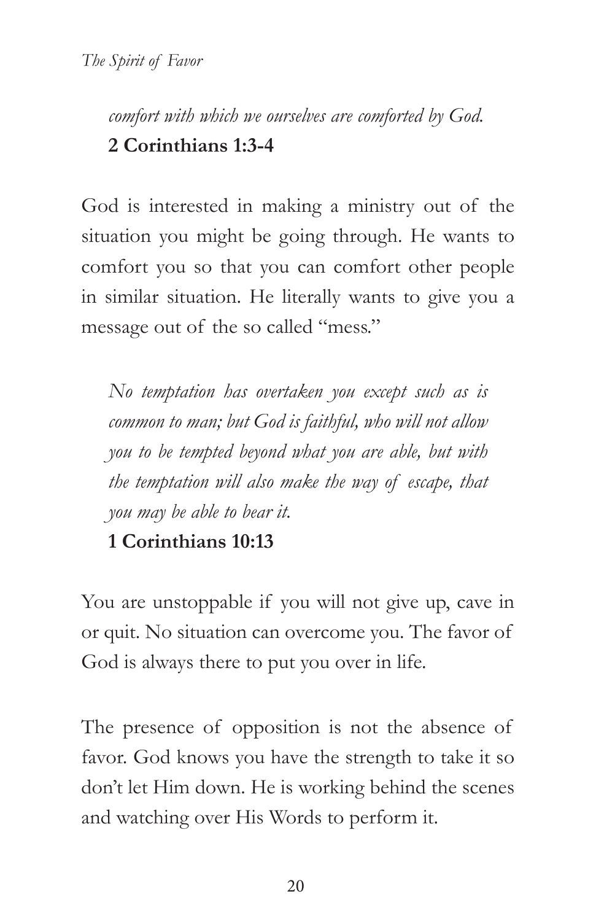*comfort with which we ourselves are comforted by God.*
**2 Corinthians 1:3-4**

God is interested in making a ministry out of the situation you might be going through. He wants to comfort you so that you can comfort other people in similar situation. He literally wants to give you a message out of the so called "mess."

*No temptation has overtaken you except such as is common to man; but God is faithful, who will not allow you to be tempted beyond what you are able, but with the temptation will also make the way of escape, that you may be able to bear it.*
**1 Corinthians 10:13**

You are unstoppable if you will not give up, cave in or quit. No situation can overcome you. The favor of God is always there to put you over in life.

The presence of opposition is not the absence of favor. God knows you have the strength to take it so don't let Him down. He is working behind the scenes and watching over His Words to perform it.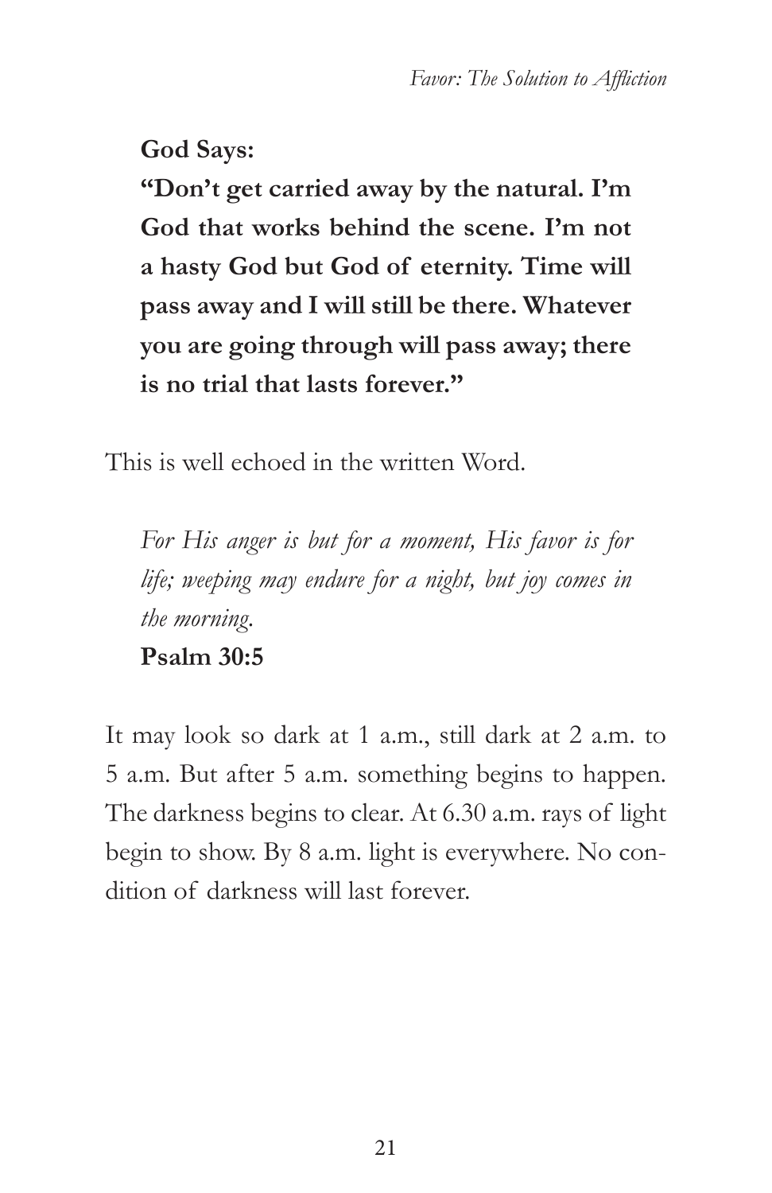**God Says:**

**"Don't get carried away by the natural. I'm God that works behind the scene. I'm not a hasty God but God of eternity. Time will pass away and I will still be there. Whatever you are going through will pass away; there is no trial that lasts forever."**

This is well echoed in the written Word.

> *For His anger is but for a moment, His favor is for life; weeping may endure for a night, but joy comes in the morning.*
> **Psalm 30:5**

It may look so dark at 1 a.m., still dark at 2 a.m. to 5 a.m. But after 5 a.m. something begins to happen. The darkness begins to clear. At 6.30 a.m. rays of light begin to show. By 8 a.m. light is everywhere. No condition of darkness will last forever.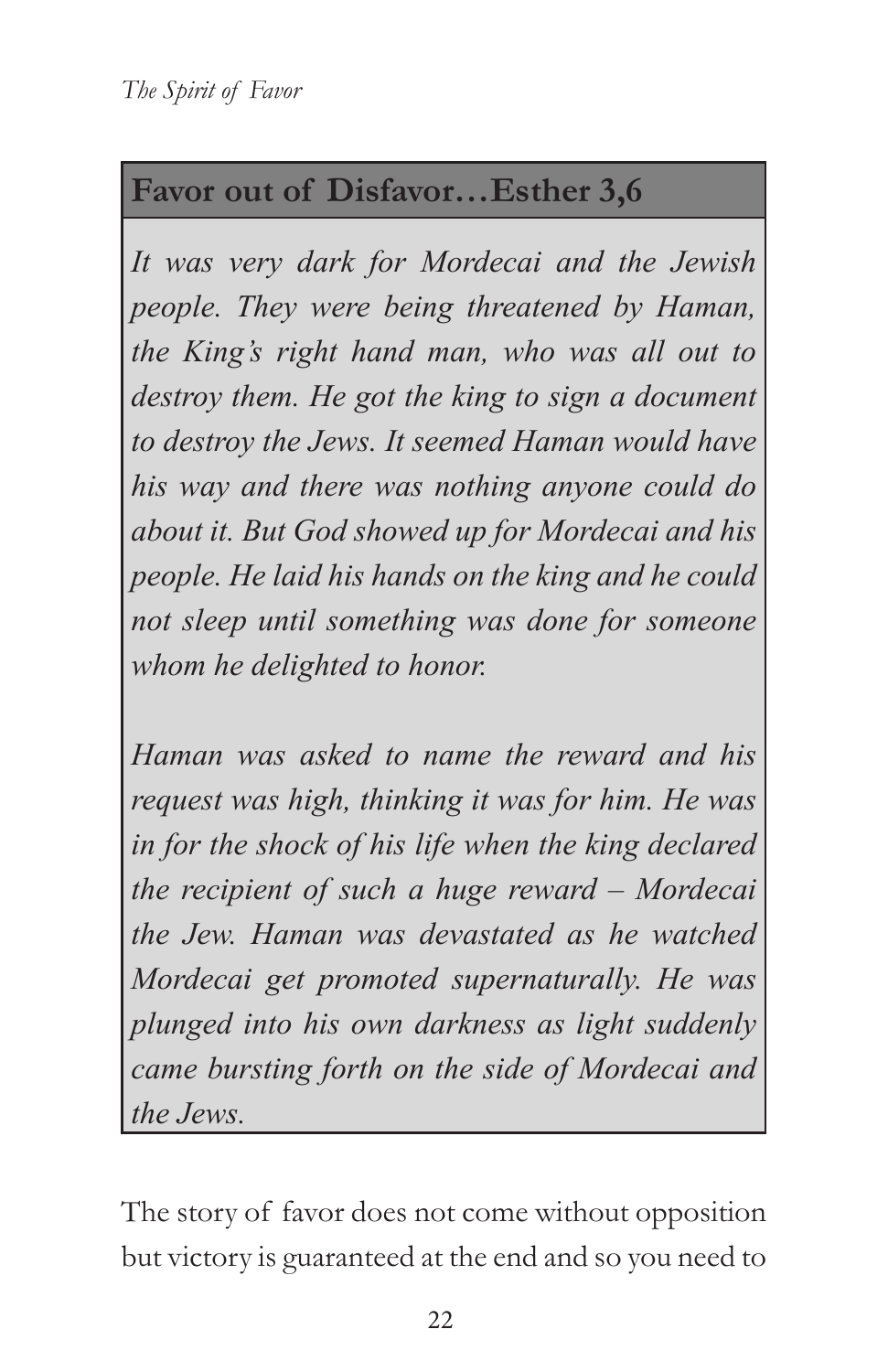## Favor out of Disfavor…Esther 3,6

*It was very dark for Mordecai and the Jewish people. They were being threatened by Haman, the King's right hand man, who was all out to destroy them. He got the king to sign a document to destroy the Jews. It seemed Haman would have his way and there was nothing anyone could do about it. But God showed up for Mordecai and his people. He laid his hands on the king and he could not sleep until something was done for someone whom he delighted to honor.*

*Haman was asked to name the reward and his request was high, thinking it was for him. He was in for the shock of his life when the king declared the recipient of such a huge reward – Mordecai the Jew. Haman was devastated as he watched Mordecai get promoted supernaturally. He was plunged into his own darkness as light suddenly came bursting forth on the side of Mordecai and the Jews.*

The story of favor does not come without opposition but victory is guaranteed at the end and so you need to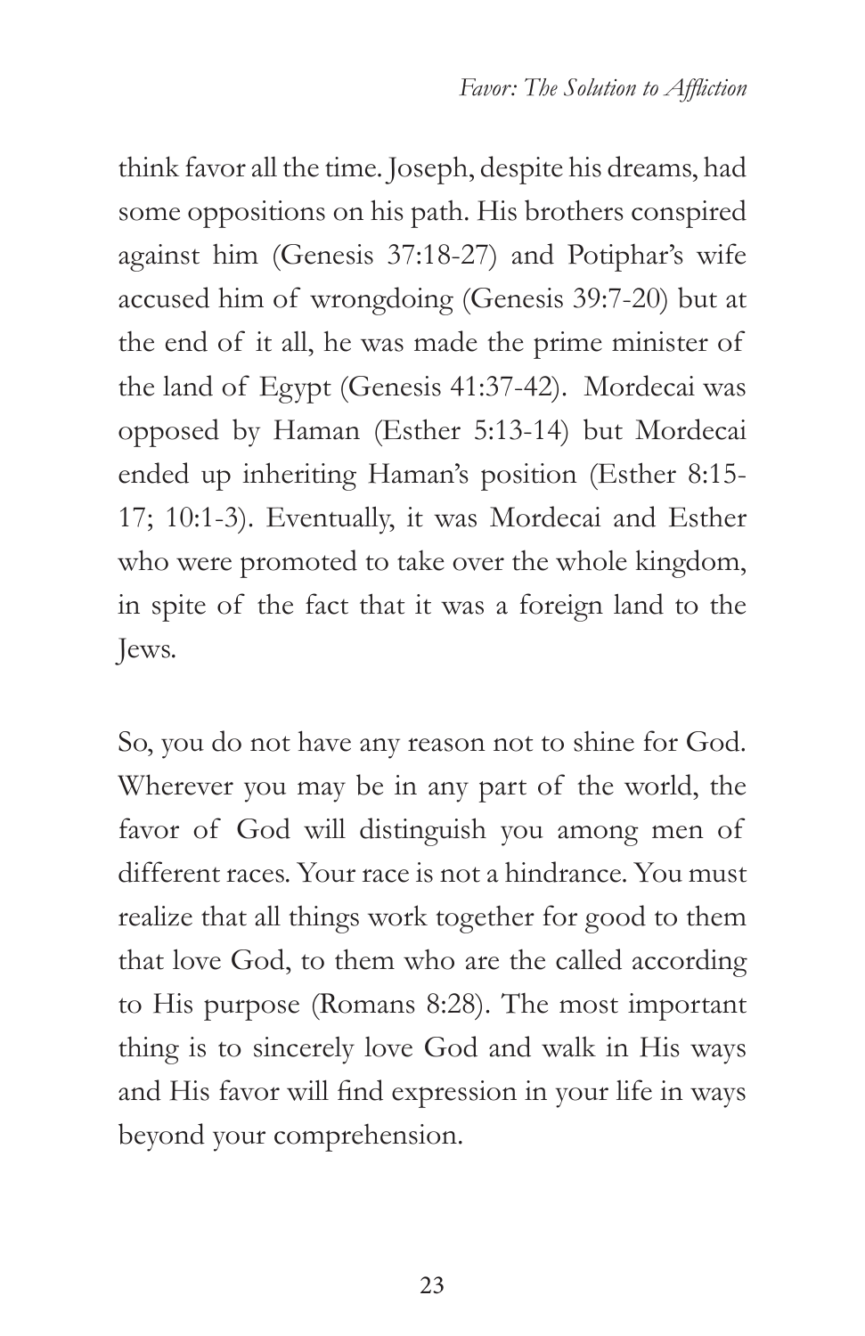think favor all the time. Joseph, despite his dreams, had some oppositions on his path. His brothers conspired against him (Genesis 37:18-27) and Potiphar's wife accused him of wrongdoing (Genesis 39:7-20) but at the end of it all, he was made the prime minister of the land of Egypt (Genesis 41:37-42). Mordecai was opposed by Haman (Esther 5:13-14) but Mordecai ended up inheriting Haman's position (Esther 8:15-17; 10:1-3). Eventually, it was Mordecai and Esther who were promoted to take over the whole kingdom, in spite of the fact that it was a foreign land to the Jews.

So, you do not have any reason not to shine for God. Wherever you may be in any part of the world, the favor of God will distinguish you among men of different races. Your race is not a hindrance. You must realize that all things work together for good to them that love God, to them who are the called according to His purpose (Romans 8:28). The most important thing is to sincerely love God and walk in His ways and His favor will find expression in your life in ways beyond your comprehension.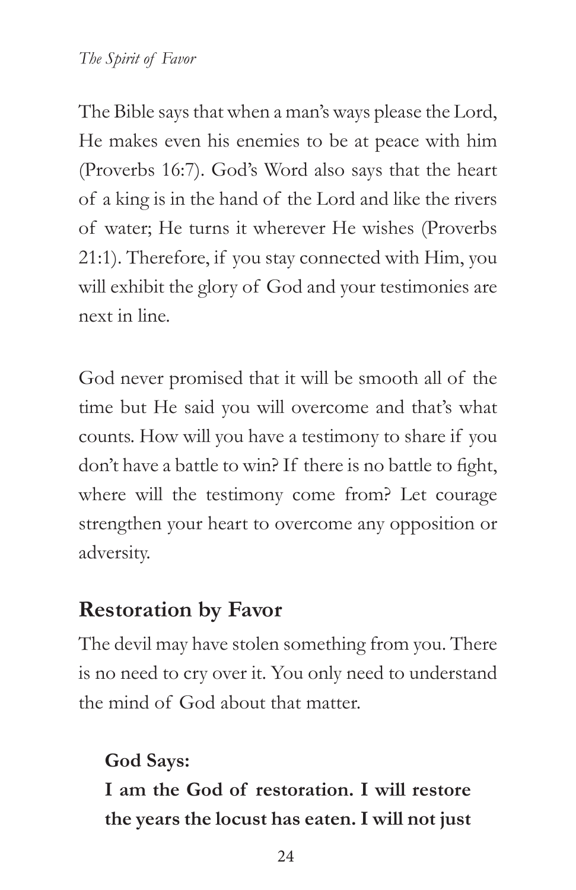The Bible says that when a man's ways please the Lord, He makes even his enemies to be at peace with him (Proverbs 16:7). God's Word also says that the heart of a king is in the hand of the Lord and like the rivers of water; He turns it wherever He wishes (Proverbs 21:1). Therefore, if you stay connected with Him, you will exhibit the glory of God and your testimonies are next in line.

God never promised that it will be smooth all of the time but He said you will overcome and that's what counts. How will you have a testimony to share if you don't have a battle to win? If there is no battle to fight, where will the testimony come from? Let courage strengthen your heart to overcome any opposition or adversity.

## Restoration by Favor

The devil may have stolen something from you. There is no need to cry over it. You only need to understand the mind of God about that matter.

> **God Says:**
> **I am the God of restoration. I will restore the years the locust has eaten. I will not just**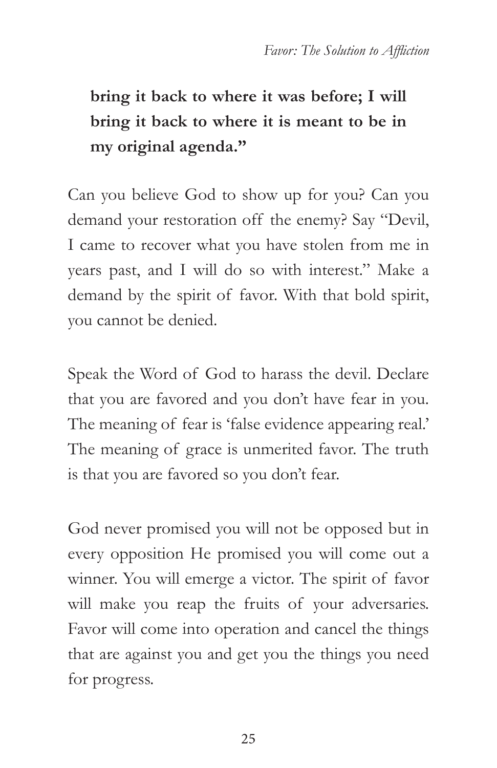**bring it back to where it was before; I will bring it back to where it is meant to be in my original agenda."**

Can you believe God to show up for you? Can you demand your restoration off the enemy? Say "Devil, I came to recover what you have stolen from me in years past, and I will do so with interest." Make a demand by the spirit of favor. With that bold spirit, you cannot be denied.

Speak the Word of God to harass the devil. Declare that you are favored and you don't have fear in you. The meaning of fear is 'false evidence appearing real.' The meaning of grace is unmerited favor. The truth is that you are favored so you don't fear.

God never promised you will not be opposed but in every opposition He promised you will come out a winner. You will emerge a victor. The spirit of favor will make you reap the fruits of your adversaries. Favor will come into operation and cancel the things that are against you and get you the things you need for progress.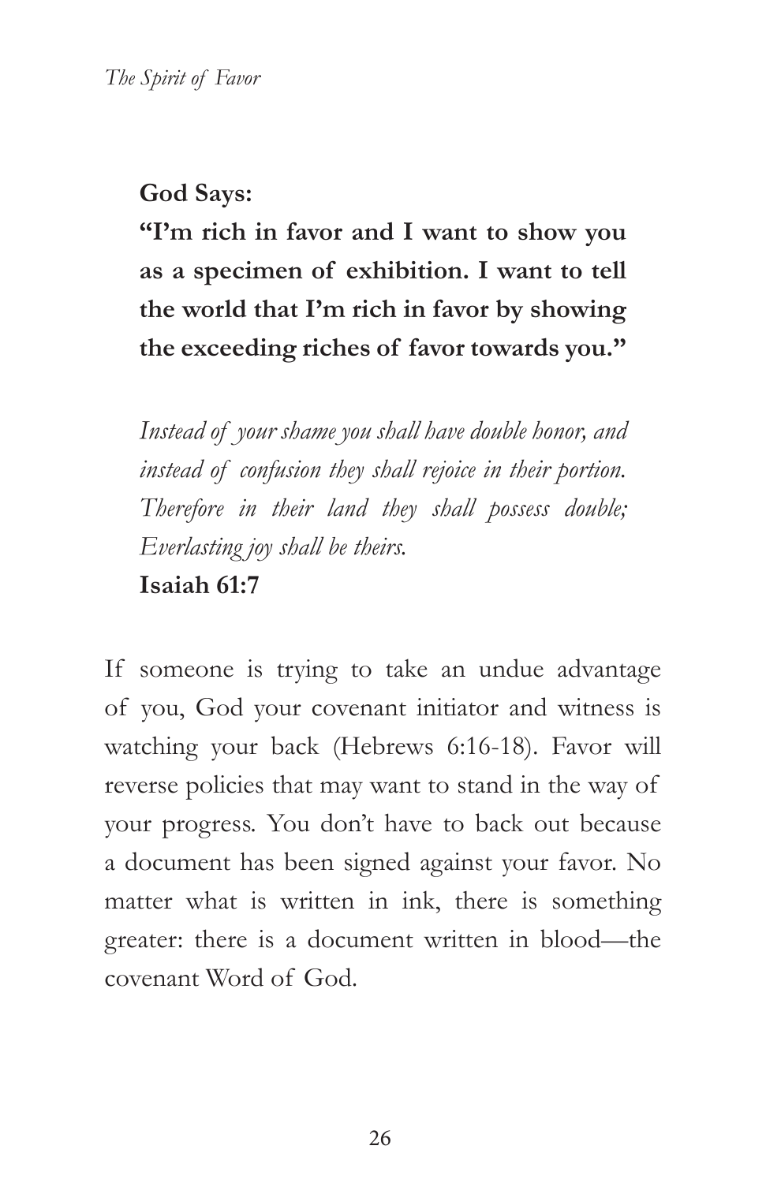**God Says:**

**"I'm rich in favor and I want to show you as a specimen of exhibition. I want to tell the world that I'm rich in favor by showing the exceeding riches of favor towards you."**

*Instead of your shame you shall have double honor, and instead of confusion they shall rejoice in their portion. Therefore in their land they shall possess double; Everlasting joy shall be theirs.*

**Isaiah 61:7**

If someone is trying to take an undue advantage of you, God your covenant initiator and witness is watching your back (Hebrews 6:16-18). Favor will reverse policies that may want to stand in the way of your progress. You don't have to back out because a document has been signed against your favor. No matter what is written in ink, there is something greater: there is a document written in blood—the covenant Word of God.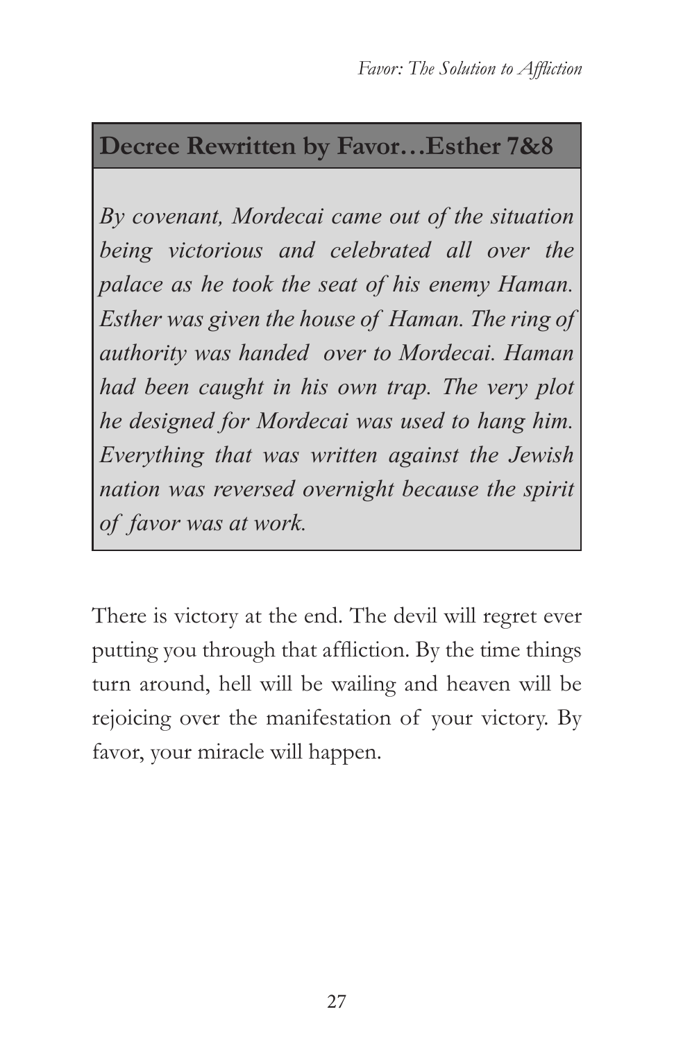**Decree Rewritten by Favor…Esther 7&8**

*By covenant, Mordecai came out of the situation being victorious and celebrated all over the palace as he took the seat of his enemy Haman. Esther was given the house of Haman. The ring of authority was handed over to Mordecai. Haman had been caught in his own trap. The very plot he designed for Mordecai was used to hang him. Everything that was written against the Jewish nation was reversed overnight because the spirit of favor was at work.*

There is victory at the end. The devil will regret ever putting you through that affliction. By the time things turn around, hell will be wailing and heaven will be rejoicing over the manifestation of your victory. By favor, your miracle will happen.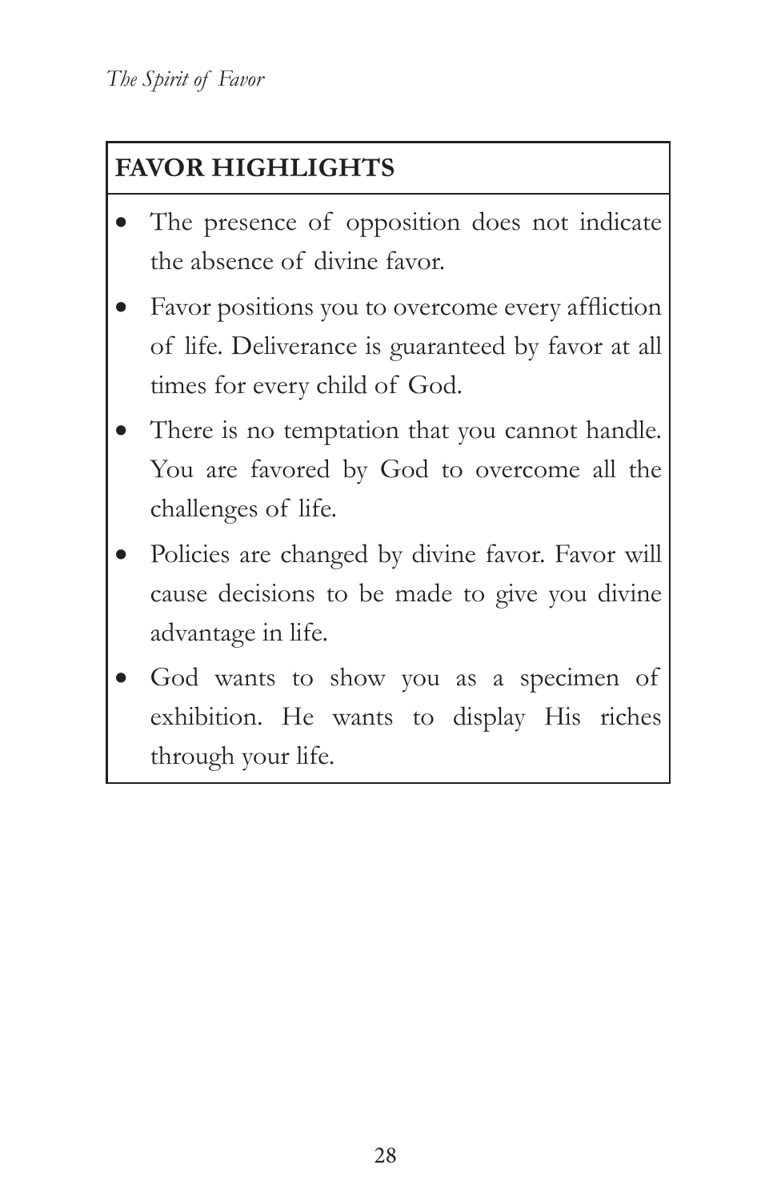**FAVOR HIGHLIGHTS**

- The presence of opposition does not indicate the absence of divine favor.
- Favor positions you to overcome every affliction of life. Deliverance is guaranteed by favor at all times for every child of God.
- There is no temptation that you cannot handle. You are favored by God to overcome all the challenges of life.
- Policies are changed by divine favor. Favor will cause decisions to be made to give you divine advantage in life.
- God wants to show you as a specimen of exhibition. He wants to display His riches through your life.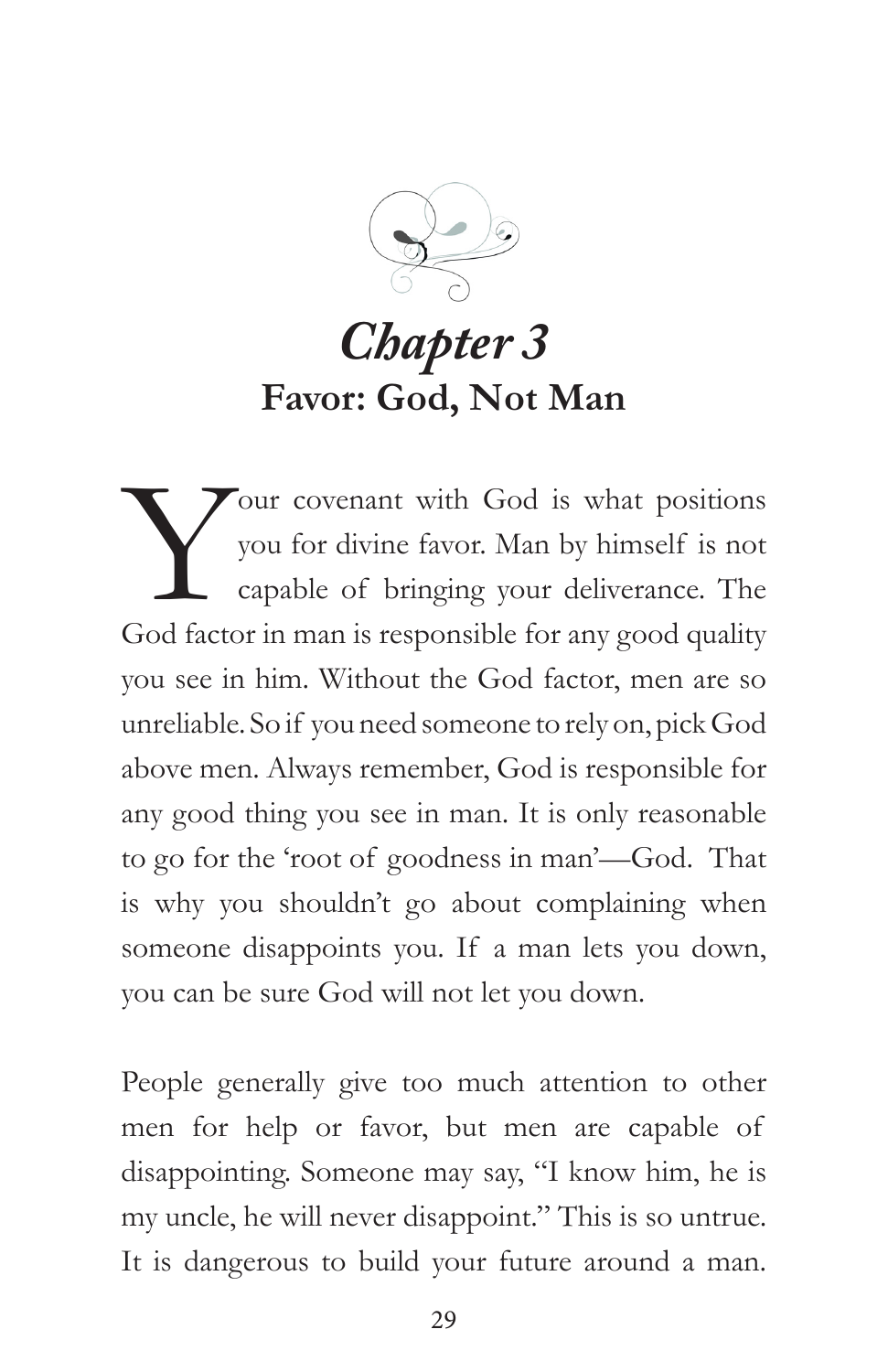# *Chapter 3*

## Favor: God, Not Man

Your covenant with God is what positions you for divine favor. Man by himself is not capable of bringing your deliverance. The God factor in man is responsible for any good quality you see in him. Without the God factor, men are so unreliable. So if you need someone to rely on, pick God above men. Always remember, God is responsible for any good thing you see in man. It is only reasonable to go for the 'root of goodness in man'—God. That is why you shouldn't go about complaining when someone disappoints you. If a man lets you down, you can be sure God will not let you down.

People generally give too much attention to other men for help or favor, but men are capable of disappointing. Someone may say, "I know him, he is my uncle, he will never disappoint." This is so untrue. It is dangerous to build your future around a man.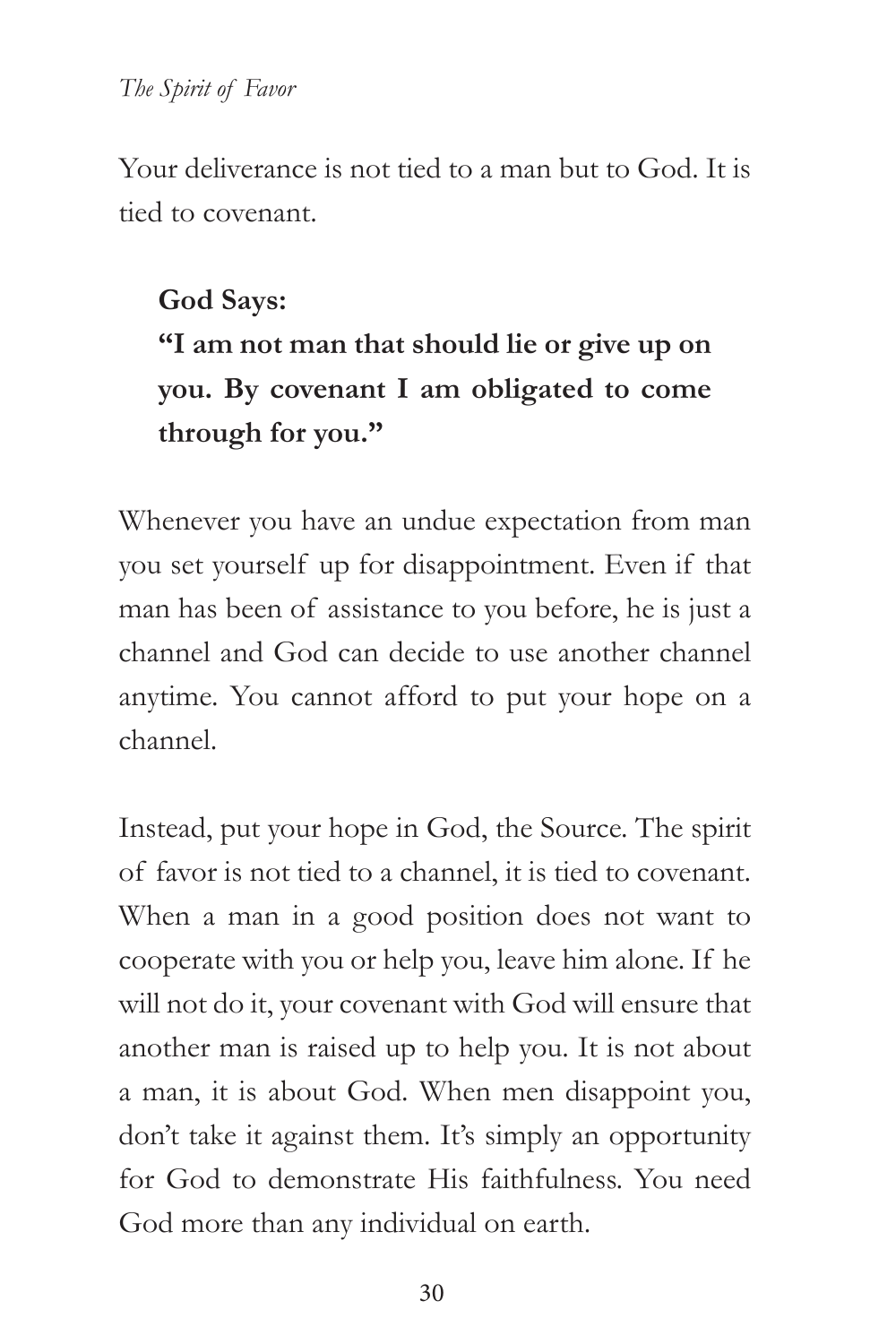Your deliverance is not tied to a man but to God. It is tied to covenant.

> **God Says:**
> **"I am not man that should lie or give up on you. By covenant I am obligated to come through for you."**

Whenever you have an undue expectation from man you set yourself up for disappointment. Even if that man has been of assistance to you before, he is just a channel and God can decide to use another channel anytime. You cannot afford to put your hope on a channel.

Instead, put your hope in God, the Source. The spirit of favor is not tied to a channel, it is tied to covenant. When a man in a good position does not want to cooperate with you or help you, leave him alone. If he will not do it, your covenant with God will ensure that another man is raised up to help you. It is not about a man, it is about God. When men disappoint you, don't take it against them. It's simply an opportunity for God to demonstrate His faithfulness. You need God more than any individual on earth.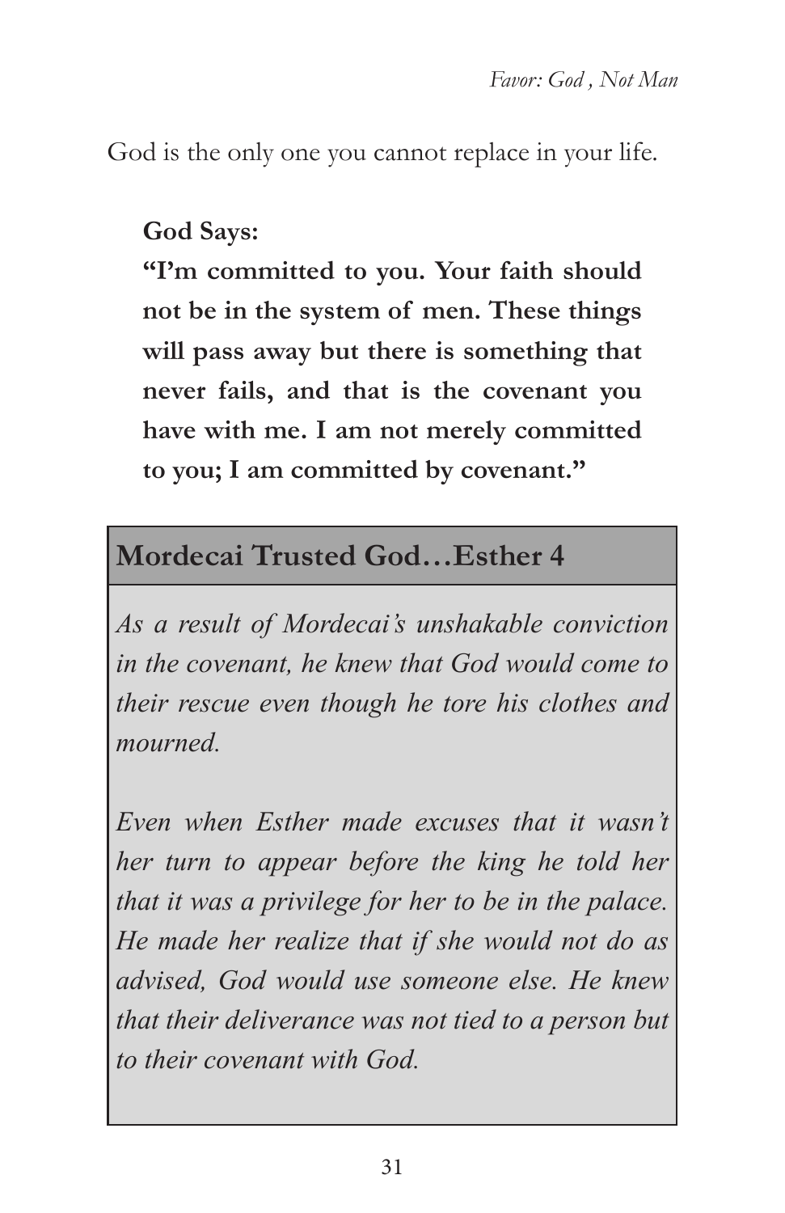God is the only one you cannot replace in your life.

**God Says:**

**"I'm committed to you. Your faith should not be in the system of men. These things will pass away but there is something that never fails, and that is the covenant you have with me. I am not merely committed to you; I am committed by covenant."**

## Mordecai Trusted God…Esther 4

*As a result of Mordecai's unshakable conviction in the covenant, he knew that God would come to their rescue even though he tore his clothes and mourned.*

*Even when Esther made excuses that it wasn't her turn to appear before the king he told her that it was a privilege for her to be in the palace. He made her realize that if she would not do as advised, God would use someone else. He knew that their deliverance was not tied to a person but to their covenant with God.*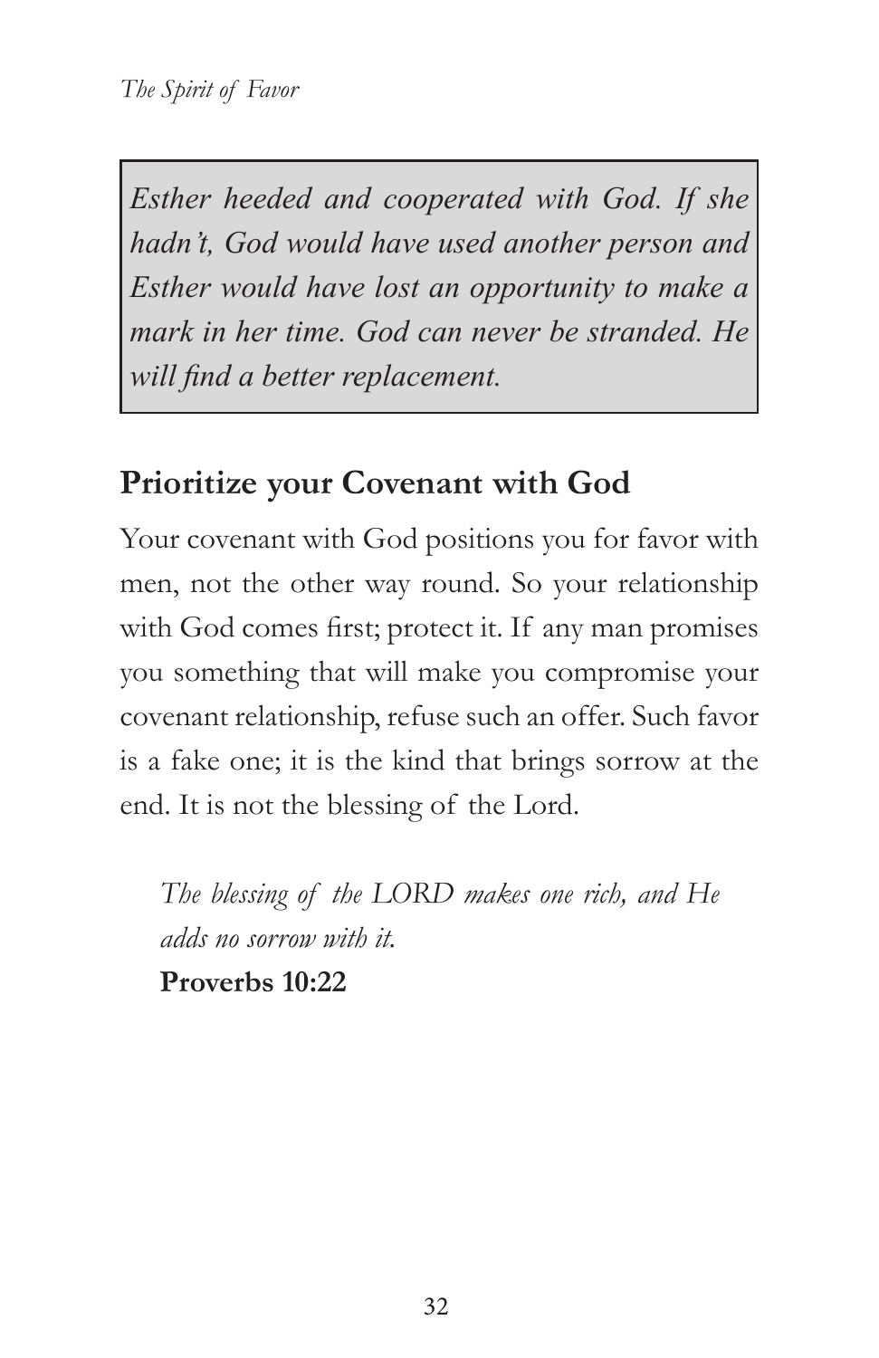*Esther heeded and cooperated with God. If she hadn't, God would have used another person and Esther would have lost an opportunity to make a mark in her time. God can never be stranded. He will find a better replacement.*

## Prioritize your Covenant with God

Your covenant with God positions you for favor with men, not the other way round. So your relationship with God comes first; protect it. If any man promises you something that will make you compromise your covenant relationship, refuse such an offer. Such favor is a fake one; it is the kind that brings sorrow at the end. It is not the blessing of the Lord.

> *The blessing of the LORD makes one rich, and He adds no sorrow with it.*
> **Proverbs 10:22**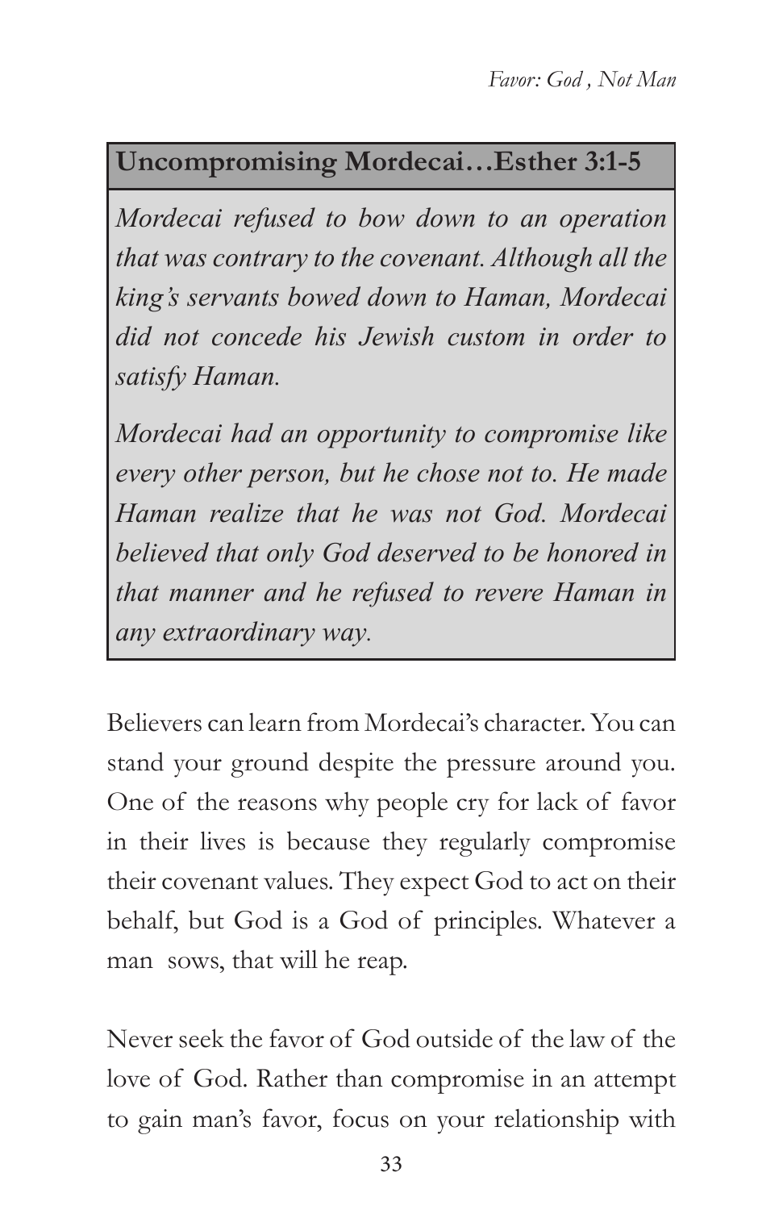**Uncompromising Mordecai…Esther 3:1-5**

*Mordecai refused to bow down to an operation that was contrary to the covenant. Although all the king's servants bowed down to Haman, Mordecai did not concede his Jewish custom in order to satisfy Haman.*

*Mordecai had an opportunity to compromise like every other person, but he chose not to. He made Haman realize that he was not God. Mordecai believed that only God deserved to be honored in that manner and he refused to revere Haman in any extraordinary way.*

Believers can learn from Mordecai's character. You can stand your ground despite the pressure around you. One of the reasons why people cry for lack of favor in their lives is because they regularly compromise their covenant values. They expect God to act on their behalf, but God is a God of principles. Whatever a man sows, that will he reap.

Never seek the favor of God outside of the law of the love of God. Rather than compromise in an attempt to gain man's favor, focus on your relationship with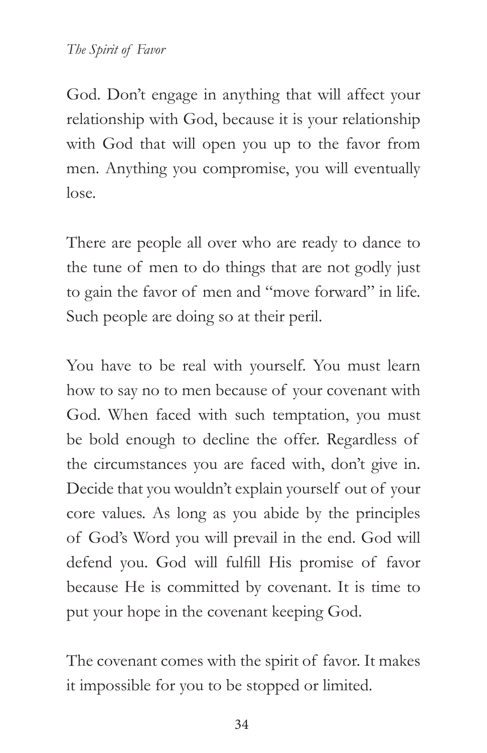God. Don't engage in anything that will affect your relationship with God, because it is your relationship with God that will open you up to the favor from men. Anything you compromise, you will eventually lose.

There are people all over who are ready to dance to the tune of men to do things that are not godly just to gain the favor of men and "move forward" in life. Such people are doing so at their peril.

You have to be real with yourself. You must learn how to say no to men because of your covenant with God. When faced with such temptation, you must be bold enough to decline the offer. Regardless of the circumstances you are faced with, don't give in. Decide that you wouldn't explain yourself out of your core values. As long as you abide by the principles of God's Word you will prevail in the end. God will defend you. God will fulfill His promise of favor because He is committed by covenant. It is time to put your hope in the covenant keeping God.

The covenant comes with the spirit of favor. It makes it impossible for you to be stopped or limited.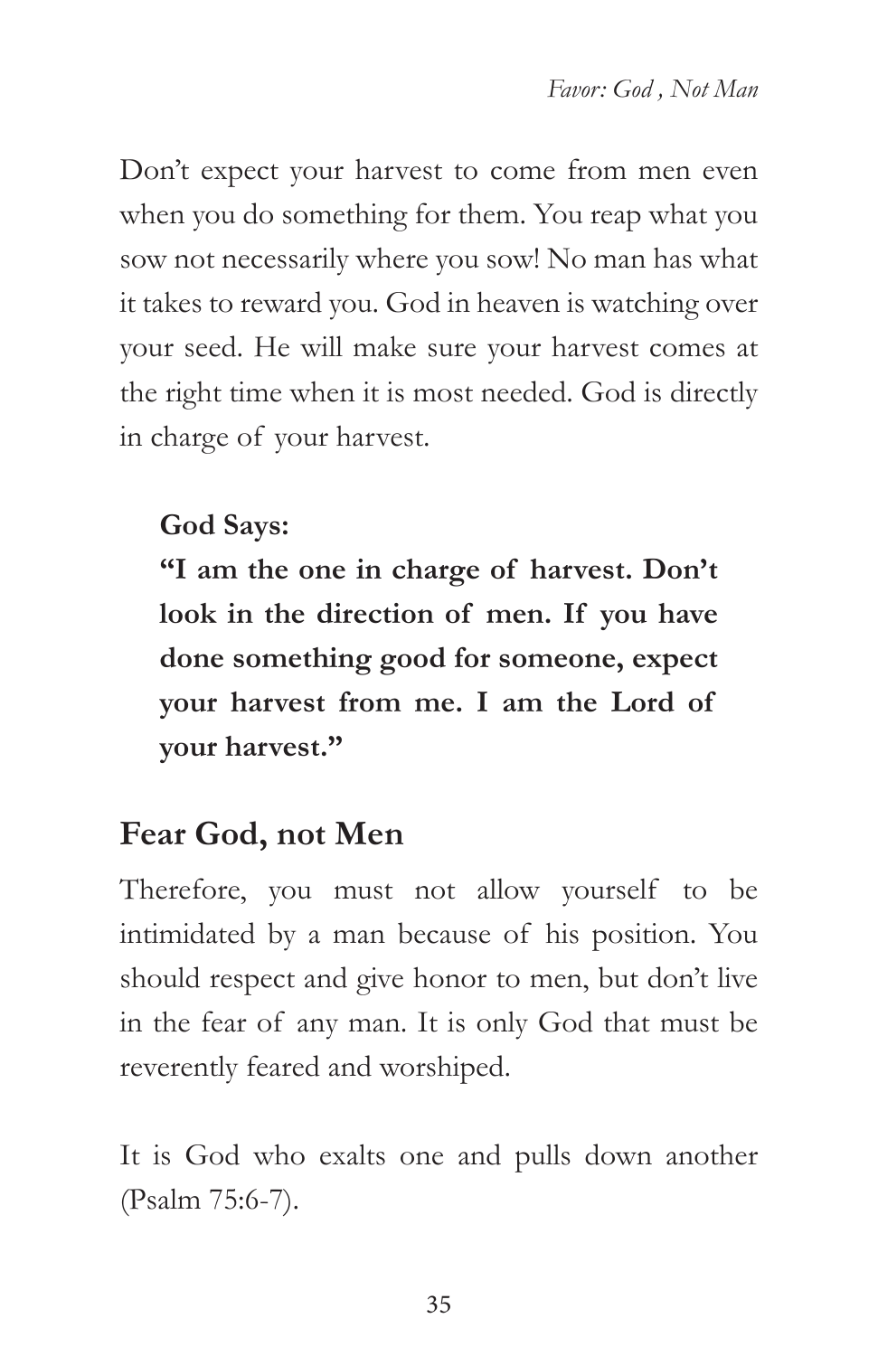Don't expect your harvest to come from men even when you do something for them. You reap what you sow not necessarily where you sow! No man has what it takes to reward you. God in heaven is watching over your seed. He will make sure your harvest comes at the right time when it is most needed. God is directly in charge of your harvest.

> **God Says:**
> **"I am the one in charge of harvest. Don't look in the direction of men. If you have done something good for someone, expect your harvest from me. I am the Lord of your harvest."**

## Fear God, not Men

Therefore, you must not allow yourself to be intimidated by a man because of his position. You should respect and give honor to men, but don't live in the fear of any man. It is only God that must be reverently feared and worshiped.

It is God who exalts one and pulls down another (Psalm 75:6-7).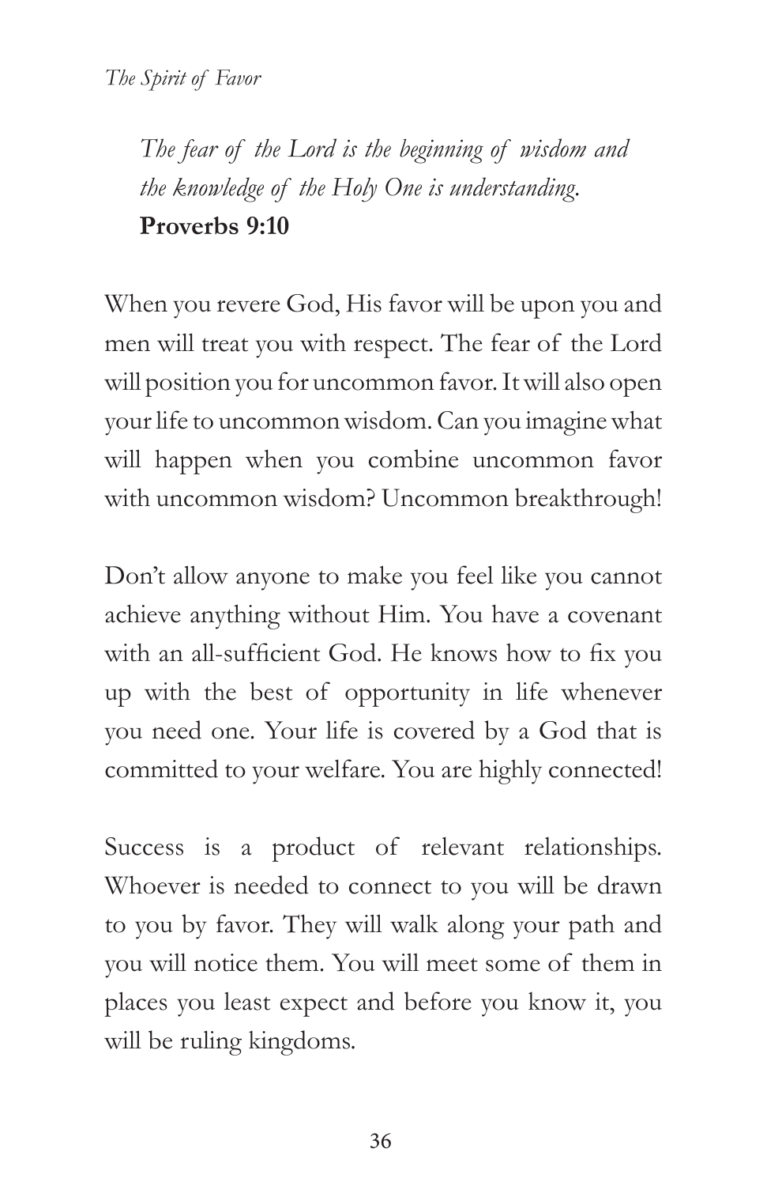*The fear of the Lord is the beginning of wisdom and the knowledge of the Holy One is understanding.*
**Proverbs 9:10**

When you revere God, His favor will be upon you and men will treat you with respect. The fear of the Lord will position you for uncommon favor. It will also open your life to uncommon wisdom. Can you imagine what will happen when you combine uncommon favor with uncommon wisdom? Uncommon breakthrough!

Don't allow anyone to make you feel like you cannot achieve anything without Him. You have a covenant with an all-sufficient God. He knows how to fix you up with the best of opportunity in life whenever you need one. Your life is covered by a God that is committed to your welfare. You are highly connected!

Success is a product of relevant relationships. Whoever is needed to connect to you will be drawn to you by favor. They will walk along your path and you will notice them. You will meet some of them in places you least expect and before you know it, you will be ruling kingdoms.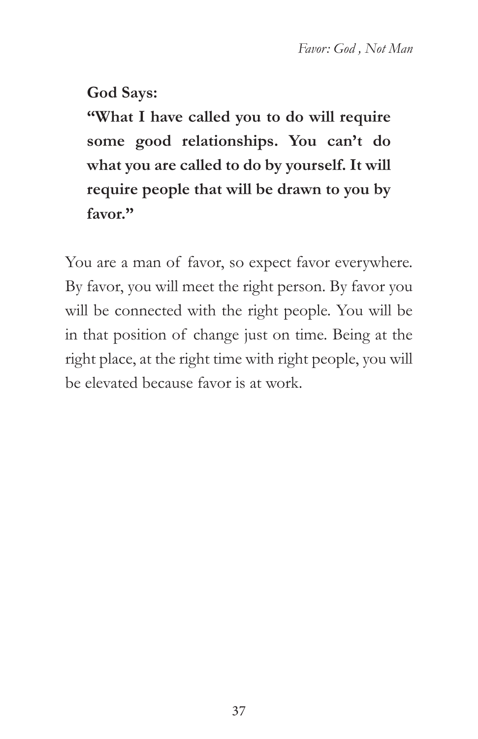**God Says:**

**"What I have called you to do will require some good relationships. You can't do what you are called to do by yourself. It will require people that will be drawn to you by favor."**

You are a man of favor, so expect favor everywhere. By favor, you will meet the right person. By favor you will be connected with the right people. You will be in that position of change just on time. Being at the right place, at the right time with right people, you will be elevated because favor is at work.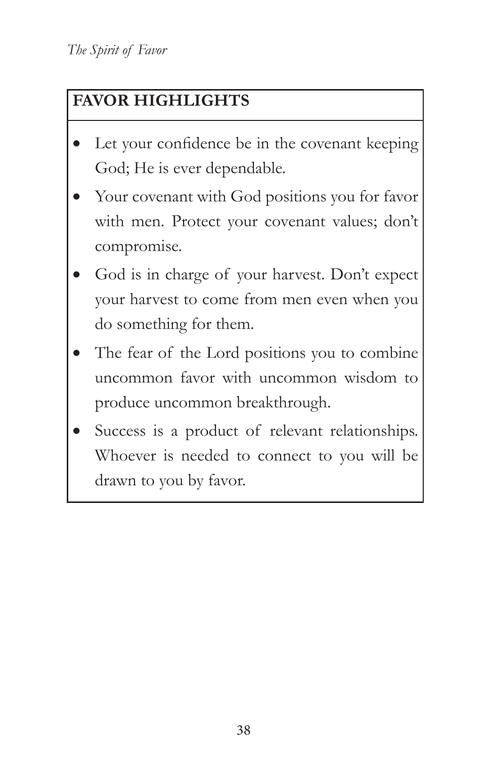**FAVOR HIGHLIGHTS**

- Let your confidence be in the covenant keeping God; He is ever dependable.
- Your covenant with God positions you for favor with men. Protect your covenant values; don't compromise.
- God is in charge of your harvest. Don't expect your harvest to come from men even when you do something for them.
- The fear of the Lord positions you to combine uncommon favor with uncommon wisdom to produce uncommon breakthrough.
- Success is a product of relevant relationships. Whoever is needed to connect to you will be drawn to you by favor.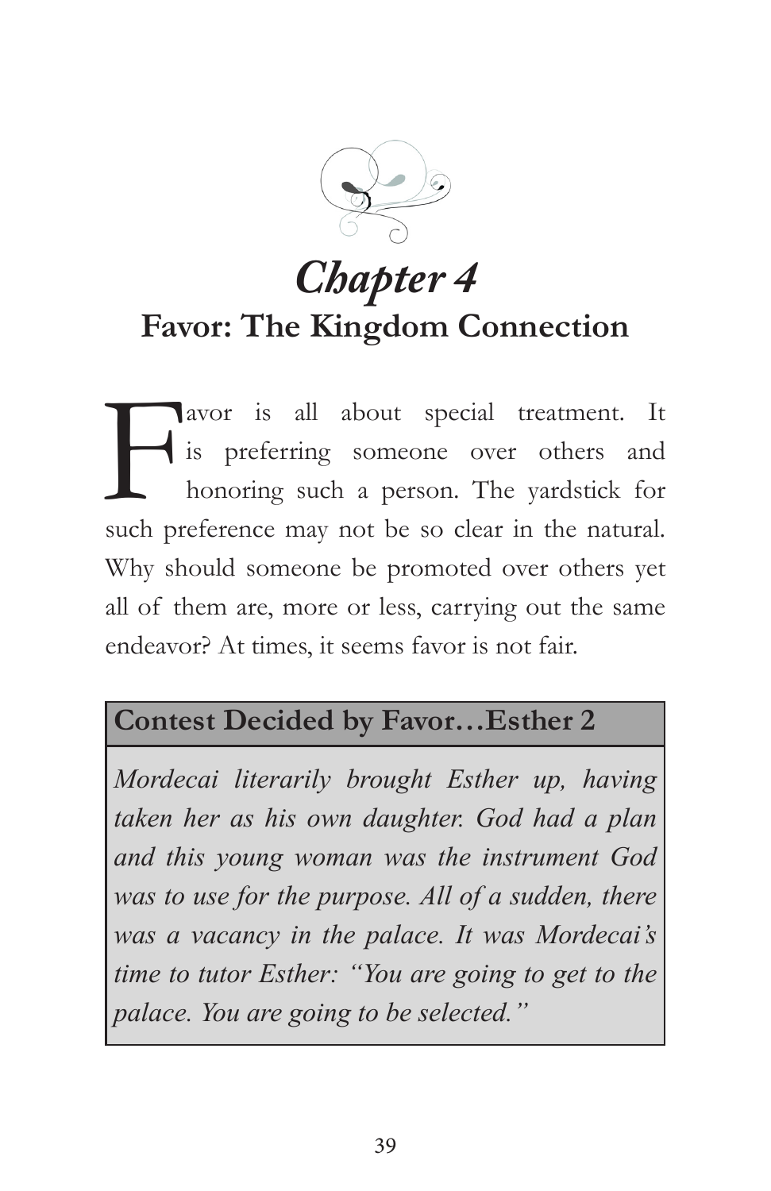# *Chapter 4*

## Favor: The Kingdom Connection

Favor is all about special treatment. It is preferring someone over others and honoring such a person. The yardstick for such preference may not be so clear in the natural. Why should someone be promoted over others yet all of them are, more or less, carrying out the same endeavor? At times, it seems favor is not fair.

### Contest Decided by Favor…Esther 2

*Mordecai literarily brought Esther up, having taken her as his own daughter. God had a plan and this young woman was the instrument God was to use for the purpose. All of a sudden, there was a vacancy in the palace. It was Mordecai's time to tutor Esther: "You are going to get to the palace. You are going to be selected."*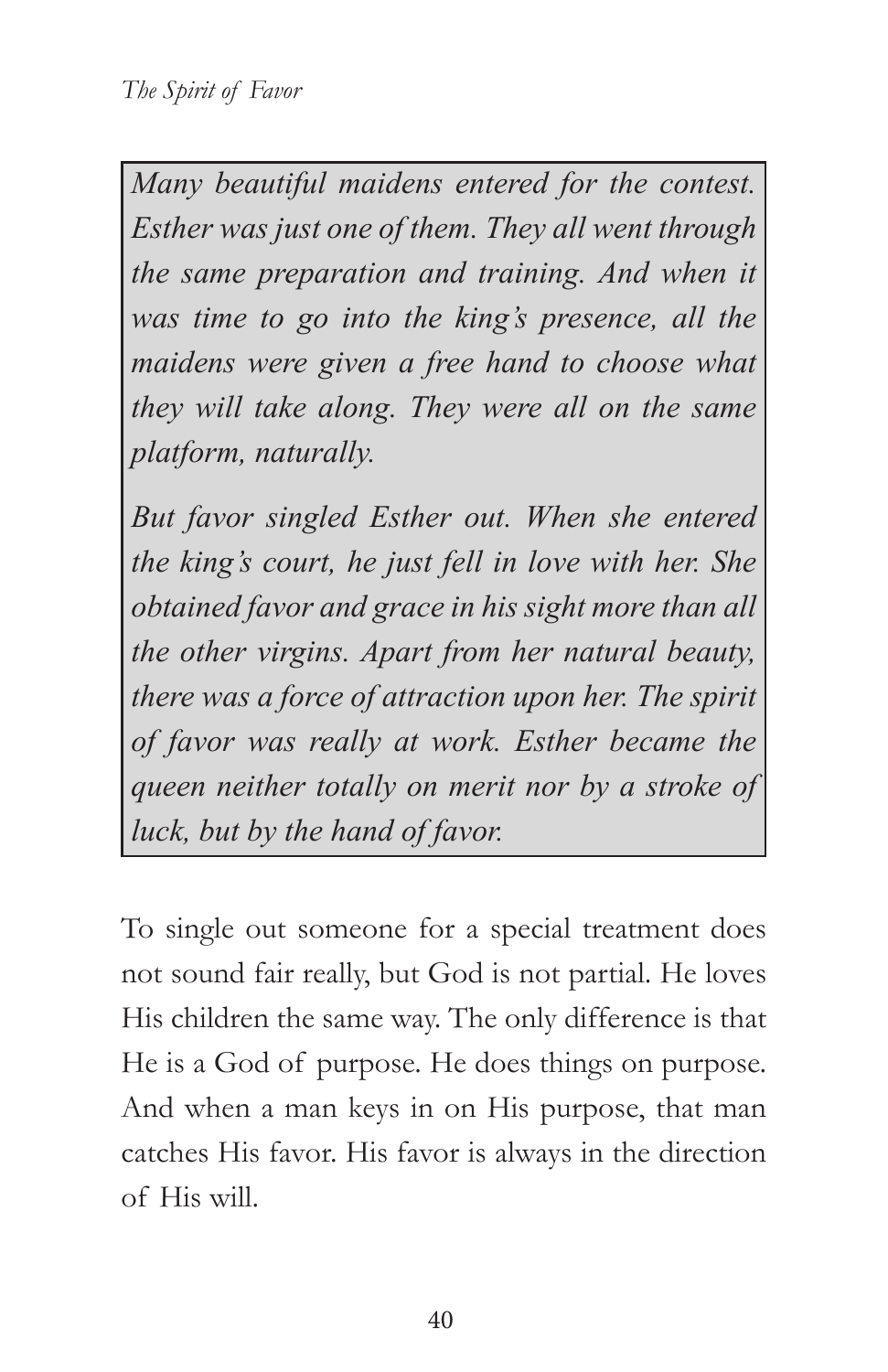*Many beautiful maidens entered for the contest. Esther was just one of them. They all went through the same preparation and training. And when it was time to go into the king's presence, all the maidens were given a free hand to choose what they will take along. They were all on the same platform, naturally.*

*But favor singled Esther out. When she entered the king's court, he just fell in love with her. She obtained favor and grace in his sight more than all the other virgins. Apart from her natural beauty, there was a force of attraction upon her. The spirit of favor was really at work. Esther became the queen neither totally on merit nor by a stroke of luck, but by the hand of favor.*

To single out someone for a special treatment does not sound fair really, but God is not partial. He loves His children the same way. The only difference is that He is a God of purpose. He does things on purpose. And when a man keys in on His purpose, that man catches His favor. His favor is always in the direction of His will.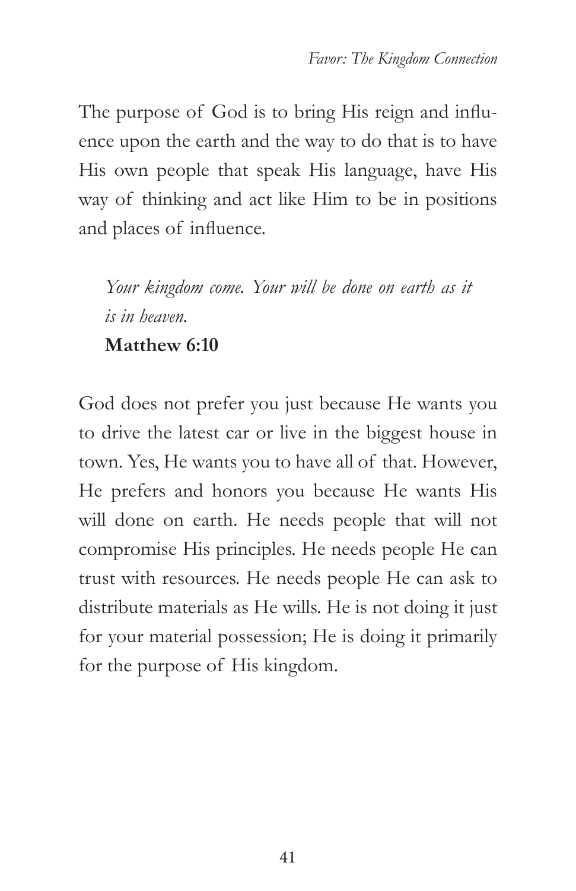The purpose of God is to bring His reign and influence upon the earth and the way to do that is to have His own people that speak His language, have His way of thinking and act like Him to be in positions and places of influence.

> *Your kingdom come. Your will be done on earth as it is in heaven.*
> **Matthew 6:10**

God does not prefer you just because He wants you to drive the latest car or live in the biggest house in town. Yes, He wants you to have all of that. However, He prefers and honors you because He wants His will done on earth. He needs people that will not compromise His principles. He needs people He can trust with resources. He needs people He can ask to distribute materials as He wills. He is not doing it just for your material possession; He is doing it primarily for the purpose of His kingdom.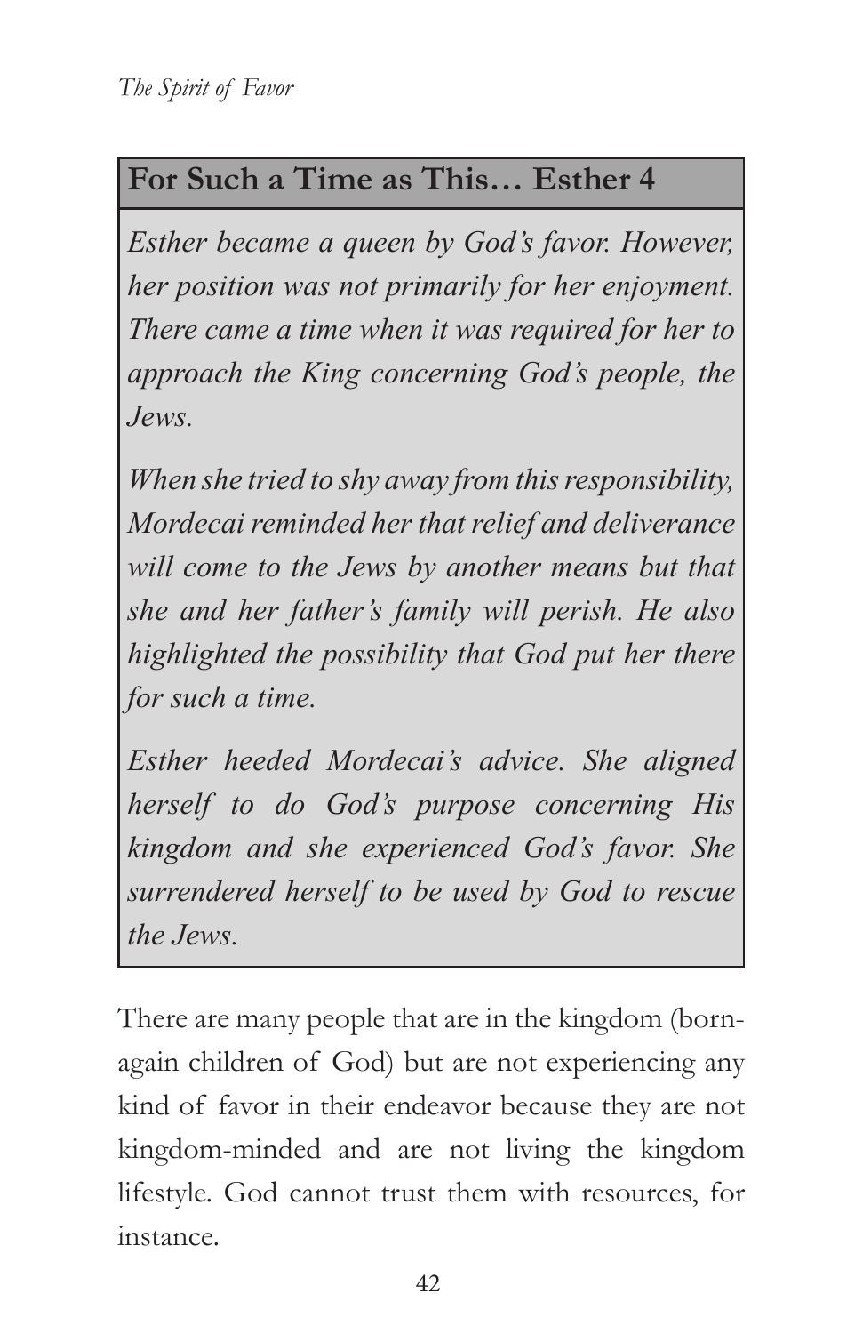### For Such a Time as This… Esther 4

*Esther became a queen by God's favor. However, her position was not primarily for her enjoyment. There came a time when it was required for her to approach the King concerning God's people, the Jews.*

*When she tried to shy away from this responsibility, Mordecai reminded her that relief and deliverance will come to the Jews by another means but that she and her father's family will perish. He also highlighted the possibility that God put her there for such a time.*

*Esther heeded Mordecai's advice. She aligned herself to do God's purpose concerning His kingdom and she experienced God's favor. She surrendered herself to be used by God to rescue the Jews.*

There are many people that are in the kingdom (born-again children of God) but are not experiencing any kind of favor in their endeavor because they are not kingdom-minded and are not living the kingdom lifestyle. God cannot trust them with resources, for instance.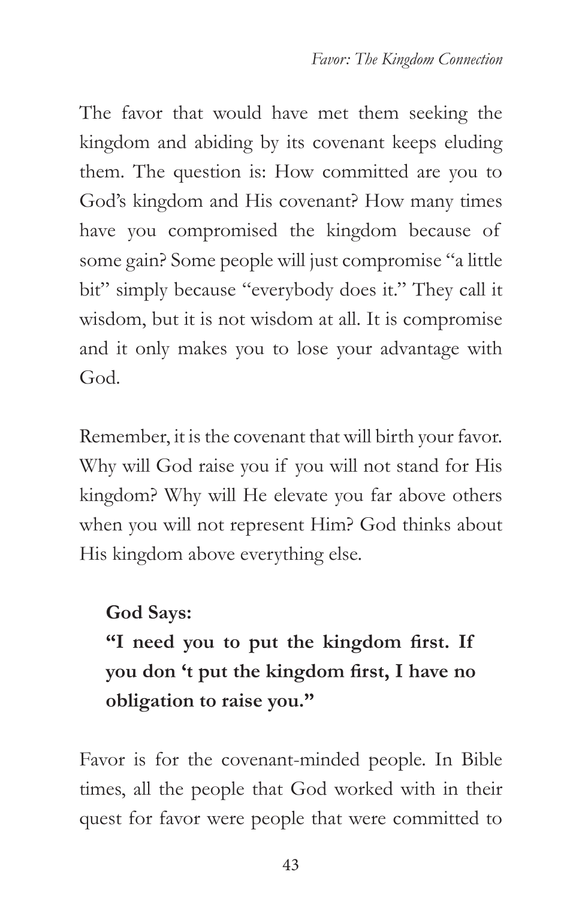The favor that would have met them seeking the kingdom and abiding by its covenant keeps eluding them. The question is: How committed are you to God's kingdom and His covenant? How many times have you compromised the kingdom because of some gain? Some people will just compromise "a little bit" simply because "everybody does it." They call it wisdom, but it is not wisdom at all. It is compromise and it only makes you to lose your advantage with God.

Remember, it is the covenant that will birth your favor. Why will God raise you if you will not stand for His kingdom? Why will He elevate you far above others when you will not represent Him? God thinks about His kingdom above everything else.

> **God Says:**
> **"I need you to put the kingdom first. If you don 't put the kingdom first, I have no obligation to raise you."**

Favor is for the covenant-minded people. In Bible times, all the people that God worked with in their quest for favor were people that were committed to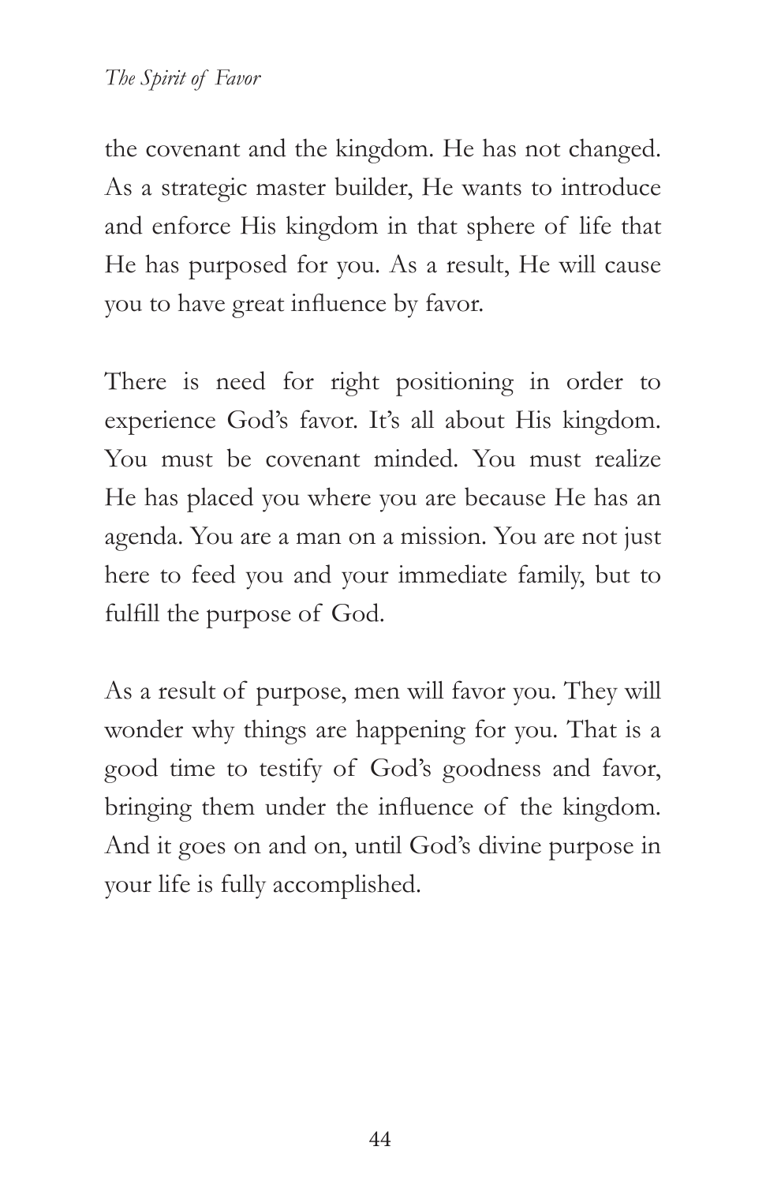the covenant and the kingdom. He has not changed. As a strategic master builder, He wants to introduce and enforce His kingdom in that sphere of life that He has purposed for you. As a result, He will cause you to have great influence by favor.

There is need for right positioning in order to experience God's favor. It's all about His kingdom. You must be covenant minded. You must realize He has placed you where you are because He has an agenda. You are a man on a mission. You are not just here to feed you and your immediate family, but to fulfill the purpose of God.

As a result of purpose, men will favor you. They will wonder why things are happening for you. That is a good time to testify of God's goodness and favor, bringing them under the influence of the kingdom. And it goes on and on, until God's divine purpose in your life is fully accomplished.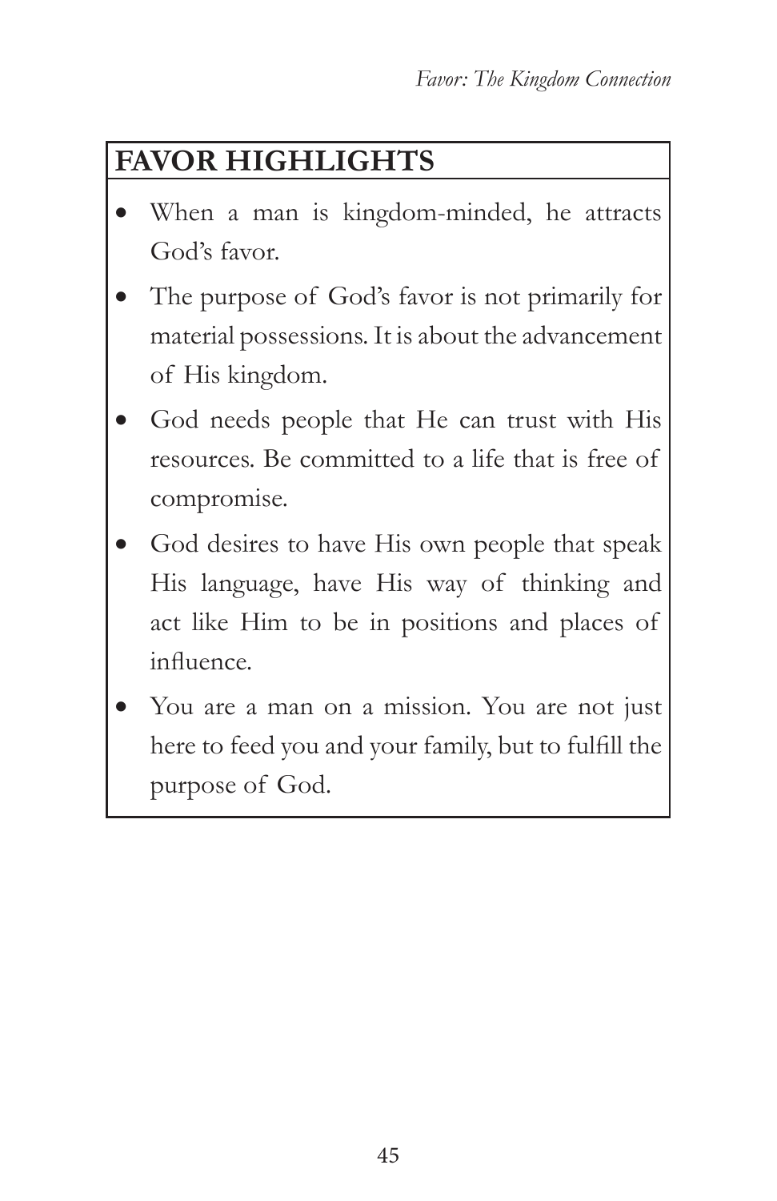## FAVOR HIGHLIGHTS

- When a man is kingdom-minded, he attracts God's favor.
- The purpose of God's favor is not primarily for material possessions. It is about the advancement of His kingdom.
- God needs people that He can trust with His resources. Be committed to a life that is free of compromise.
- God desires to have His own people that speak His language, have His way of thinking and act like Him to be in positions and places of influence.
- You are a man on a mission. You are not just here to feed you and your family, but to fulfill the purpose of God.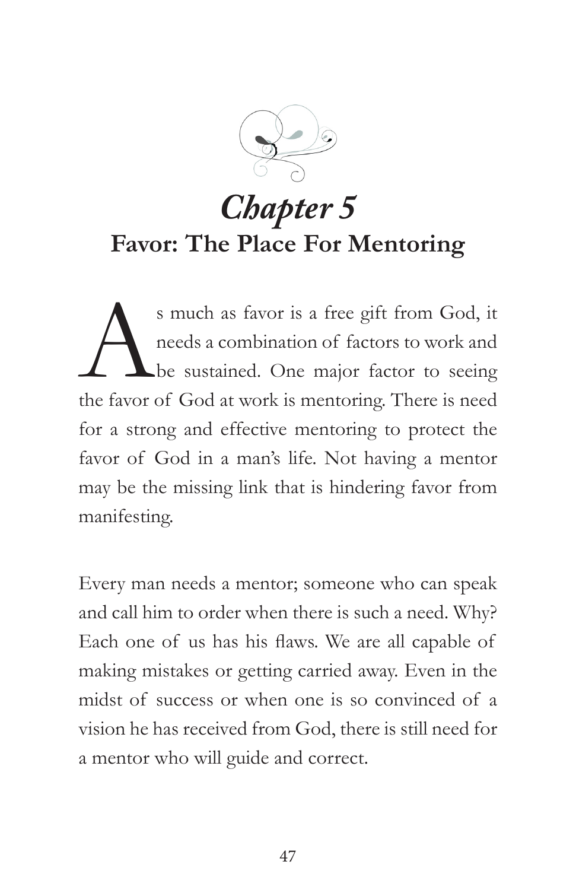# *Chapter 5*

## Favor: The Place For Mentoring

As much as favor is a free gift from God, it needs a combination of factors to work and be sustained. One major factor to seeing the favor of God at work is mentoring. There is need for a strong and effective mentoring to protect the favor of God in a man's life. Not having a mentor may be the missing link that is hindering favor from manifesting.

Every man needs a mentor; someone who can speak and call him to order when there is such a need. Why? Each one of us has his flaws. We are all capable of making mistakes or getting carried away. Even in the midst of success or when one is so convinced of a vision he has received from God, there is still need for a mentor who will guide and correct.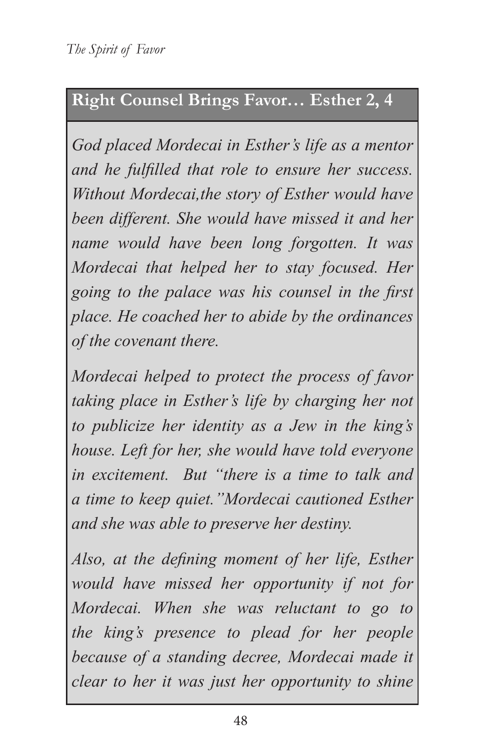## Right Counsel Brings Favor… Esther 2, 4

*God placed Mordecai in Esther's life as a mentor and he fulfilled that role to ensure her success. Without Mordecai,the story of Esther would have been different. She would have missed it and her name would have been long forgotten. It was Mordecai that helped her to stay focused. Her going to the palace was his counsel in the first place. He coached her to abide by the ordinances of the covenant there.*

*Mordecai helped to protect the process of favor taking place in Esther's life by charging her not to publicize her identity as a Jew in the king's house. Left for her, she would have told everyone in excitement.  But "there is a time to talk and a time to keep quiet."Mordecai cautioned Esther and she was able to preserve her destiny.*

*Also, at the defining moment of her life, Esther would have missed her opportunity if not for Mordecai. When she was reluctant to go to the king's presence to plead for her people because of a standing decree, Mordecai made it clear to her it was just her opportunity to shine*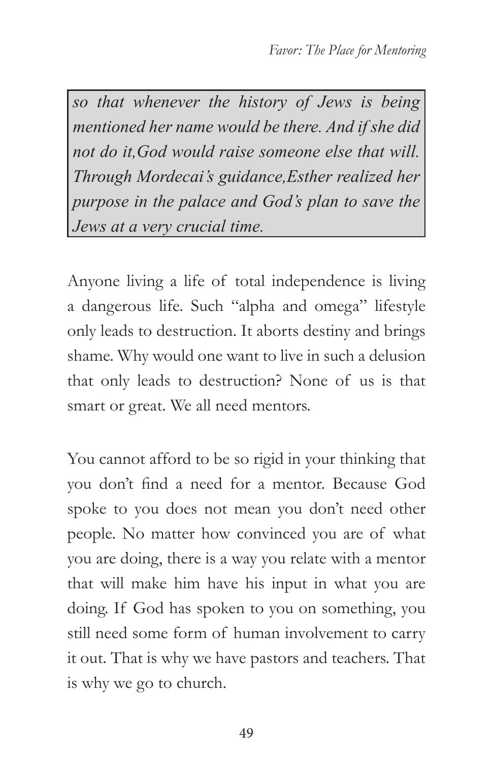*so that whenever the history of Jews is being mentioned her name would be there. And if she did not do it,God would raise someone else that will. Through Mordecai's guidance,Esther realized her purpose in the palace and God's plan to save the Jews at a very crucial time.*

Anyone living a life of total independence is living a dangerous life. Such "alpha and omega" lifestyle only leads to destruction. It aborts destiny and brings shame. Why would one want to live in such a delusion that only leads to destruction? None of us is that smart or great. We all need mentors.

You cannot afford to be so rigid in your thinking that you don't find a need for a mentor. Because God spoke to you does not mean you don't need other people. No matter how convinced you are of what you are doing, there is a way you relate with a mentor that will make him have his input in what you are doing. If God has spoken to you on something, you still need some form of human involvement to carry it out. That is why we have pastors and teachers. That is why we go to church.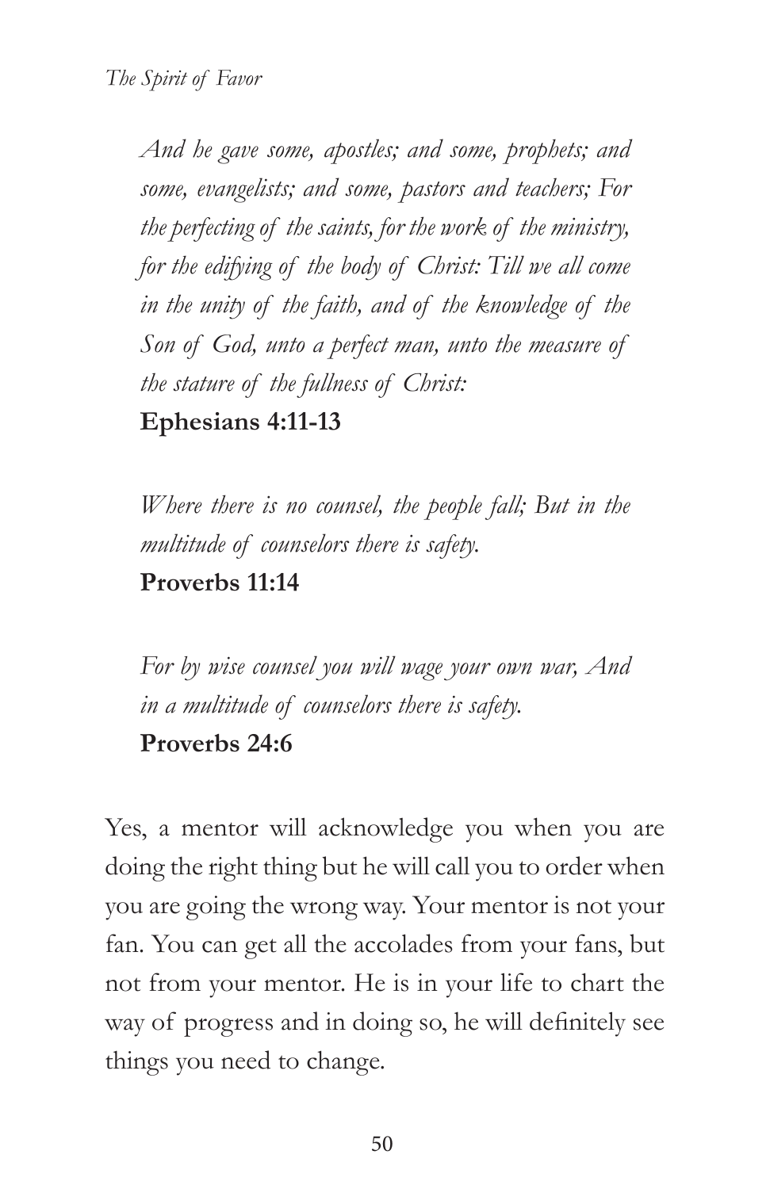*And he gave some, apostles; and some, prophets; and some, evangelists; and some, pastors and teachers; For the perfecting of the saints, for the work of the ministry, for the edifying of the body of Christ: Till we all come in the unity of the faith, and of the knowledge of the Son of God, unto a perfect man, unto the measure of the stature of the fullness of Christ:*
**Ephesians 4:11-13**

*Where there is no counsel, the people fall; But in the multitude of counselors there is safety.*
**Proverbs 11:14**

*For by wise counsel you will wage your own war, And in a multitude of counselors there is safety.*
**Proverbs 24:6**

Yes, a mentor will acknowledge you when you are doing the right thing but he will call you to order when you are going the wrong way. Your mentor is not your fan. You can get all the accolades from your fans, but not from your mentor. He is in your life to chart the way of progress and in doing so, he will definitely see things you need to change.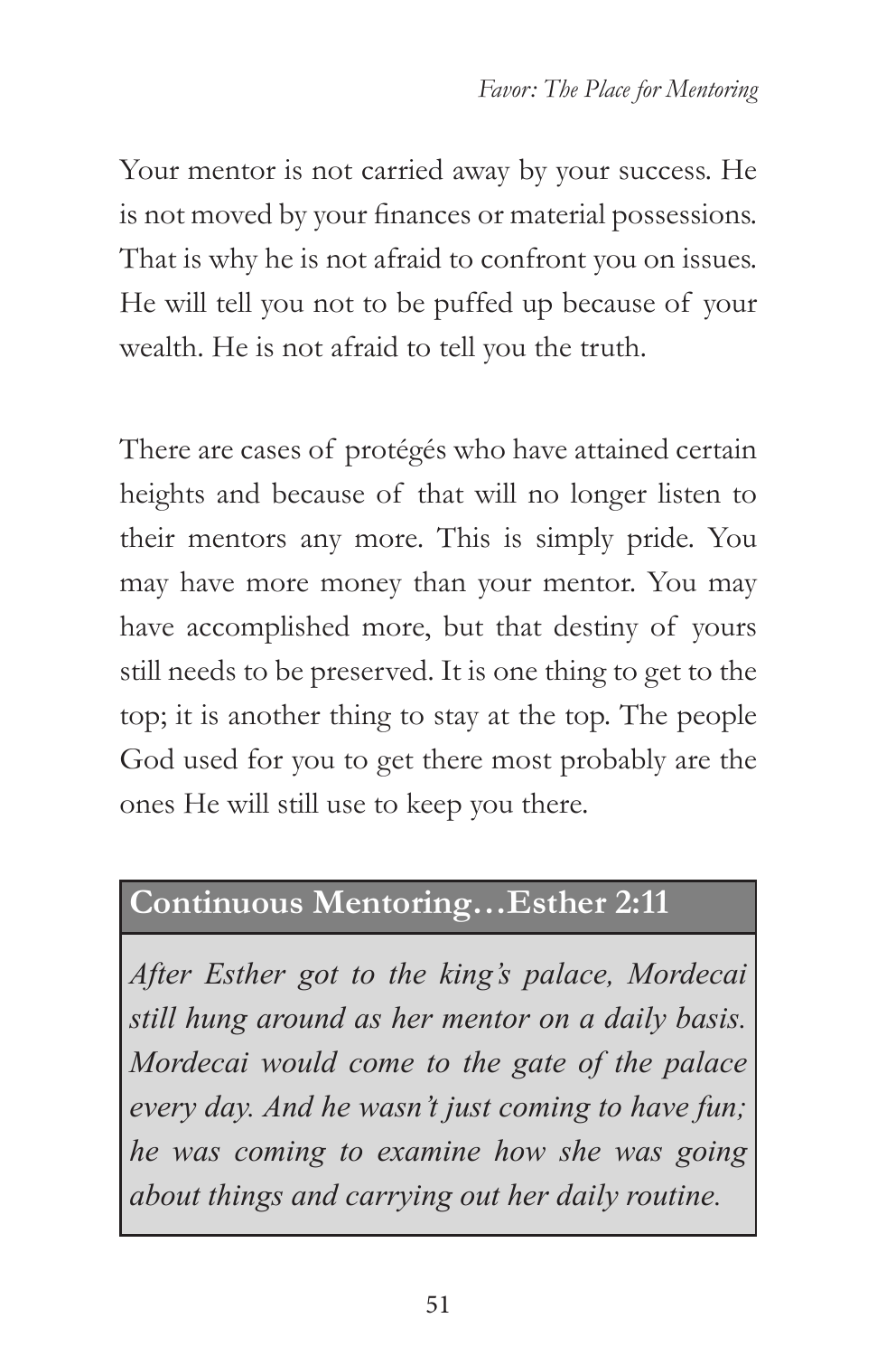Your mentor is not carried away by your success. He is not moved by your finances or material possessions. That is why he is not afraid to confront you on issues. He will tell you not to be puffed up because of your wealth. He is not afraid to tell you the truth.

There are cases of protégés who have attained certain heights and because of that will no longer listen to their mentors any more. This is simply pride. You may have more money than your mentor. You may have accomplished more, but that destiny of yours still needs to be preserved. It is one thing to get to the top; it is another thing to stay at the top. The people God used for you to get there most probably are the ones He will still use to keep you there.

### Continuous Mentoring…Esther 2:11

*After Esther got to the king's palace, Mordecai still hung around as her mentor on a daily basis. Mordecai would come to the gate of the palace every day. And he wasn't just coming to have fun; he was coming to examine how she was going about things and carrying out her daily routine.*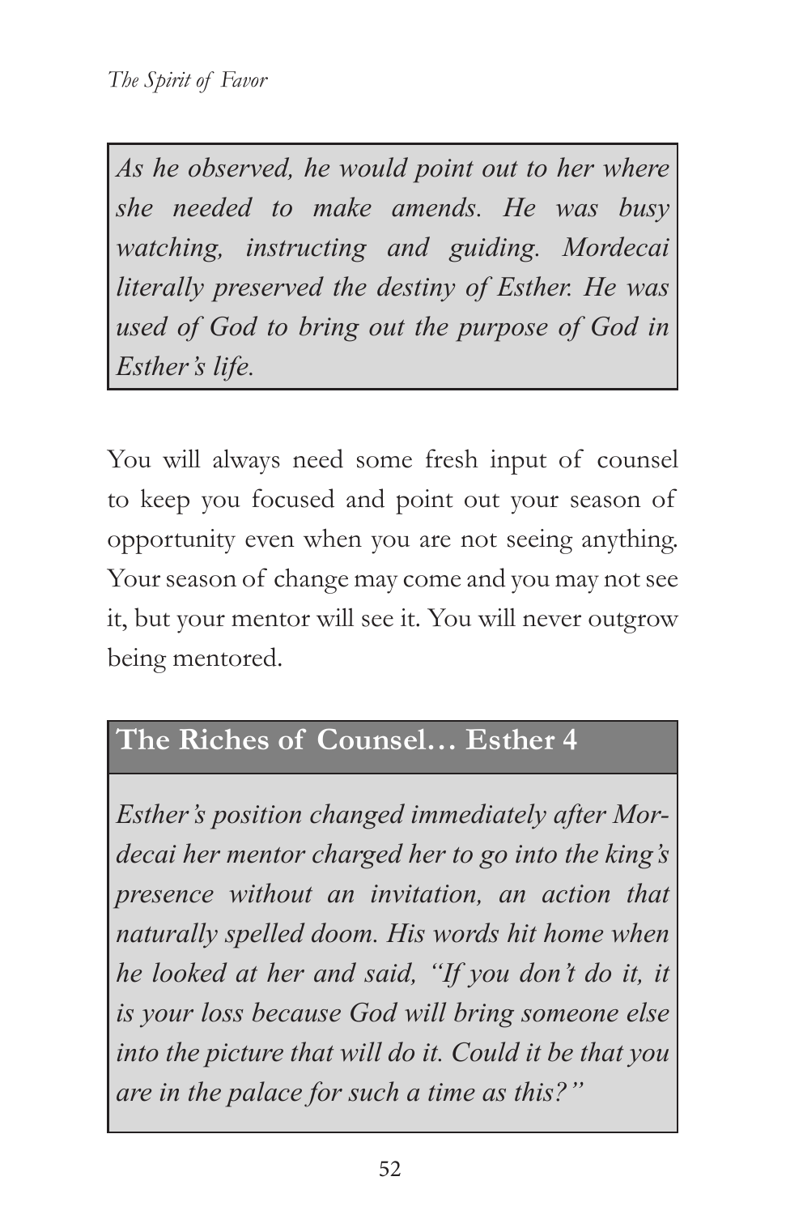*As he observed, he would point out to her where she needed to make amends. He was busy watching, instructing and guiding. Mordecai literally preserved the destiny of Esther. He was used of God to bring out the purpose of God in Esther's life.*

You will always need some fresh input of counsel to keep you focused and point out your season of opportunity even when you are not seeing anything. Your season of change may come and you may not see it, but your mentor will see it. You will never outgrow being mentored.

## The Riches of Counsel… Esther 4

*Esther's position changed immediately after Mordecai her mentor charged her to go into the king's presence without an invitation, an action that naturally spelled doom. His words hit home when he looked at her and said, "If you don't do it, it is your loss because God will bring someone else into the picture that will do it. Could it be that you are in the palace for such a time as this?"*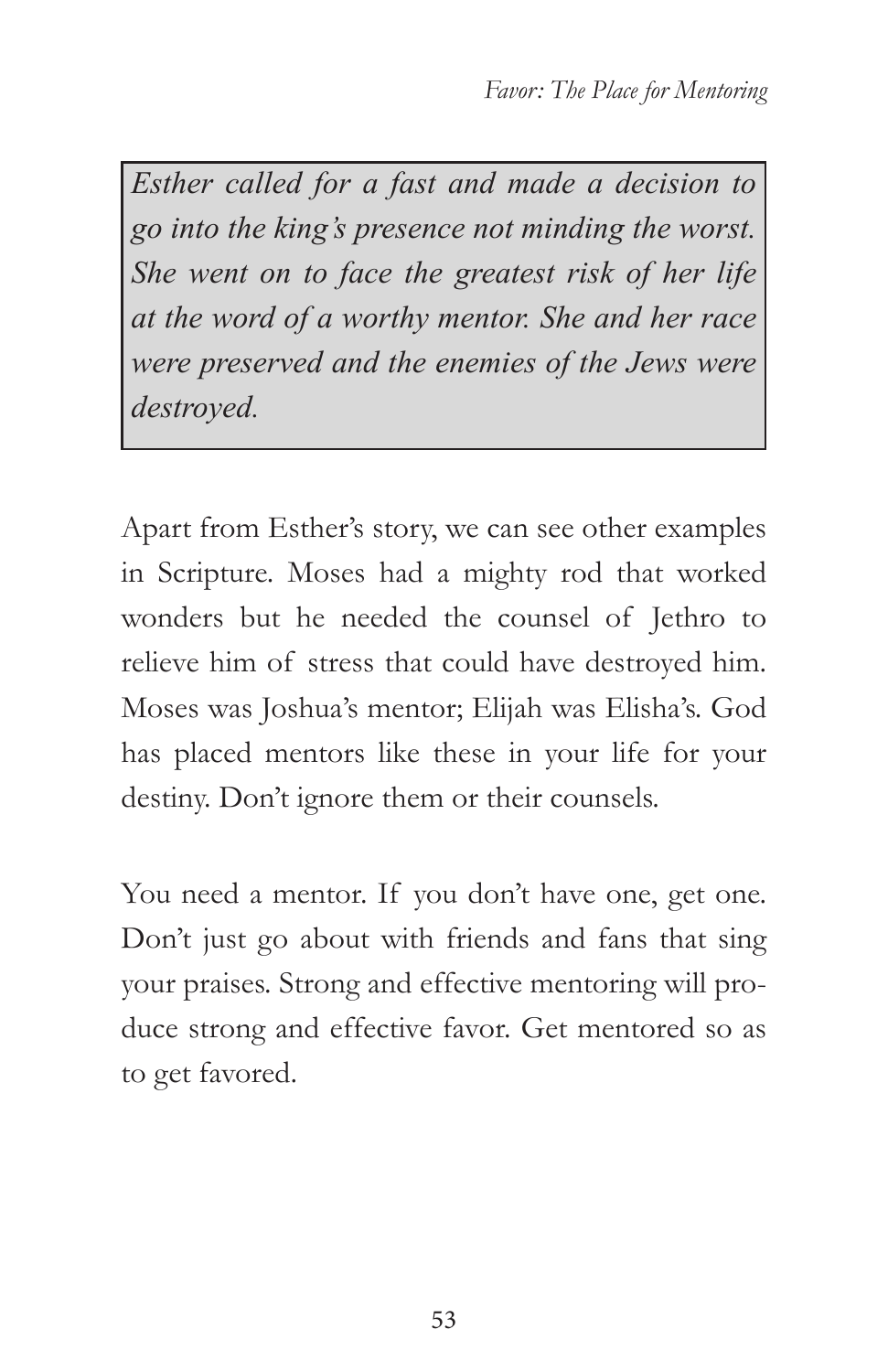> *Esther called for a fast and made a decision to go into the king's presence not minding the worst. She went on to face the greatest risk of her life at the word of a worthy mentor. She and her race were preserved and the enemies of the Jews were destroyed.*

Apart from Esther's story, we can see other examples in Scripture. Moses had a mighty rod that worked wonders but he needed the counsel of Jethro to relieve him of stress that could have destroyed him. Moses was Joshua's mentor; Elijah was Elisha's. God has placed mentors like these in your life for your destiny. Don't ignore them or their counsels.

You need a mentor. If you don't have one, get one. Don't just go about with friends and fans that sing your praises. Strong and effective mentoring will produce strong and effective favor. Get mentored so as to get favored.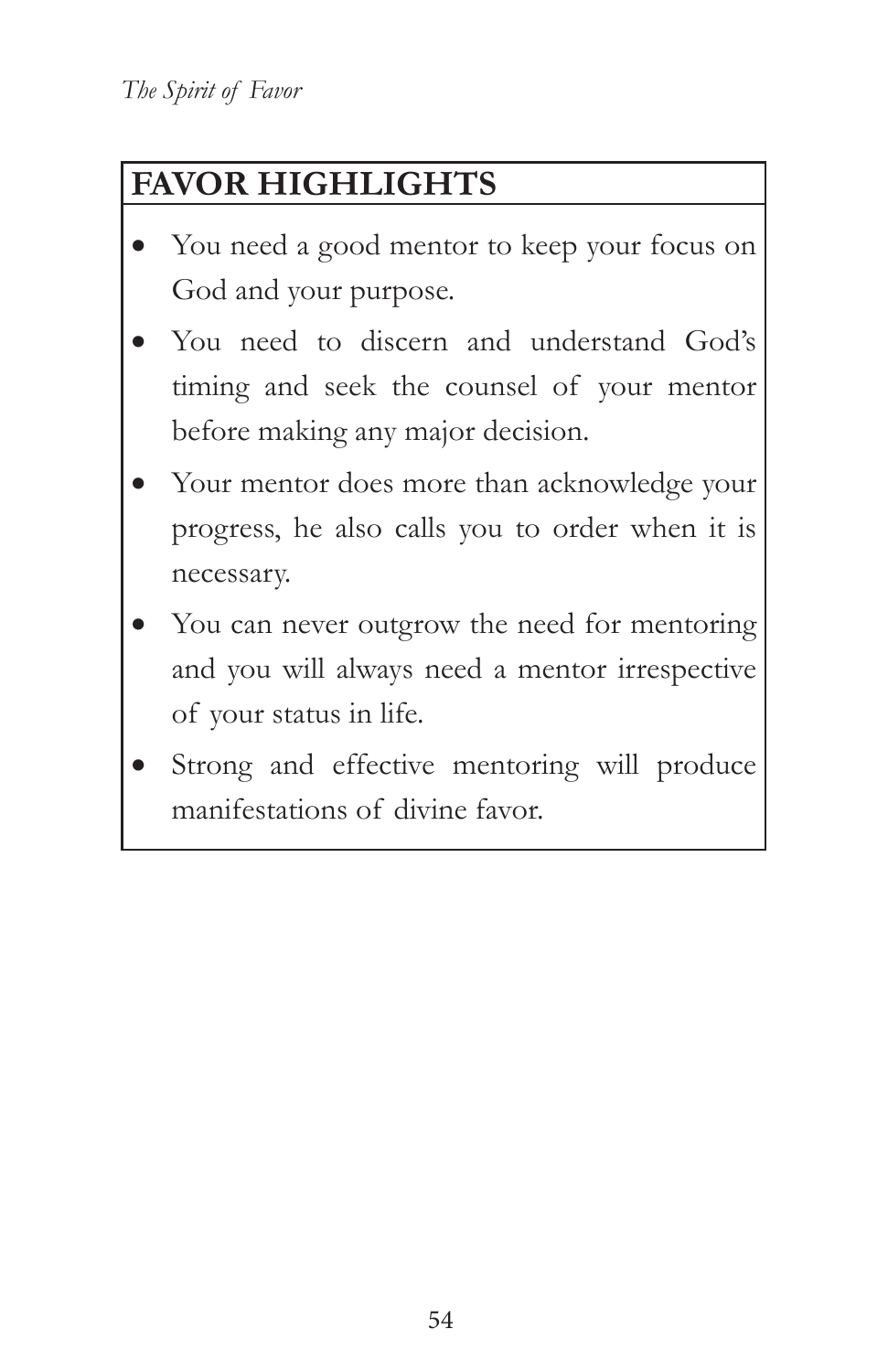## FAVOR HIGHLIGHTS

- You need a good mentor to keep your focus on God and your purpose.
- You need to discern and understand God's timing and seek the counsel of your mentor before making any major decision.
- Your mentor does more than acknowledge your progress, he also calls you to order when it is necessary.
- You can never outgrow the need for mentoring and you will always need a mentor irrespective of your status in life.
- Strong and effective mentoring will produce manifestations of divine favor.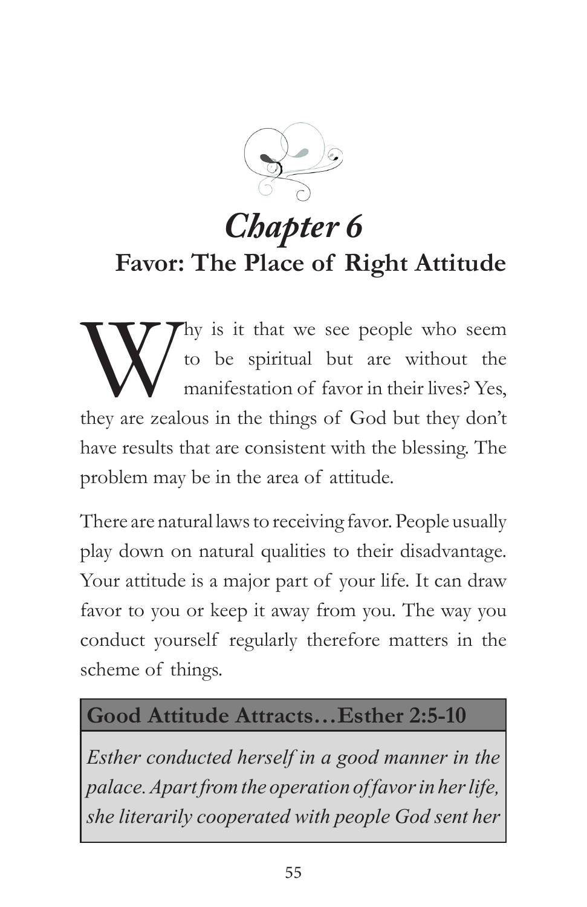# *Chapter 6*

## Favor: The Place of Right Attitude

Why is it that we see people who seem to be spiritual but are without the manifestation of favor in their lives? Yes, they are zealous in the things of God but they don't have results that are consistent with the blessing. The problem may be in the area of attitude.

There are natural laws to receiving favor. People usually play down on natural qualities to their disadvantage. Your attitude is a major part of your life. It can draw favor to you or keep it away from you. The way you conduct yourself regularly therefore matters in the scheme of things.

**Good Attitude Attracts…Esther 2:5-10**

*Esther conducted herself in a good manner in the palace. Apart from the operation of favor in her life, she literarily cooperated with people God sent her*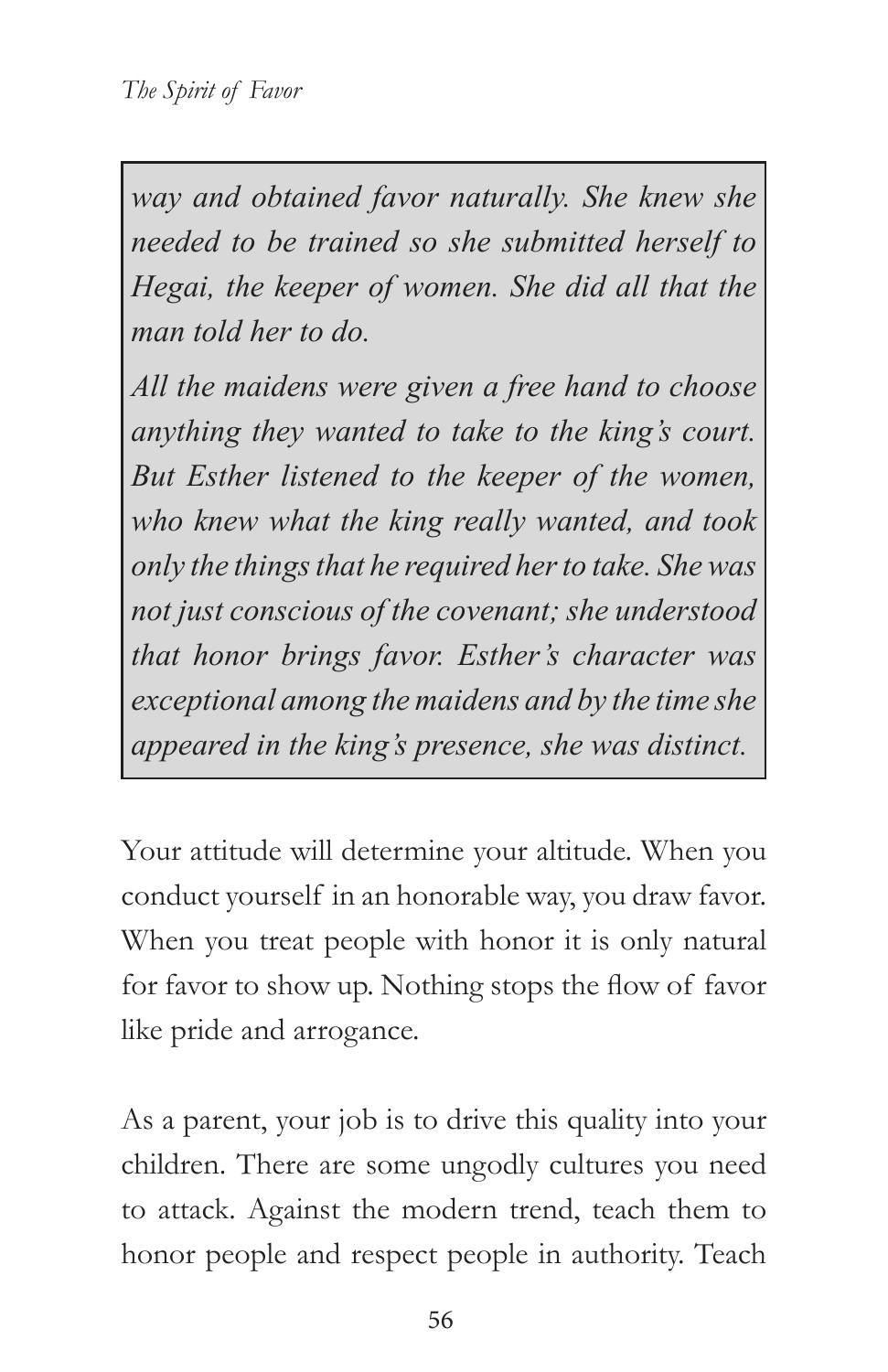> *way and obtained favor naturally. She knew she needed to be trained so she submitted herself to Hegai, the keeper of women. She did all that the man told her to do.*
>
> *All the maidens were given a free hand to choose anything they wanted to take to the king's court. But Esther listened to the keeper of the women, who knew what the king really wanted, and took only the things that he required her to take. She was not just conscious of the covenant; she understood that honor brings favor. Esther's character was exceptional among the maidens and by the time she appeared in the king's presence, she was distinct.*

Your attitude will determine your altitude. When you conduct yourself in an honorable way, you draw favor. When you treat people with honor it is only natural for favor to show up. Nothing stops the flow of favor like pride and arrogance.

As a parent, your job is to drive this quality into your children. There are some ungodly cultures you need to attack. Against the modern trend, teach them to honor people and respect people in authority. Teach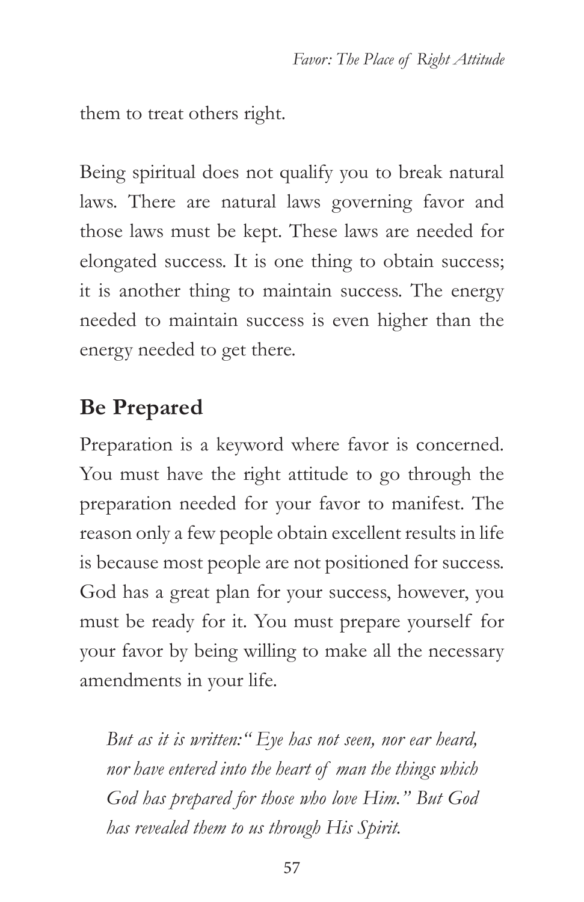them to treat others right.

Being spiritual does not qualify you to break natural laws. There are natural laws governing favor and those laws must be kept. These laws are needed for elongated success. It is one thing to obtain success; it is another thing to maintain success. The energy needed to maintain success is even higher than the energy needed to get there.

## Be Prepared

Preparation is a keyword where favor is concerned. You must have the right attitude to go through the preparation needed for your favor to manifest. The reason only a few people obtain excellent results in life is because most people are not positioned for success. God has a great plan for your success, however, you must be ready for it. You must prepare yourself for your favor by being willing to make all the necessary amendments in your life.

> *But as it is written:" Eye has not seen, nor ear heard, nor have entered into the heart of man the things which God has prepared for those who love Him." But God has revealed them to us through His Spirit.*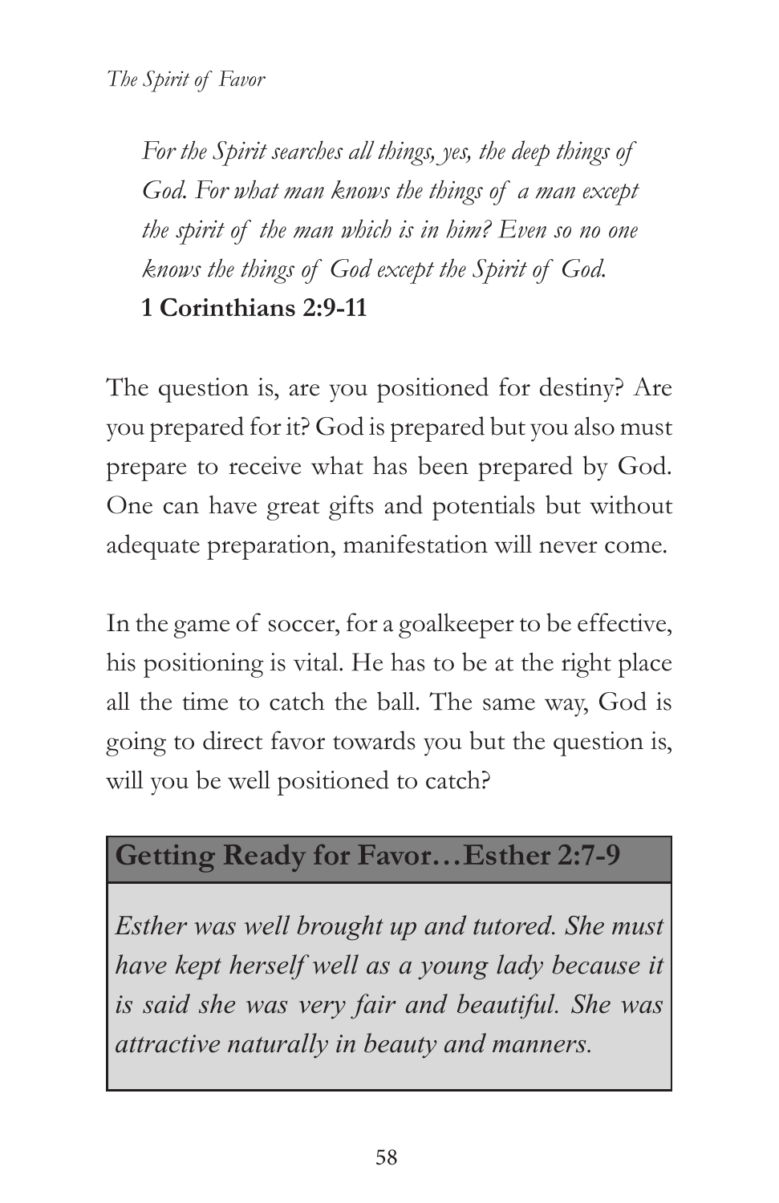*For the Spirit searches all things, yes, the deep things of God. For what man knows the things of a man except the spirit of the man which is in him? Even so no one knows the things of God except the Spirit of God.*
**1 Corinthians 2:9-11**

The question is, are you positioned for destiny? Are you prepared for it? God is prepared but you also must prepare to receive what has been prepared by God. One can have great gifts and potentials but without adequate preparation, manifestation will never come.

In the game of soccer, for a goalkeeper to be effective, his positioning is vital. He has to be at the right place all the time to catch the ball. The same way, God is going to direct favor towards you but the question is, will you be well positioned to catch?

### Getting Ready for Favor…Esther 2:7-9

*Esther was well brought up and tutored. She must have kept herself well as a young lady because it is said she was very fair and beautiful. She was attractive naturally in beauty and manners.*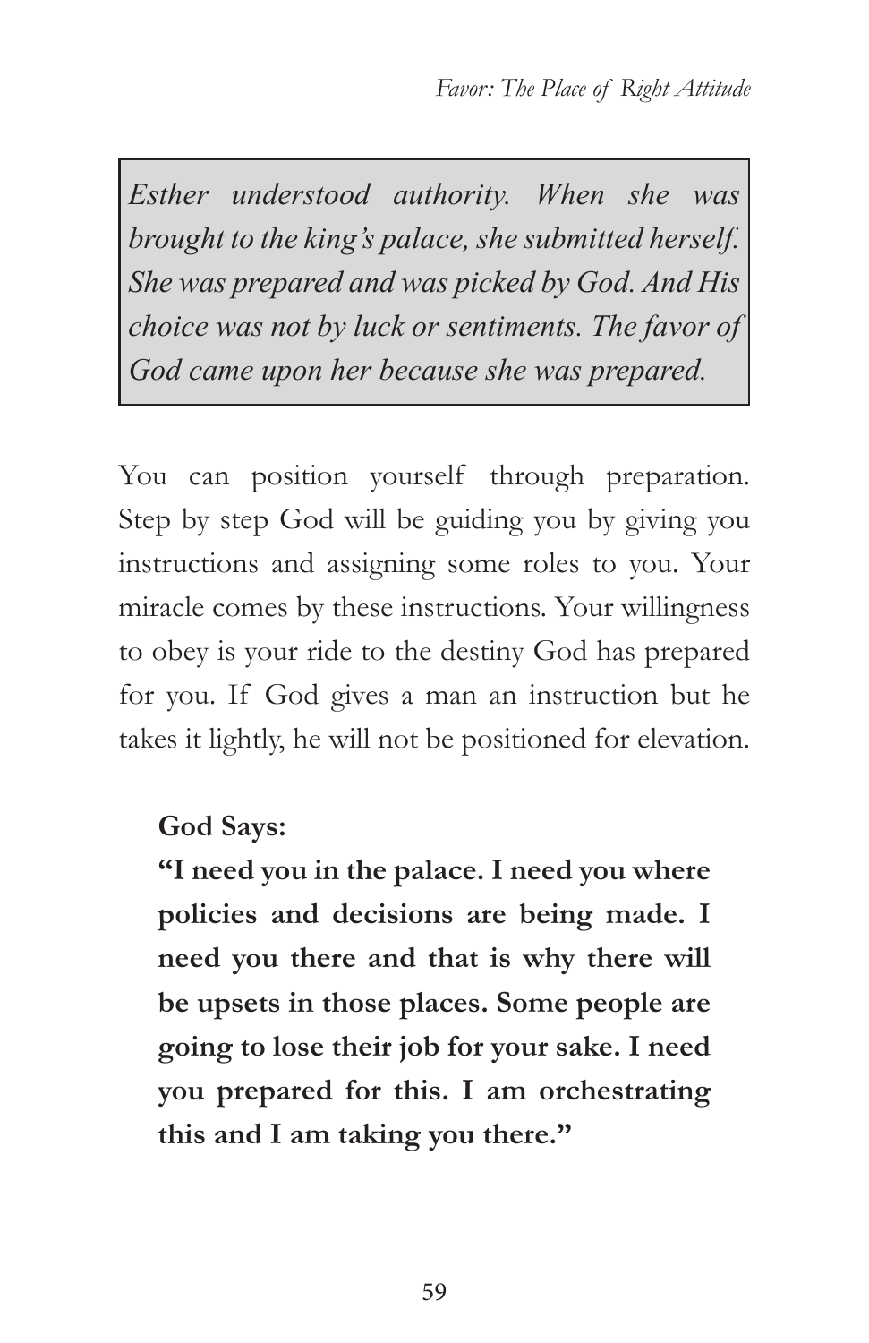*Esther understood authority. When she was brought to the king's palace, she submitted herself. She was prepared and was picked by God. And His choice was not by luck or sentiments. The favor of God came upon her because she was prepared.*

You can position yourself through preparation. Step by step God will be guiding you by giving you instructions and assigning some roles to you. Your miracle comes by these instructions. Your willingness to obey is your ride to the destiny God has prepared for you. If God gives a man an instruction but he takes it lightly, he will not be positioned for elevation.

**God Says:**

**"I need you in the palace. I need you where policies and decisions are being made. I need you there and that is why there will be upsets in those places. Some people are going to lose their job for your sake. I need you prepared for this. I am orchestrating this and I am taking you there."**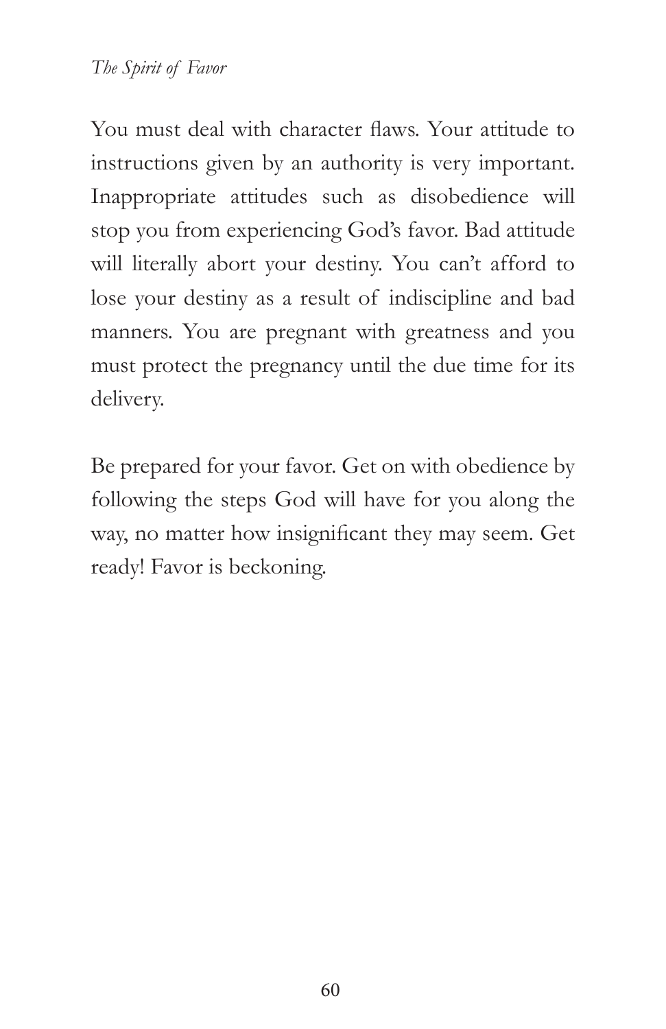You must deal with character flaws. Your attitude to instructions given by an authority is very important. Inappropriate attitudes such as disobedience will stop you from experiencing God's favor. Bad attitude will literally abort your destiny. You can't afford to lose your destiny as a result of indiscipline and bad manners. You are pregnant with greatness and you must protect the pregnancy until the due time for its delivery.

Be prepared for your favor. Get on with obedience by following the steps God will have for you along the way, no matter how insignificant they may seem. Get ready! Favor is beckoning.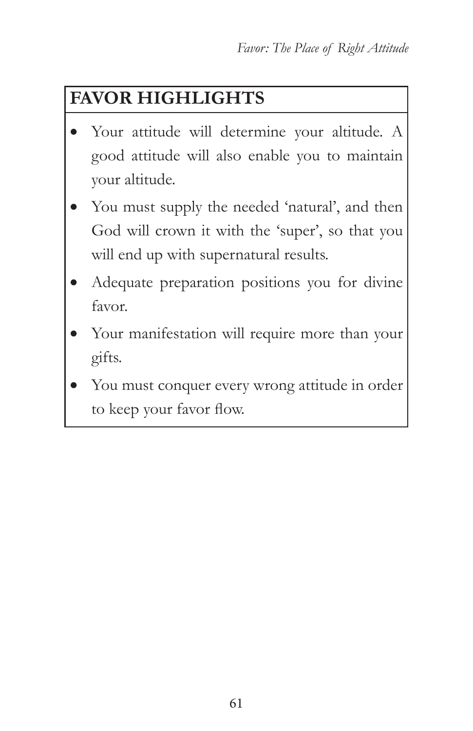## FAVOR HIGHLIGHTS

- Your attitude will determine your altitude. A good attitude will also enable you to maintain your altitude.
- You must supply the needed 'natural', and then God will crown it with the 'super', so that you will end up with supernatural results.
- Adequate preparation positions you for divine favor.
- Your manifestation will require more than your gifts.
- You must conquer every wrong attitude in order to keep your favor flow.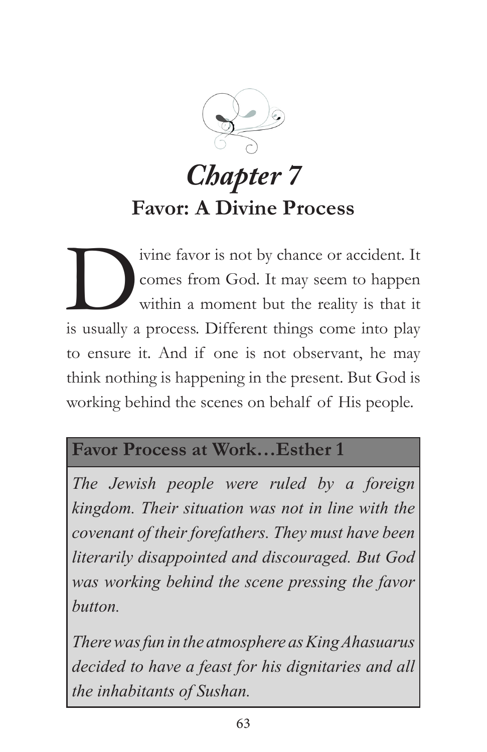# Chapter 7

## Favor: A Divine Process

Divine favor is not by chance or accident. It comes from God. It may seem to happen within a moment but the reality is that it is usually a process. Different things come into play to ensure it. And if one is not observant, he may think nothing is happening in the present. But God is working behind the scenes on behalf of His people.

**Favor Process at Work…Esther 1**

*The Jewish people were ruled by a foreign kingdom. Their situation was not in line with the covenant of their forefathers. They must have been literarily disappointed and discouraged. But God was working behind the scene pressing the favor button.*

*There was fun in the atmosphere as King Ahasuarus decided to have a feast for his dignitaries and all the inhabitants of Sushan.*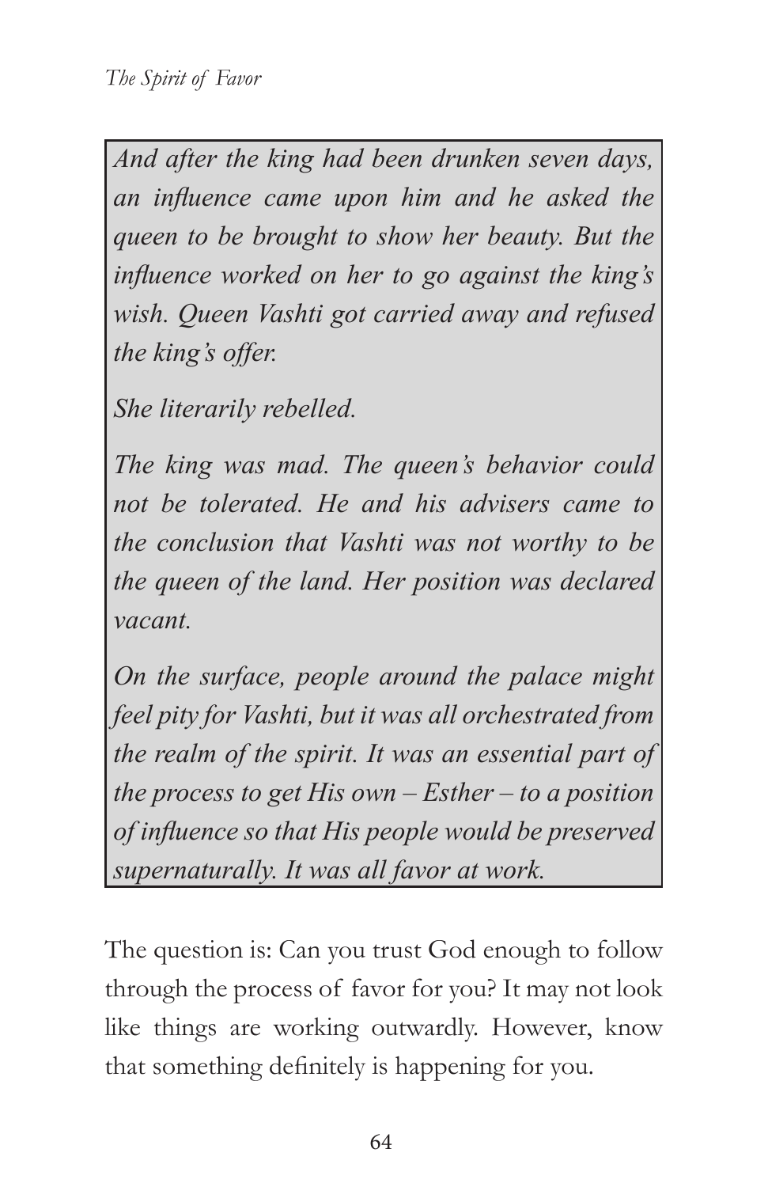*And after the king had been drunken seven days, an influence came upon him and he asked the queen to be brought to show her beauty. But the influence worked on her to go against the king's wish. Queen Vashti got carried away and refused the king's offer.*

*She literarily rebelled.*

*The king was mad. The queen's behavior could not be tolerated. He and his advisers came to the conclusion that Vashti was not worthy to be the queen of the land. Her position was declared vacant.*

*On the surface, people around the palace might feel pity for Vashti, but it was all orchestrated from the realm of the spirit. It was an essential part of the process to get His own – Esther – to a position of influence so that His people would be preserved supernaturally. It was all favor at work.*

The question is: Can you trust God enough to follow through the process of favor for you? It may not look like things are working outwardly. However, know that something definitely is happening for you.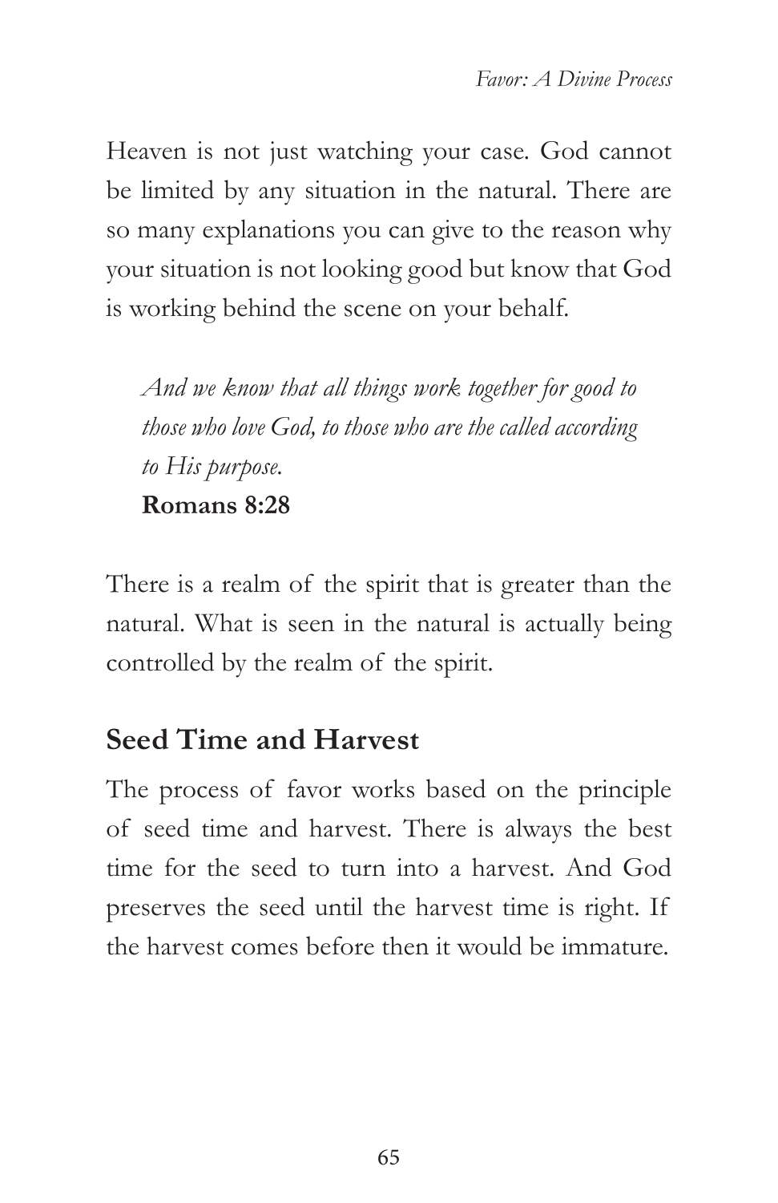Heaven is not just watching your case. God cannot be limited by any situation in the natural. There are so many explanations you can give to the reason why your situation is not looking good but know that God is working behind the scene on your behalf.

> *And we know that all things work together for good to those who love God, to those who are the called according to His purpose.*
> **Romans 8:28**

There is a realm of the spirit that is greater than the natural. What is seen in the natural is actually being controlled by the realm of the spirit.

## Seed Time and Harvest

The process of favor works based on the principle of seed time and harvest. There is always the best time for the seed to turn into a harvest. And God preserves the seed until the harvest time is right. If the harvest comes before then it would be immature.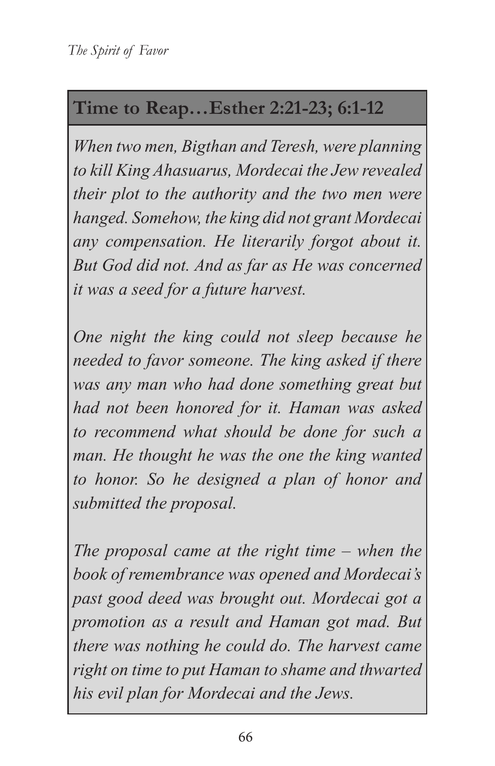## Time to Reap…Esther 2:21-23; 6:1-12

*When two men, Bigthan and Teresh, were planning to kill King Ahasuarus, Mordecai the Jew revealed their plot to the authority and the two men were hanged. Somehow, the king did not grant Mordecai any compensation. He literarily forgot about it. But God did not. And as far as He was concerned it was a seed for a future harvest.*

*One night the king could not sleep because he needed to favor someone. The king asked if there was any man who had done something great but had not been honored for it. Haman was asked to recommend what should be done for such a man. He thought he was the one the king wanted to honor. So he designed a plan of honor and submitted the proposal.*

*The proposal came at the right time – when the book of remembrance was opened and Mordecai's past good deed was brought out. Mordecai got a promotion as a result and Haman got mad. But there was nothing he could do. The harvest came right on time to put Haman to shame and thwarted his evil plan for Mordecai and the Jews.*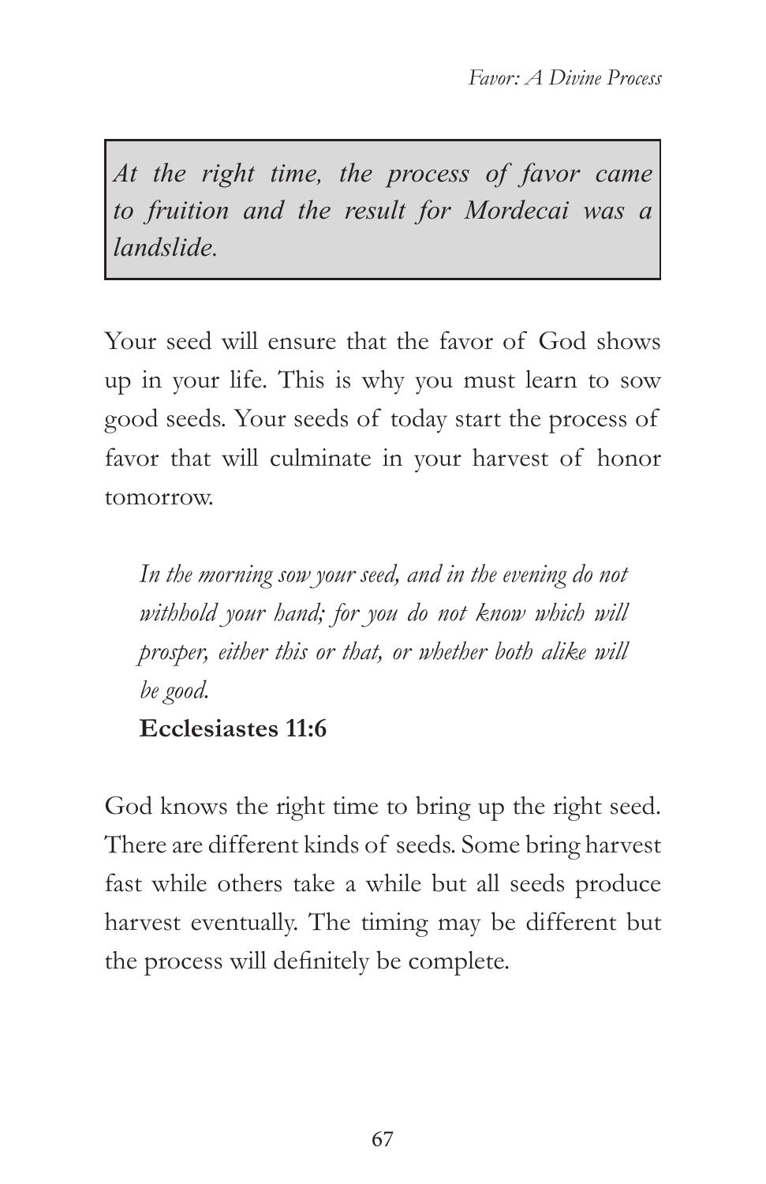> *At the right time, the process of favor came to fruition and the result for Mordecai was a landslide.*

Your seed will ensure that the favor of God shows up in your life. This is why you must learn to sow good seeds. Your seeds of today start the process of favor that will culminate in your harvest of honor tomorrow.

> *In the morning sow your seed, and in the evening do not withhold your hand; for you do not know which will prosper, either this or that, or whether both alike will be good.*
>
> **Ecclesiastes 11:6**

God knows the right time to bring up the right seed. There are different kinds of seeds. Some bring harvest fast while others take a while but all seeds produce harvest eventually. The timing may be different but the process will definitely be complete.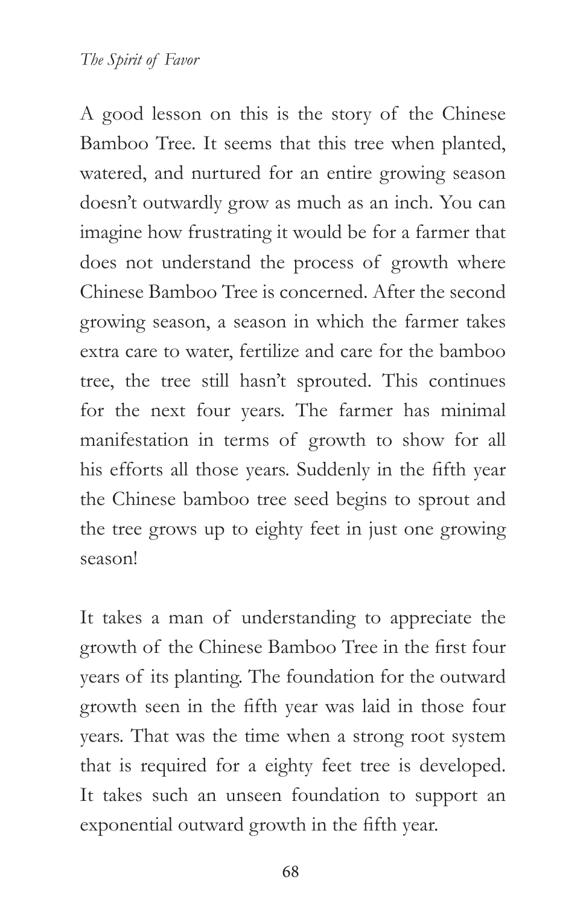A good lesson on this is the story of the Chinese Bamboo Tree. It seems that this tree when planted, watered, and nurtured for an entire growing season doesn't outwardly grow as much as an inch. You can imagine how frustrating it would be for a farmer that does not understand the process of growth where Chinese Bamboo Tree is concerned. After the second growing season, a season in which the farmer takes extra care to water, fertilize and care for the bamboo tree, the tree still hasn't sprouted. This continues for the next four years. The farmer has minimal manifestation in terms of growth to show for all his efforts all those years. Suddenly in the fifth year the Chinese bamboo tree seed begins to sprout and the tree grows up to eighty feet in just one growing season!

It takes a man of understanding to appreciate the growth of the Chinese Bamboo Tree in the first four years of its planting. The foundation for the outward growth seen in the fifth year was laid in those four years. That was the time when a strong root system that is required for a eighty feet tree is developed. It takes such an unseen foundation to support an exponential outward growth in the fifth year.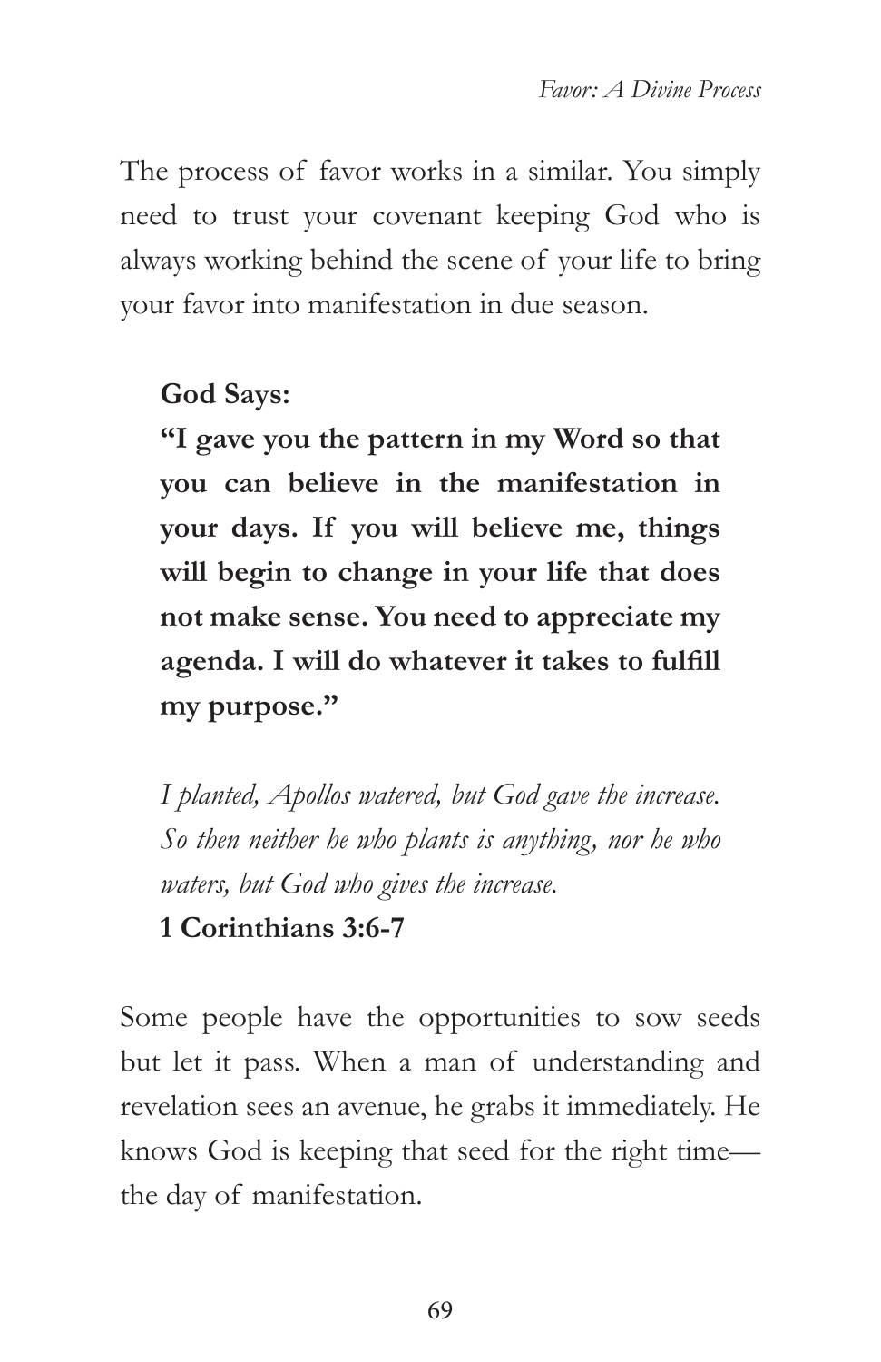The process of favor works in a similar. You simply need to trust your covenant keeping God who is always working behind the scene of your life to bring your favor into manifestation in due season.

**God Says:**

**"I gave you the pattern in my Word so that you can believe in the manifestation in your days. If you will believe me, things will begin to change in your life that does not make sense. You need to appreciate my agenda. I will do whatever it takes to fulfill my purpose."**

*I planted, Apollos watered, but God gave the increase. So then neither he who plants is anything, nor he who waters, but God who gives the increase.*

**1 Corinthians 3:6-7**

Some people have the opportunities to sow seeds but let it pass. When a man of understanding and revelation sees an avenue, he grabs it immediately. He knows God is keeping that seed for the right time—the day of manifestation.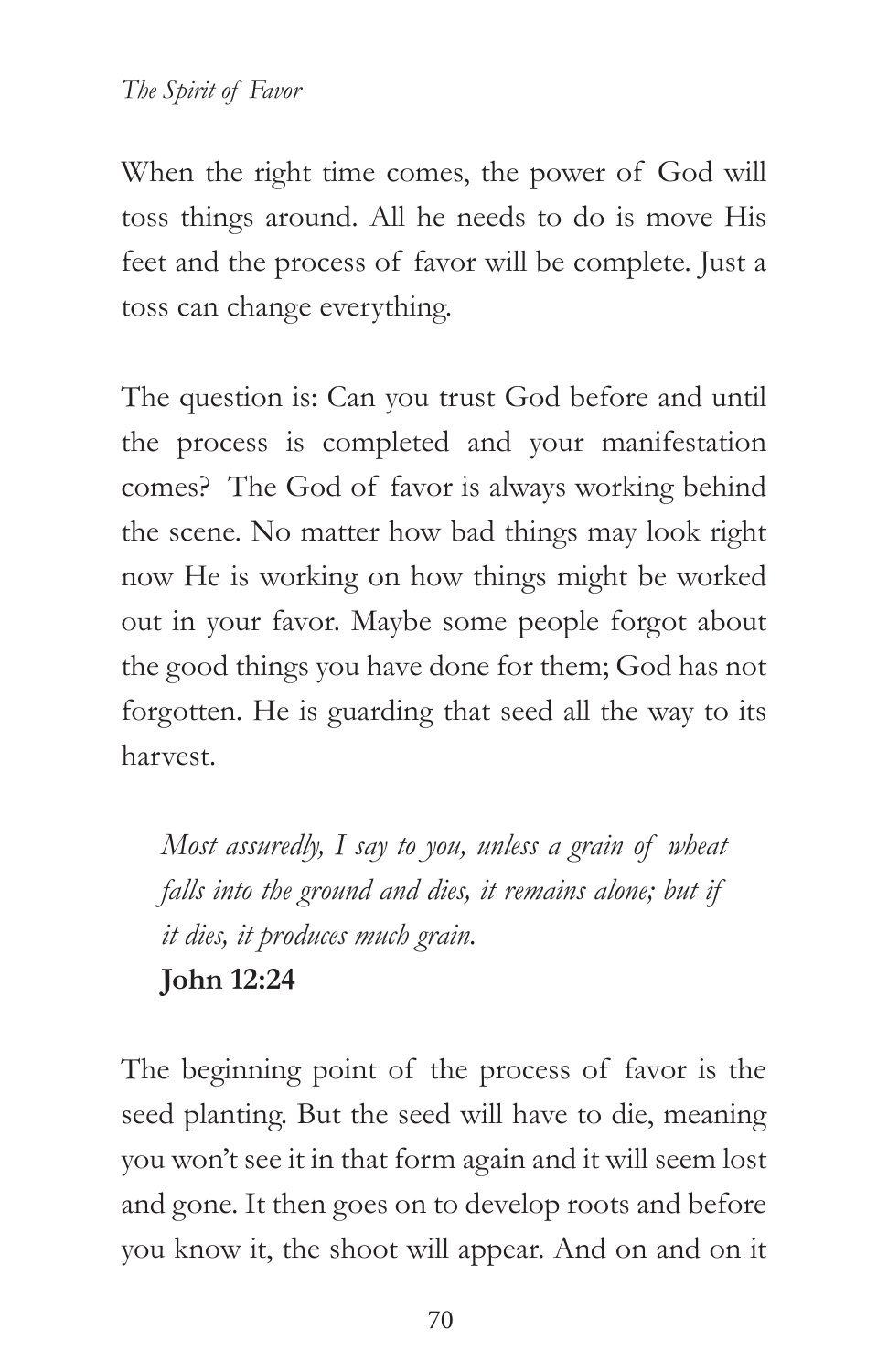When the right time comes, the power of God will toss things around. All he needs to do is move His feet and the process of favor will be complete. Just a toss can change everything.

The question is: Can you trust God before and until the process is completed and your manifestation comes? The God of favor is always working behind the scene. No matter how bad things may look right now He is working on how things might be worked out in your favor. Maybe some people forgot about the good things you have done for them; God has not forgotten. He is guarding that seed all the way to its harvest.

> *Most assuredly, I say to you, unless a grain of wheat falls into the ground and dies, it remains alone; but if it dies, it produces much grain.*
> **John 12:24**

The beginning point of the process of favor is the seed planting. But the seed will have to die, meaning you won't see it in that form again and it will seem lost and gone. It then goes on to develop roots and before you know it, the shoot will appear. And on and on it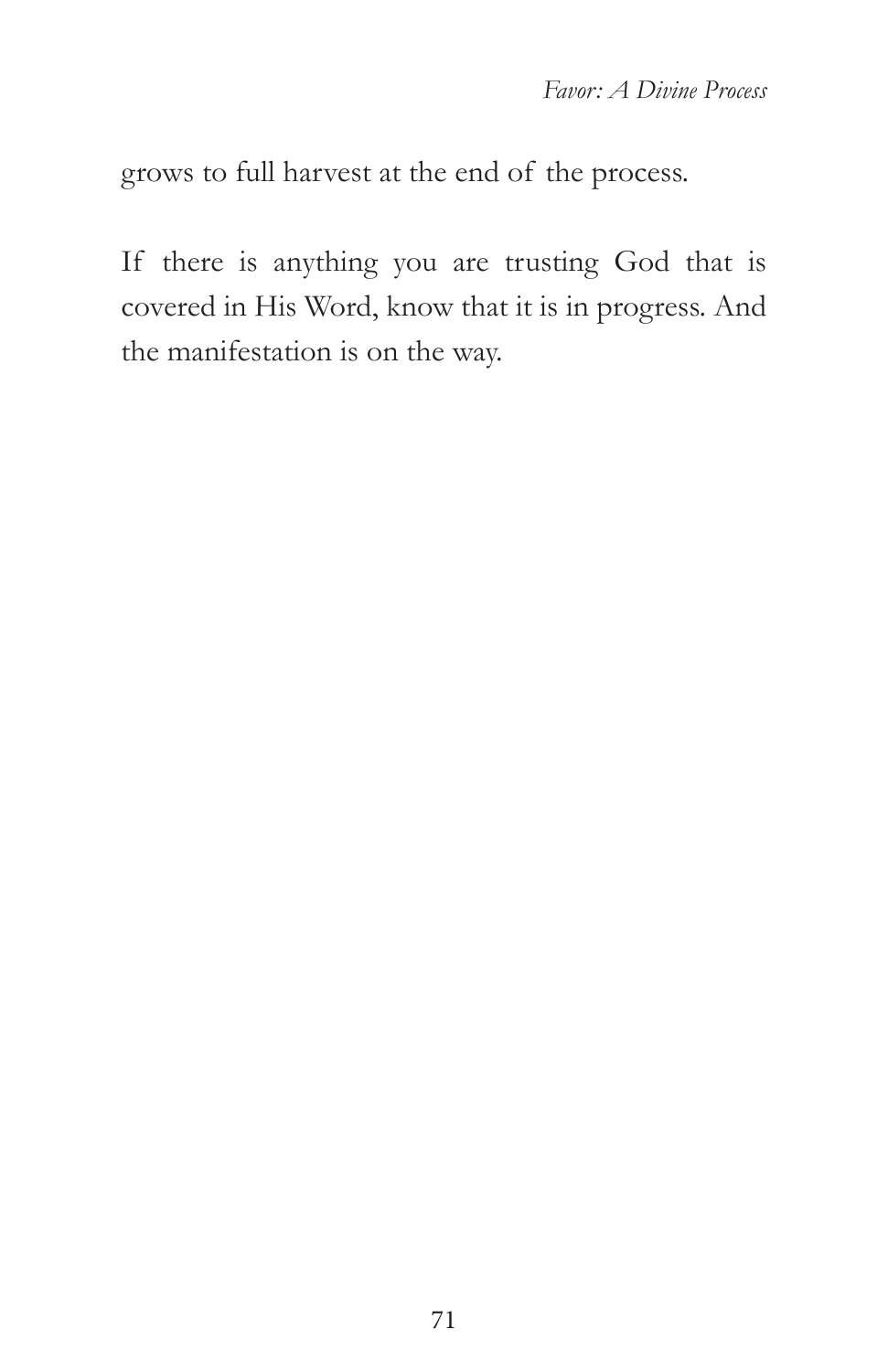grows to full harvest at the end of the process.

If there is anything you are trusting God that is covered in His Word, know that it is in progress. And the manifestation is on the way.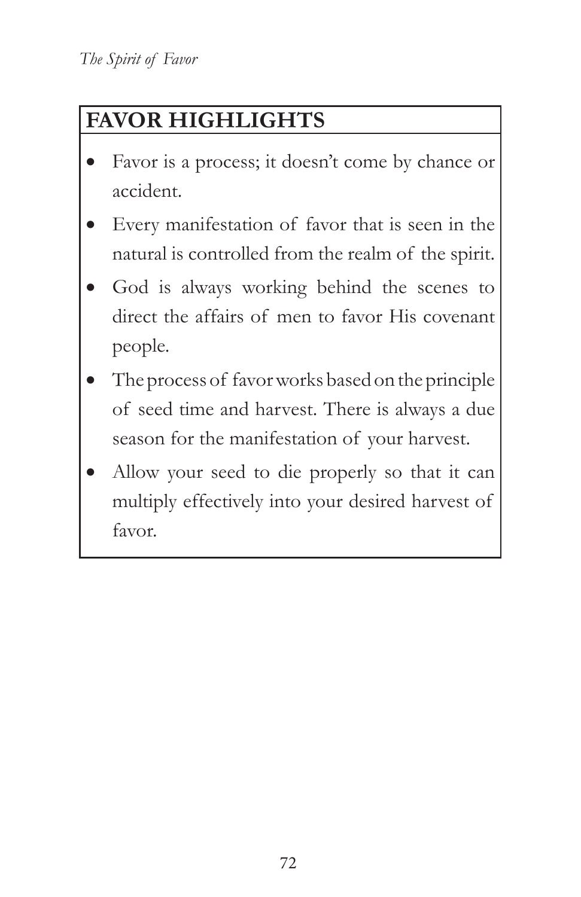## FAVOR HIGHLIGHTS

- Favor is a process; it doesn't come by chance or accident.
- Every manifestation of favor that is seen in the natural is controlled from the realm of the spirit.
- God is always working behind the scenes to direct the affairs of men to favor His covenant people.
- The process of favor works based on the principle of seed time and harvest. There is always a due season for the manifestation of your harvest.
- Allow your seed to die properly so that it can multiply effectively into your desired harvest of favor.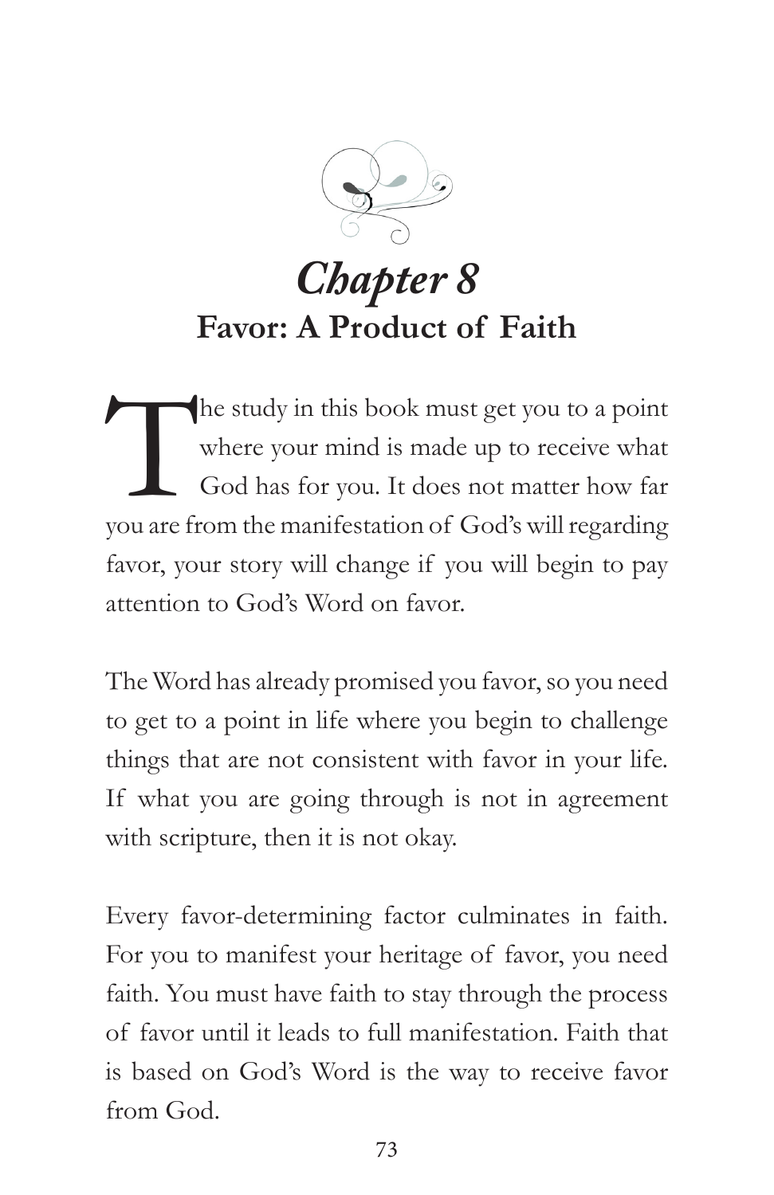# Chapter 8
## Favor: A Product of Faith

The study in this book must get you to a point where your mind is made up to receive what God has for you. It does not matter how far you are from the manifestation of God's will regarding favor, your story will change if you will begin to pay attention to God's Word on favor.

The Word has already promised you favor, so you need to get to a point in life where you begin to challenge things that are not consistent with favor in your life. If what you are going through is not in agreement with scripture, then it is not okay.

Every favor-determining factor culminates in faith. For you to manifest your heritage of favor, you need faith. You must have faith to stay through the process of favor until it leads to full manifestation. Faith that is based on God's Word is the way to receive favor from God.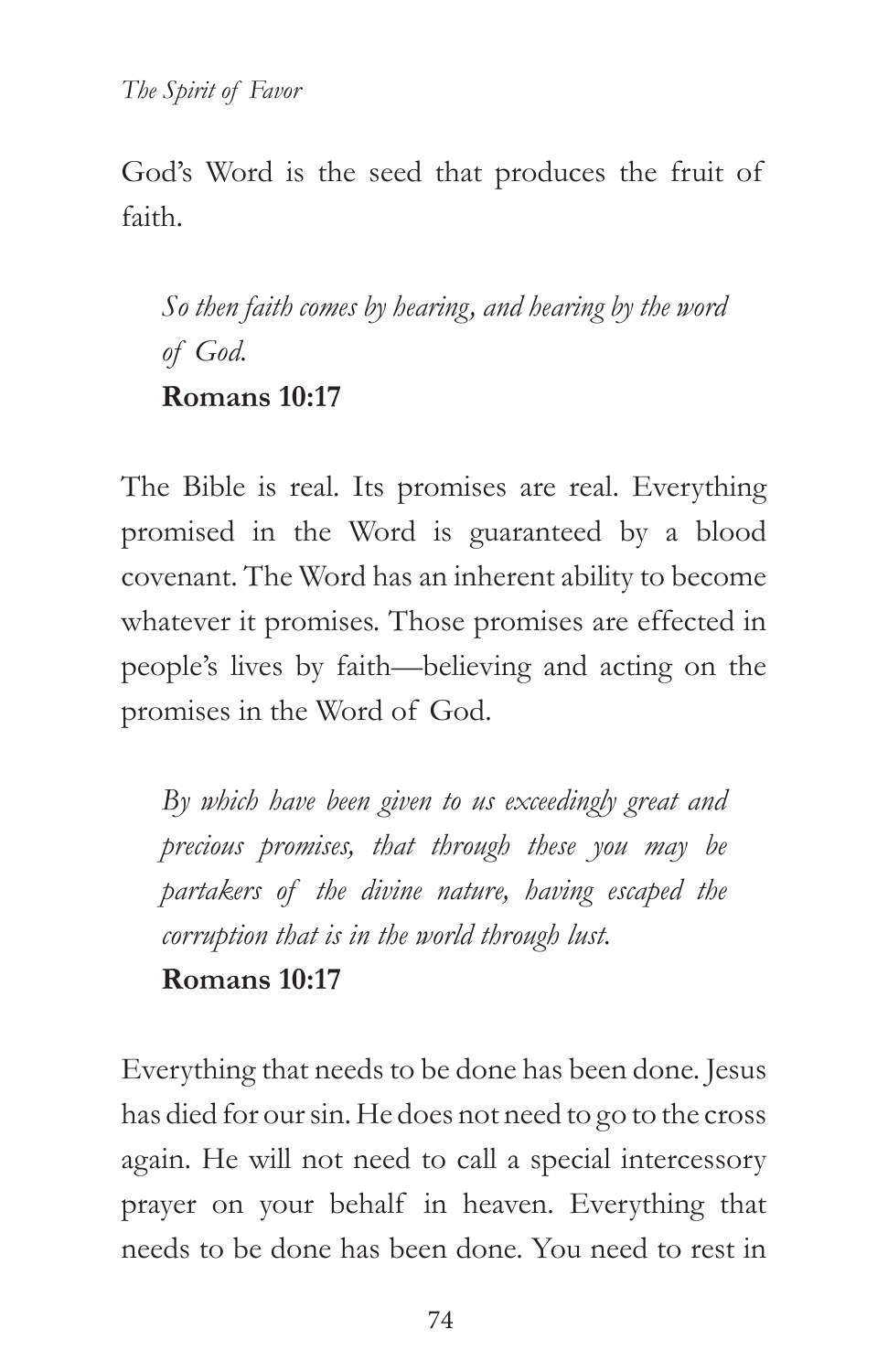God's Word is the seed that produces the fruit of faith.

> *So then faith comes by hearing, and hearing by the word of God.*
> **Romans 10:17**

The Bible is real. Its promises are real. Everything promised in the Word is guaranteed by a blood covenant. The Word has an inherent ability to become whatever it promises. Those promises are effected in people's lives by faith—believing and acting on the promises in the Word of God.

> *By which have been given to us exceedingly great and precious promises, that through these you may be partakers of the divine nature, having escaped the corruption that is in the world through lust.*
> **Romans 10:17**

Everything that needs to be done has been done. Jesus has died for our sin. He does not need to go to the cross again. He will not need to call a special intercessory prayer on your behalf in heaven. Everything that needs to be done has been done. You need to rest in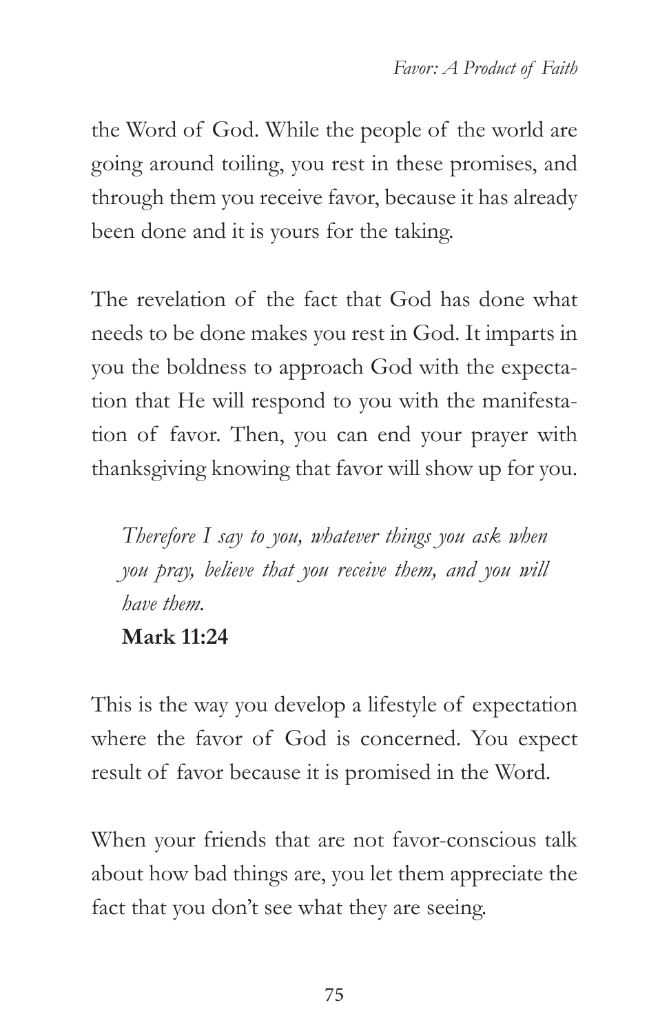the Word of God. While the people of the world are going around toiling, you rest in these promises, and through them you receive favor, because it has already been done and it is yours for the taking.

The revelation of the fact that God has done what needs to be done makes you rest in God. It imparts in you the boldness to approach God with the expectation that He will respond to you with the manifestation of favor. Then, you can end your prayer with thanksgiving knowing that favor will show up for you.

> *Therefore I say to you, whatever things you ask when you pray, believe that you receive them, and you will have them.*
> **Mark 11:24**

This is the way you develop a lifestyle of expectation where the favor of God is concerned. You expect result of favor because it is promised in the Word.

When your friends that are not favor-conscious talk about how bad things are, you let them appreciate the fact that you don't see what they are seeing.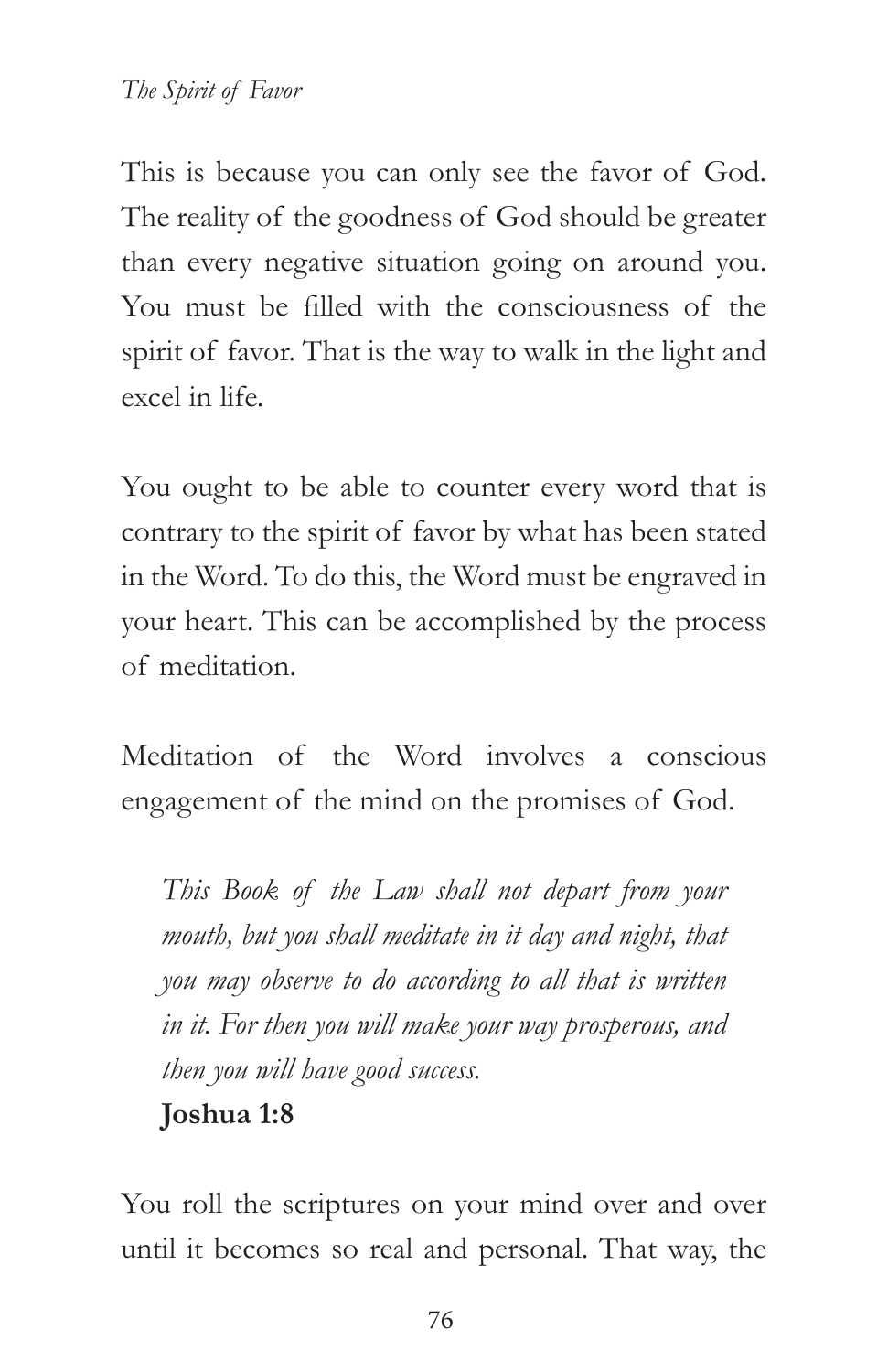This is because you can only see the favor of God. The reality of the goodness of God should be greater than every negative situation going on around you. You must be filled with the consciousness of the spirit of favor. That is the way to walk in the light and excel in life.

You ought to be able to counter every word that is contrary to the spirit of favor by what has been stated in the Word. To do this, the Word must be engraved in your heart. This can be accomplished by the process of meditation.

Meditation of the Word involves a conscious engagement of the mind on the promises of God.

> *This Book of the Law shall not depart from your mouth, but you shall meditate in it day and night, that you may observe to do according to all that is written in it. For then you will make your way prosperous, and then you will have good success.*
>
> **Joshua 1:8**

You roll the scriptures on your mind over and over until it becomes so real and personal. That way, the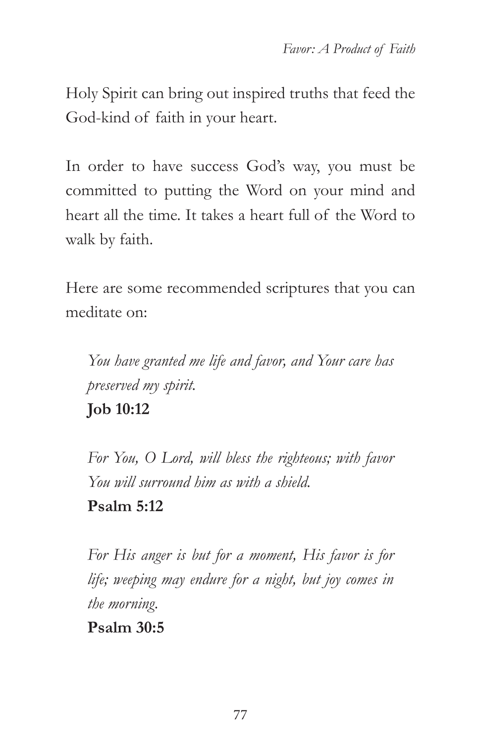Holy Spirit can bring out inspired truths that feed the God-kind of faith in your heart.

In order to have success God's way, you must be committed to putting the Word on your mind and heart all the time. It takes a heart full of the Word to walk by faith.

Here are some recommended scriptures that you can meditate on:

> *You have granted me life and favor, and Your care has preserved my spirit.*
> **Job 10:12**

> *For You, O Lord, will bless the righteous; with favor You will surround him as with a shield.*
> **Psalm 5:12**

> *For His anger is but for a moment, His favor is for life; weeping may endure for a night, but joy comes in the morning.*
> **Psalm 30:5**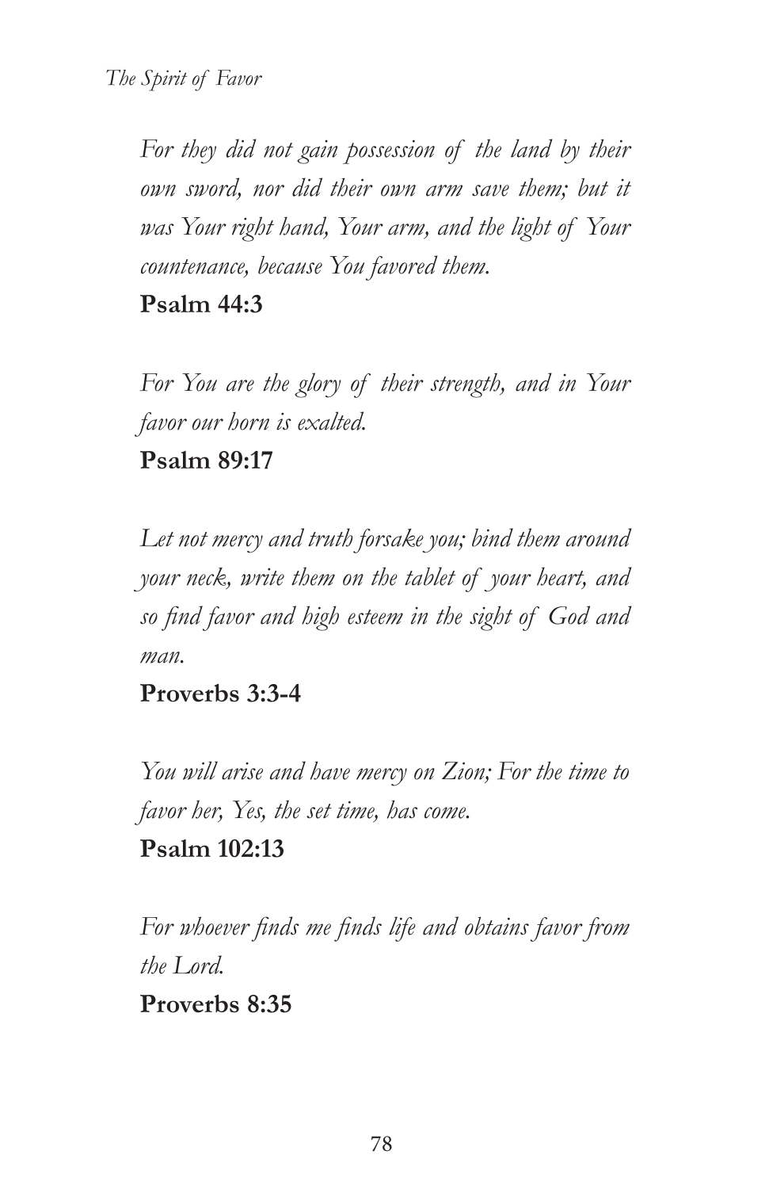*For they did not gain possession of the land by their own sword, nor did their own arm save them; but it was Your right hand, Your arm, and the light of Your countenance, because You favored them.*

**Psalm 44:3**

*For You are the glory of their strength, and in Your favor our horn is exalted.*

**Psalm 89:17**

*Let not mercy and truth forsake you; bind them around your neck, write them on the tablet of your heart, and so find favor and high esteem in the sight of God and man.*

**Proverbs 3:3-4**

*You will arise and have mercy on Zion; For the time to favor her, Yes, the set time, has come.*

**Psalm 102:13**

*For whoever finds me finds life and obtains favor from the Lord.*

**Proverbs 8:35**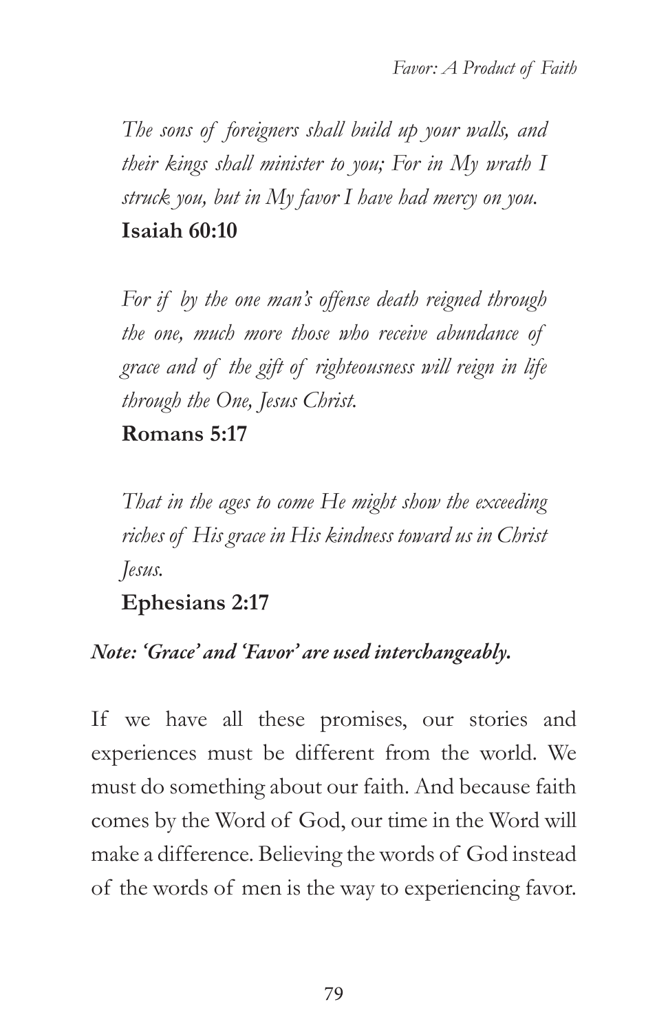*The sons of foreigners shall build up your walls, and their kings shall minister to you; For in My wrath I struck you, but in My favor I have had mercy on you.*
**Isaiah 60:10**

*For if by the one man's offense death reigned through the one, much more those who receive abundance of grace and of the gift of righteousness will reign in life through the One, Jesus Christ.*
**Romans 5:17**

*That in the ages to come He might show the exceeding riches of His grace in His kindness toward us in Christ Jesus.*
**Ephesians 2:17**

***Note: 'Grace' and 'Favor' are used interchangeably.***

If we have all these promises, our stories and experiences must be different from the world. We must do something about our faith. And because faith comes by the Word of God, our time in the Word will make a difference. Believing the words of God instead of the words of men is the way to experiencing favor.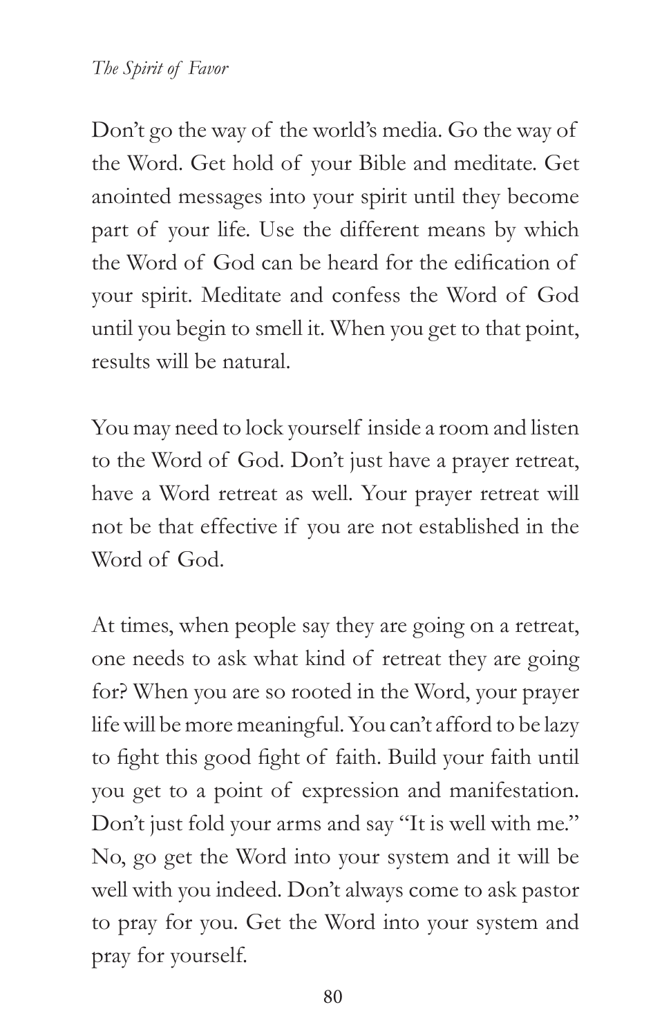Don't go the way of the world's media. Go the way of the Word. Get hold of your Bible and meditate. Get anointed messages into your spirit until they become part of your life. Use the different means by which the Word of God can be heard for the edification of your spirit. Meditate and confess the Word of God until you begin to smell it. When you get to that point, results will be natural.

You may need to lock yourself inside a room and listen to the Word of God. Don't just have a prayer retreat, have a Word retreat as well. Your prayer retreat will not be that effective if you are not established in the Word of God.

At times, when people say they are going on a retreat, one needs to ask what kind of retreat they are going for? When you are so rooted in the Word, your prayer life will be more meaningful. You can't afford to be lazy to fight this good fight of faith. Build your faith until you get to a point of expression and manifestation. Don't just fold your arms and say "It is well with me." No, go get the Word into your system and it will be well with you indeed. Don't always come to ask pastor to pray for you. Get the Word into your system and pray for yourself.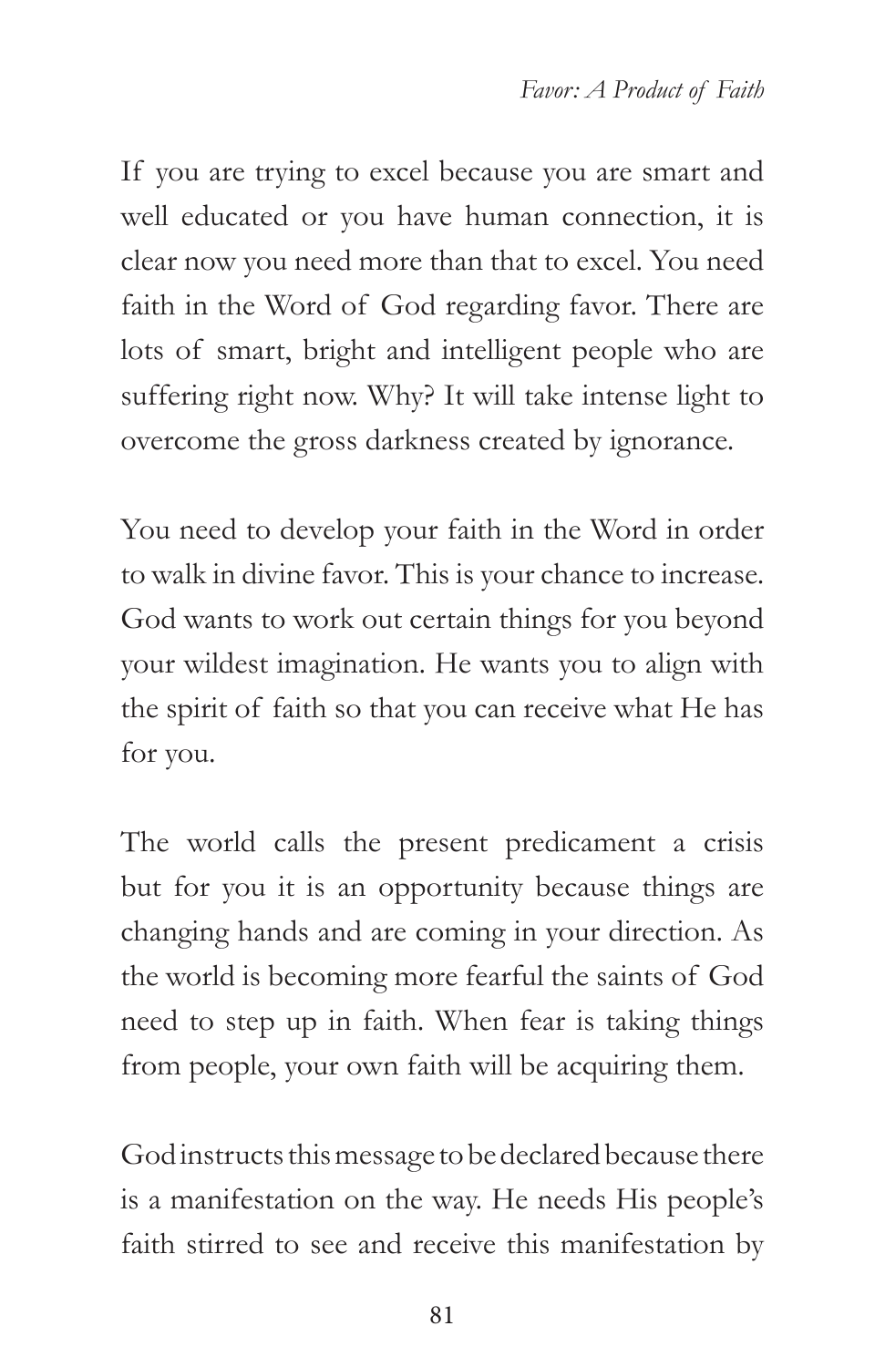If you are trying to excel because you are smart and well educated or you have human connection, it is clear now you need more than that to excel. You need faith in the Word of God regarding favor. There are lots of smart, bright and intelligent people who are suffering right now. Why? It will take intense light to overcome the gross darkness created by ignorance.

You need to develop your faith in the Word in order to walk in divine favor. This is your chance to increase. God wants to work out certain things for you beyond your wildest imagination. He wants you to align with the spirit of faith so that you can receive what He has for you.

The world calls the present predicament a crisis but for you it is an opportunity because things are changing hands and are coming in your direction. As the world is becoming more fearful the saints of God need to step up in faith. When fear is taking things from people, your own faith will be acquiring them.

God instructs this message to be declared because there is a manifestation on the way. He needs His people's faith stirred to see and receive this manifestation by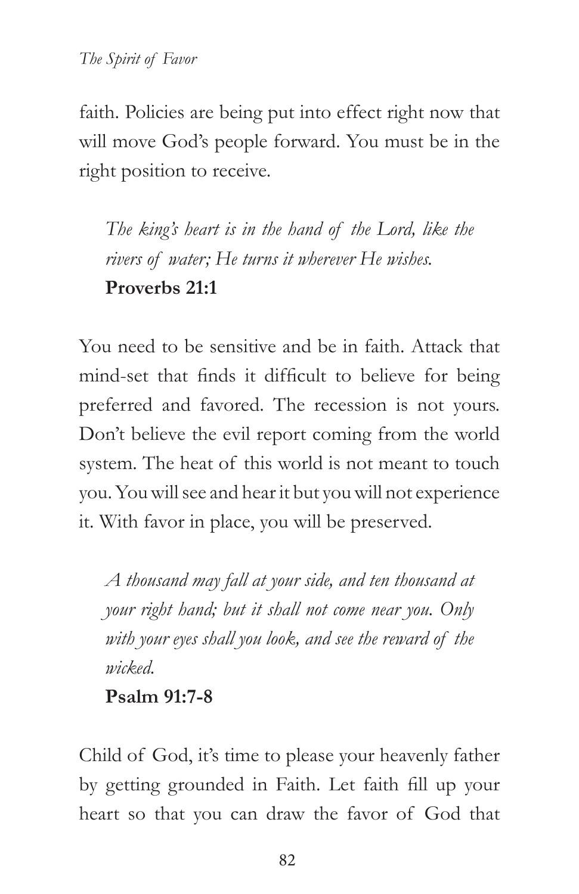faith. Policies are being put into effect right now that will move God's people forward. You must be in the right position to receive.

> *The king's heart is in the hand of the Lord, like the rivers of water; He turns it wherever He wishes.*
> **Proverbs 21:1**

You need to be sensitive and be in faith. Attack that mind-set that finds it difficult to believe for being preferred and favored. The recession is not yours. Don't believe the evil report coming from the world system. The heat of this world is not meant to touch you. You will see and hear it but you will not experience it. With favor in place, you will be preserved.

> *A thousand may fall at your side, and ten thousand at your right hand; but it shall not come near you. Only with your eyes shall you look, and see the reward of the wicked.*
> **Psalm 91:7-8**

Child of God, it's time to please your heavenly father by getting grounded in Faith. Let faith fill up your heart so that you can draw the favor of God that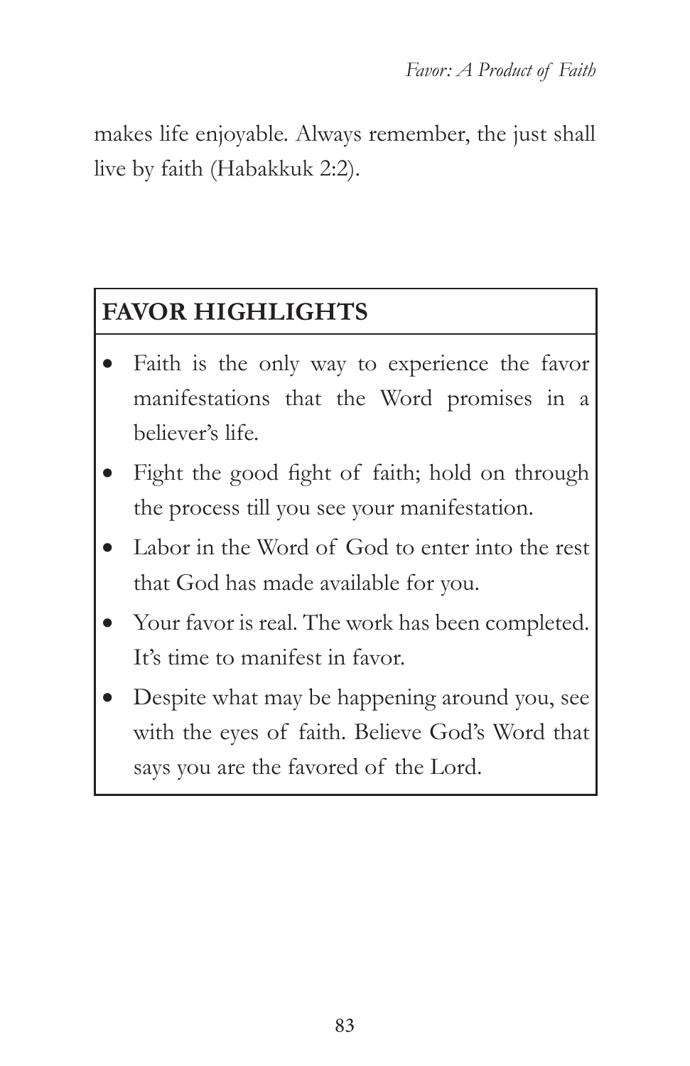makes life enjoyable. Always remember, the just shall live by faith (Habakkuk 2:2).

## FAVOR HIGHLIGHTS

- Faith is the only way to experience the favor manifestations that the Word promises in a believer's life.
- Fight the good fight of faith; hold on through the process till you see your manifestation.
- Labor in the Word of God to enter into the rest that God has made available for you.
- Your favor is real. The work has been completed. It's time to manifest in favor.
- Despite what may be happening around you, see with the eyes of faith. Believe God's Word that says you are the favored of the Lord.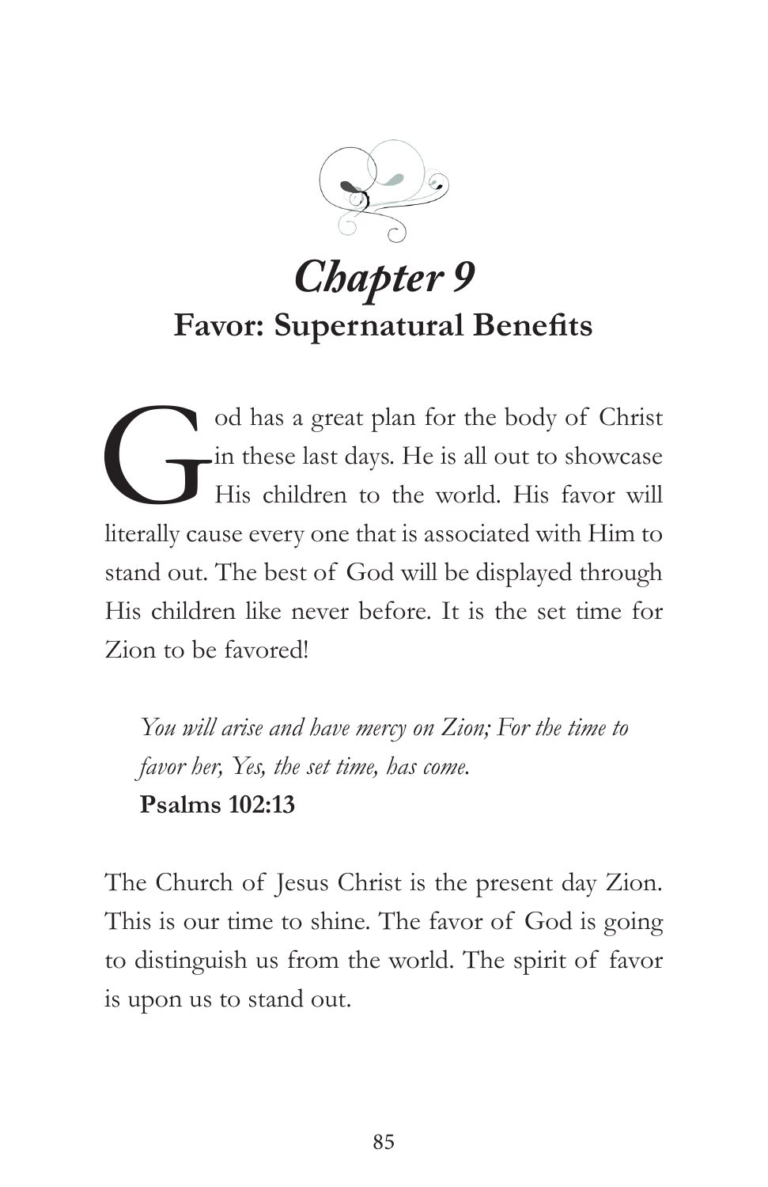# Chapter 9

## Favor: Supernatural Benefits

God has a great plan for the body of Christ in these last days. He is all out to showcase His children to the world. His favor will literally cause every one that is associated with Him to stand out. The best of God will be displayed through His children like never before. It is the set time for Zion to be favored!

> *You will arise and have mercy on Zion; For the time to favor her, Yes, the set time, has come.*
> **Psalms 102:13**

The Church of Jesus Christ is the present day Zion. This is our time to shine. The favor of God is going to distinguish us from the world. The spirit of favor is upon us to stand out.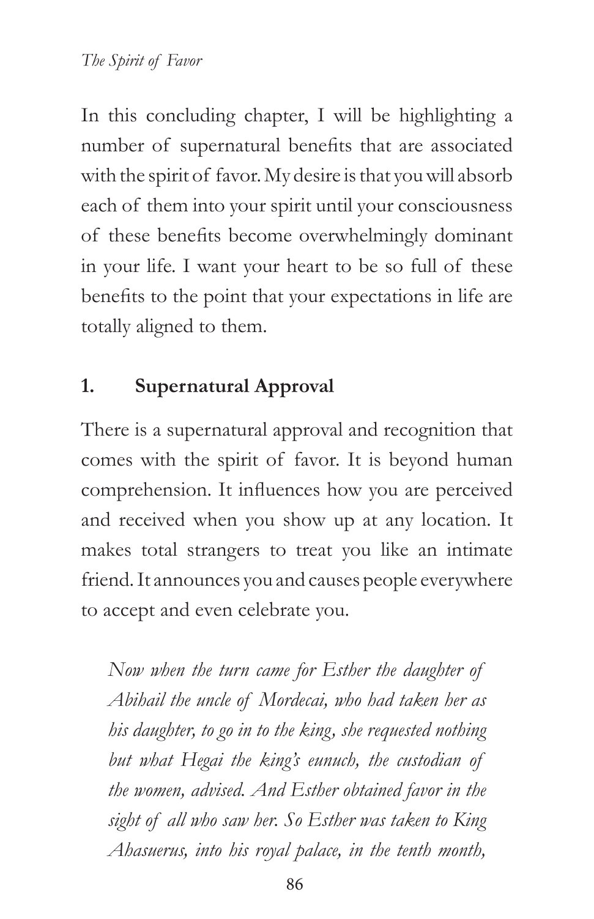In this concluding chapter, I will be highlighting a number of supernatural benefits that are associated with the spirit of favor. My desire is that you will absorb each of them into your spirit until your consciousness of these benefits become overwhelmingly dominant in your life. I want your heart to be so full of these benefits to the point that your expectations in life are totally aligned to them.

## 1. Supernatural Approval

There is a supernatural approval and recognition that comes with the spirit of favor. It is beyond human comprehension. It influences how you are perceived and received when you show up at any location. It makes total strangers to treat you like an intimate friend. It announces you and causes people everywhere to accept and even celebrate you.

> *Now when the turn came for Esther the daughter of Abihail the uncle of Mordecai, who had taken her as his daughter, to go in to the king, she requested nothing but what Hegai the king's eunuch, the custodian of the women, advised. And Esther obtained favor in the sight of all who saw her. So Esther was taken to King Ahasuerus, into his royal palace, in the tenth month,*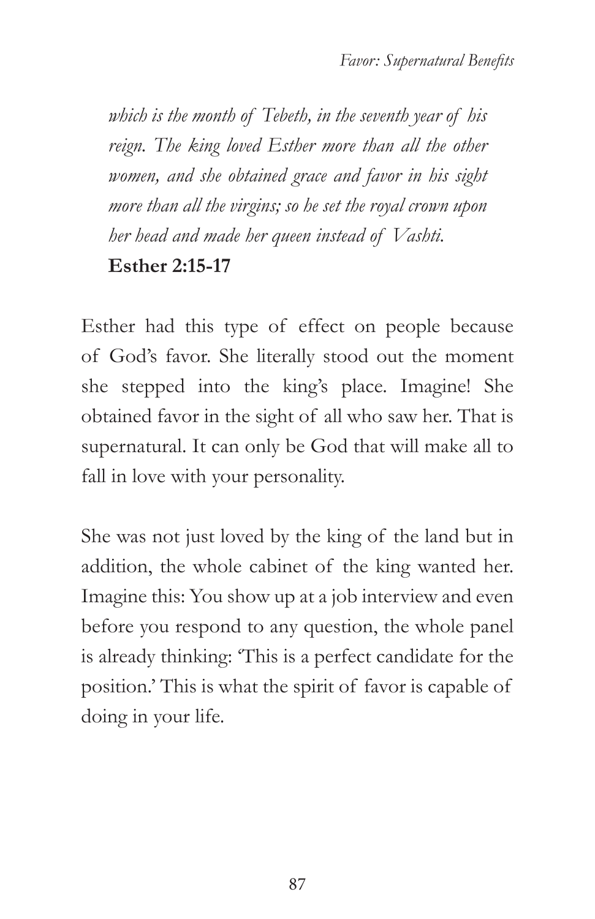*which is the month of Tebeth, in the seventh year of his reign. The king loved Esther more than all the other women, and she obtained grace and favor in his sight more than all the virgins; so he set the royal crown upon her head and made her queen instead of Vashti.*

**Esther 2:15-17**

Esther had this type of effect on people because of God's favor. She literally stood out the moment she stepped into the king's place. Imagine! She obtained favor in the sight of all who saw her. That is supernatural. It can only be God that will make all to fall in love with your personality.

She was not just loved by the king of the land but in addition, the whole cabinet of the king wanted her. Imagine this: You show up at a job interview and even before you respond to any question, the whole panel is already thinking: 'This is a perfect candidate for the position.' This is what the spirit of favor is capable of doing in your life.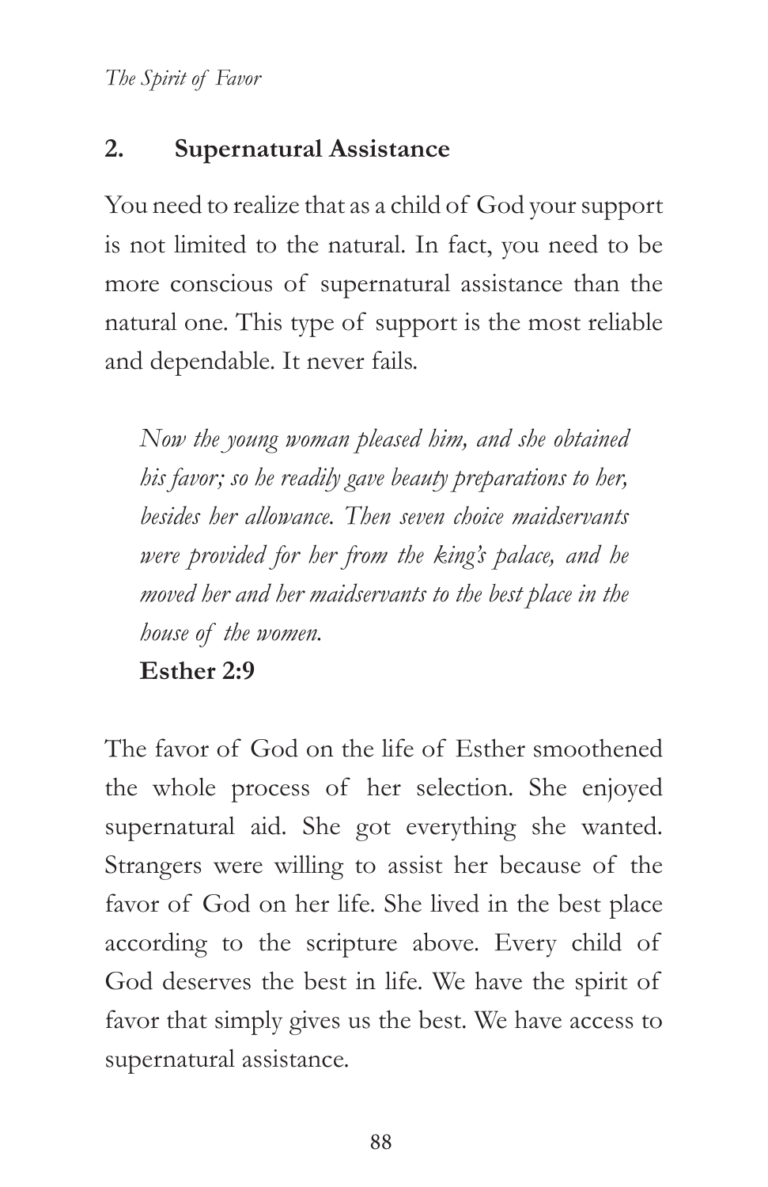## 2. Supernatural Assistance

You need to realize that as a child of God your support is not limited to the natural. In fact, you need to be more conscious of supernatural assistance than the natural one. This type of support is the most reliable and dependable. It never fails.

> *Now the young woman pleased him, and she obtained his favor; so he readily gave beauty preparations to her, besides her allowance. Then seven choice maidservants were provided for her from the king's palace, and he moved her and her maidservants to the best place in the house of the women.*
>
> **Esther 2:9**

The favor of God on the life of Esther smoothened the whole process of her selection. She enjoyed supernatural aid. She got everything she wanted. Strangers were willing to assist her because of the favor of God on her life. She lived in the best place according to the scripture above. Every child of God deserves the best in life. We have the spirit of favor that simply gives us the best. We have access to supernatural assistance.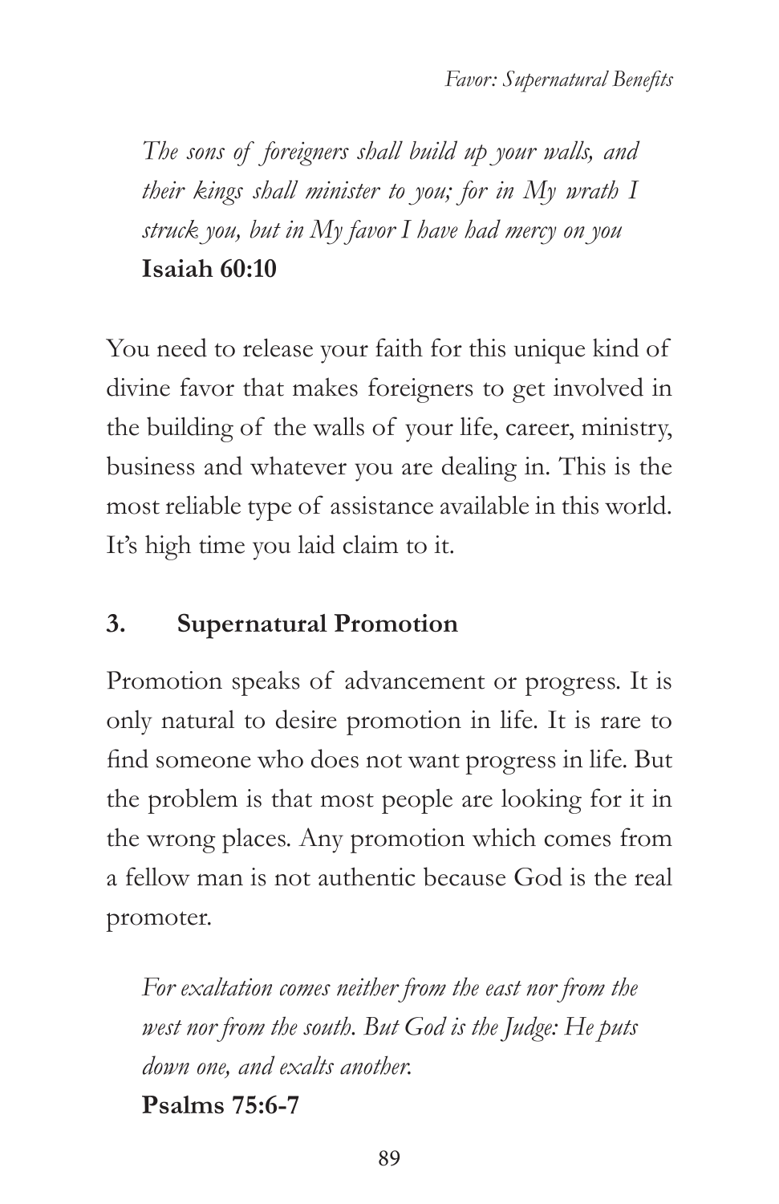*The sons of foreigners shall build up your walls, and their kings shall minister to you; for in My wrath I struck you, but in My favor I have had mercy on you*
**Isaiah 60:10**

You need to release your faith for this unique kind of divine favor that makes foreigners to get involved in the building of the walls of your life, career, ministry, business and whatever you are dealing in. This is the most reliable type of assistance available in this world. It's high time you laid claim to it.

### 3. Supernatural Promotion

Promotion speaks of advancement or progress. It is only natural to desire promotion in life. It is rare to find someone who does not want progress in life. But the problem is that most people are looking for it in the wrong places. Any promotion which comes from a fellow man is not authentic because God is the real promoter.

*For exaltation comes neither from the east nor from the west nor from the south. But God is the Judge: He puts down one, and exalts another.*
**Psalms 75:6-7**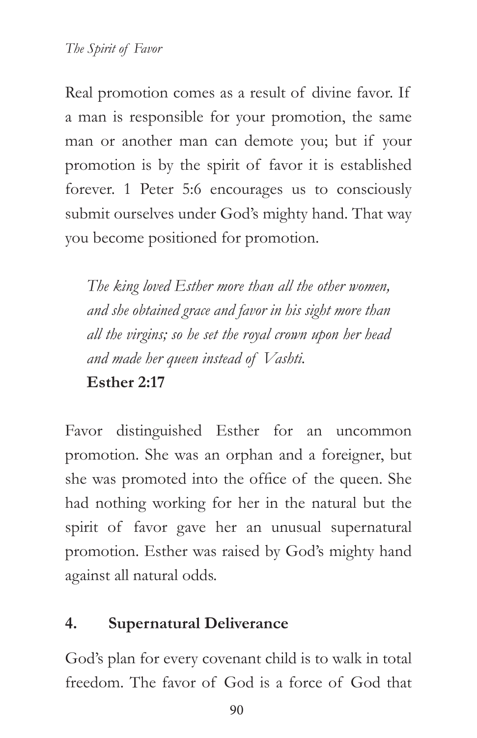Real promotion comes as a result of divine favor. If a man is responsible for your promotion, the same man or another man can demote you; but if your promotion is by the spirit of favor it is established forever. 1 Peter 5:6 encourages us to consciously submit ourselves under God's mighty hand. That way you become positioned for promotion.

> *The king loved Esther more than all the other women, and she obtained grace and favor in his sight more than all the virgins; so he set the royal crown upon her head and made her queen instead of Vashti.*
> **Esther 2:17**

Favor distinguished Esther for an uncommon promotion. She was an orphan and a foreigner, but she was promoted into the office of the queen. She had nothing working for her in the natural but the spirit of favor gave her an unusual supernatural promotion. Esther was raised by God's mighty hand against all natural odds.

### 4. Supernatural Deliverance

God's plan for every covenant child is to walk in total freedom. The favor of God is a force of God that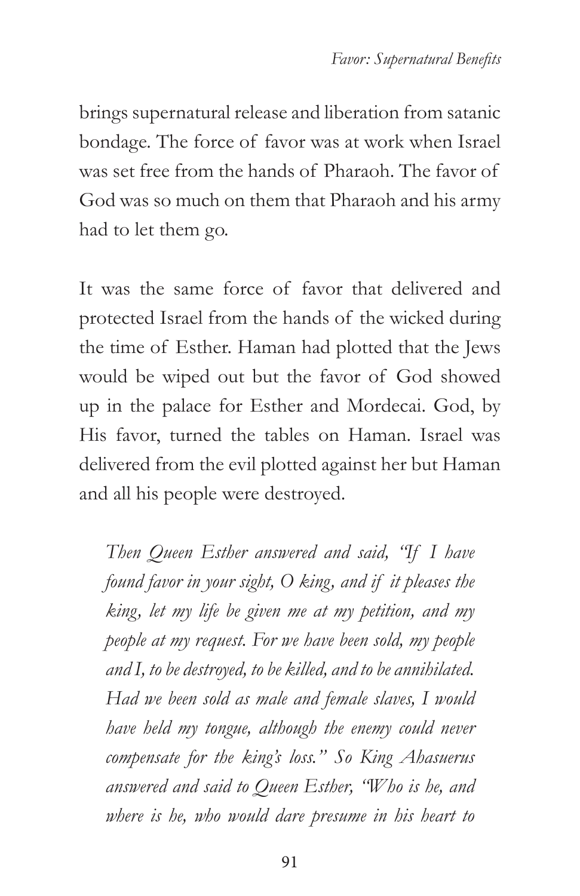brings supernatural release and liberation from satanic bondage. The force of favor was at work when Israel was set free from the hands of Pharaoh. The favor of God was so much on them that Pharaoh and his army had to let them go.

It was the same force of favor that delivered and protected Israel from the hands of the wicked during the time of Esther. Haman had plotted that the Jews would be wiped out but the favor of God showed up in the palace for Esther and Mordecai. God, by His favor, turned the tables on Haman. Israel was delivered from the evil plotted against her but Haman and all his people were destroyed.

> *Then Queen Esther answered and said, "If I have found favor in your sight, O king, and if it pleases the king, let my life be given me at my petition, and my people at my request. For we have been sold, my people and I, to be destroyed, to be killed, and to be annihilated. Had we been sold as male and female slaves, I would have held my tongue, although the enemy could never compensate for the king's loss." So King Ahasuerus answered and said to Queen Esther, "Who is he, and where is he, who would dare presume in his heart to*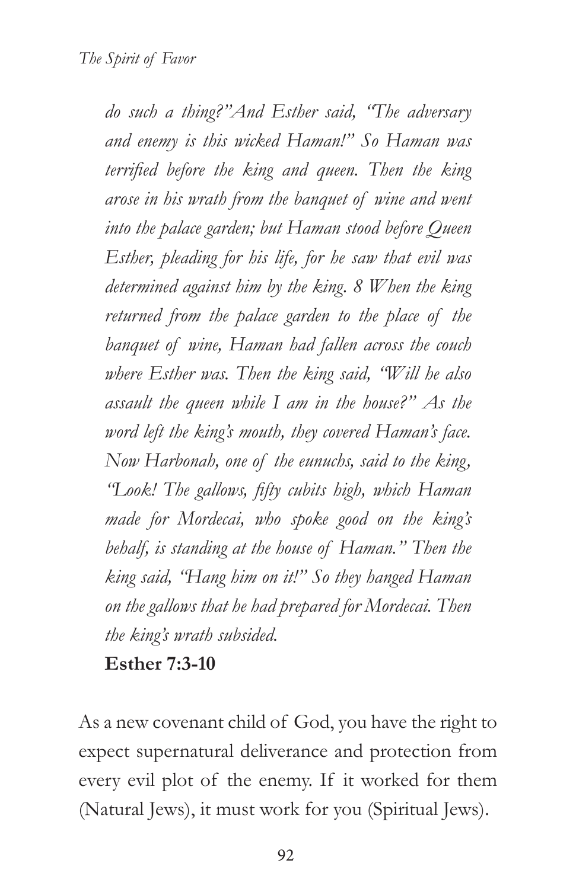*do such a thing?"And Esther said, "The adversary and enemy is this wicked Haman!" So Haman was terrified before the king and queen. Then the king arose in his wrath from the banquet of wine and went into the palace garden; but Haman stood before Queen Esther, pleading for his life, for he saw that evil was determined against him by the king. 8 When the king returned from the palace garden to the place of the banquet of wine, Haman had fallen across the couch where Esther was. Then the king said, "Will he also assault the queen while I am in the house?" As the word left the king's mouth, they covered Haman's face. Now Harbonah, one of the eunuchs, said to the king, "Look! The gallows, fifty cubits high, which Haman made for Mordecai, who spoke good on the king's behalf, is standing at the house of Haman." Then the king said, "Hang him on it!" So they hanged Haman on the gallows that he had prepared for Mordecai. Then the king's wrath subsided.*

**Esther 7:3-10**

As a new covenant child of God, you have the right to expect supernatural deliverance and protection from every evil plot of the enemy. If it worked for them (Natural Jews), it must work for you (Spiritual Jews).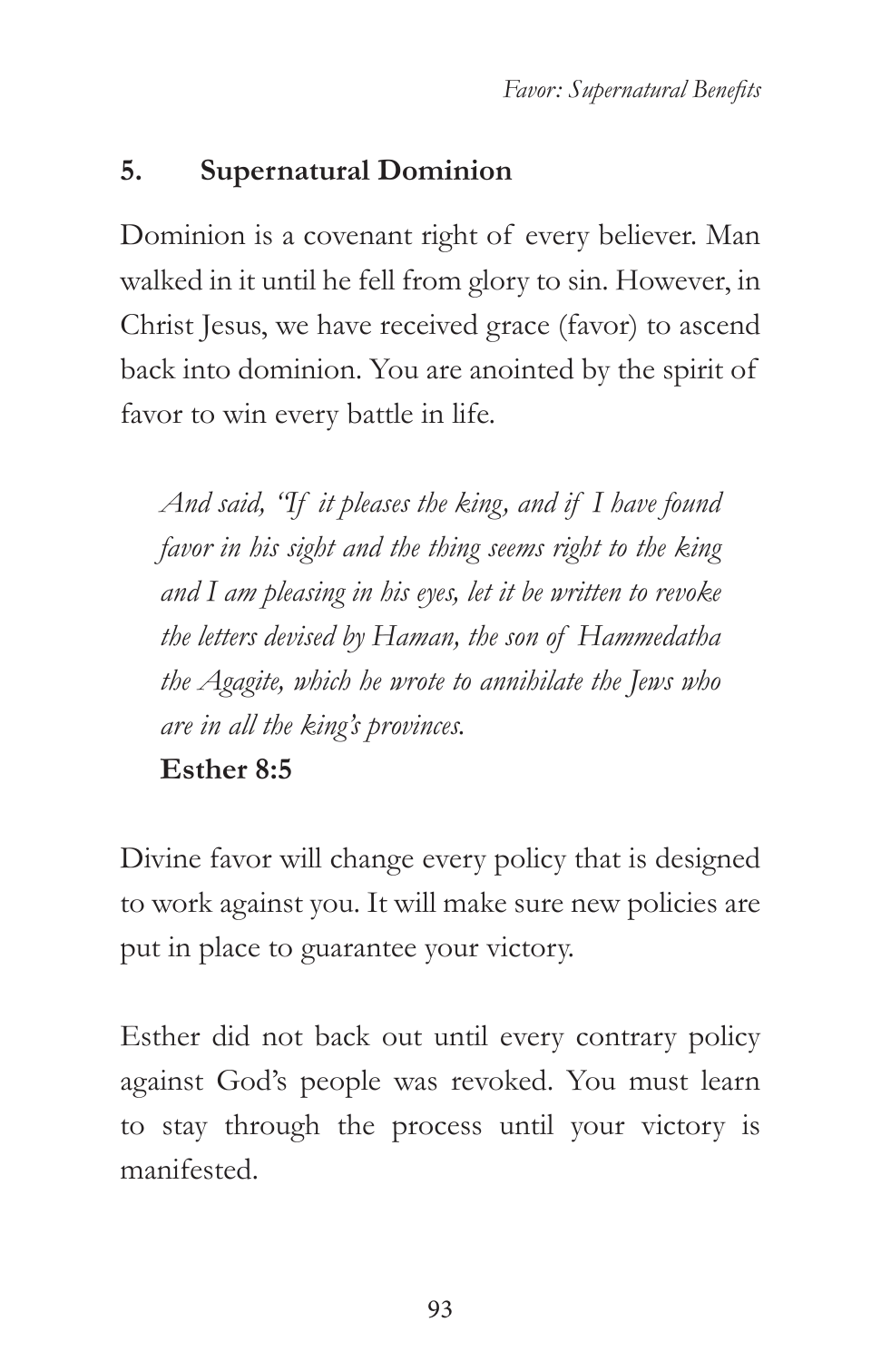### 5. Supernatural Dominion

Dominion is a covenant right of every believer. Man walked in it until he fell from glory to sin. However, in Christ Jesus, we have received grace (favor) to ascend back into dominion. You are anointed by the spirit of favor to win every battle in life.

> *And said, "If it pleases the king, and if I have found favor in his sight and the thing seems right to the king and I am pleasing in his eyes, let it be written to revoke the letters devised by Haman, the son of Hammedatha the Agagite, which he wrote to annihilate the Jews who are in all the king's provinces.*
>
> **Esther 8:5**

Divine favor will change every policy that is designed to work against you. It will make sure new policies are put in place to guarantee your victory.

Esther did not back out until every contrary policy against God's people was revoked. You must learn to stay through the process until your victory is manifested.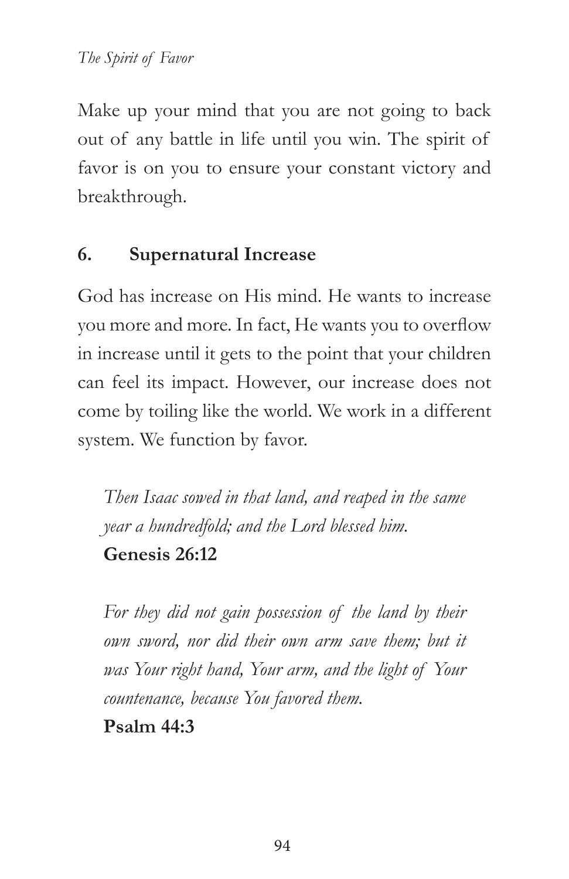Make up your mind that you are not going to back out of any battle in life until you win. The spirit of favor is on you to ensure your constant victory and breakthrough.

### 6. Supernatural Increase

God has increase on His mind. He wants to increase you more and more. In fact, He wants you to overflow in increase until it gets to the point that your children can feel its impact. However, our increase does not come by toiling like the world. We work in a different system. We function by favor.

> *Then Isaac sowed in that land, and reaped in the same year a hundredfold; and the Lord blessed him.*
> **Genesis 26:12**

> *For they did not gain possession of the land by their own sword, nor did their own arm save them; but it was Your right hand, Your arm, and the light of Your countenance, because You favored them.*
> **Psalm 44:3**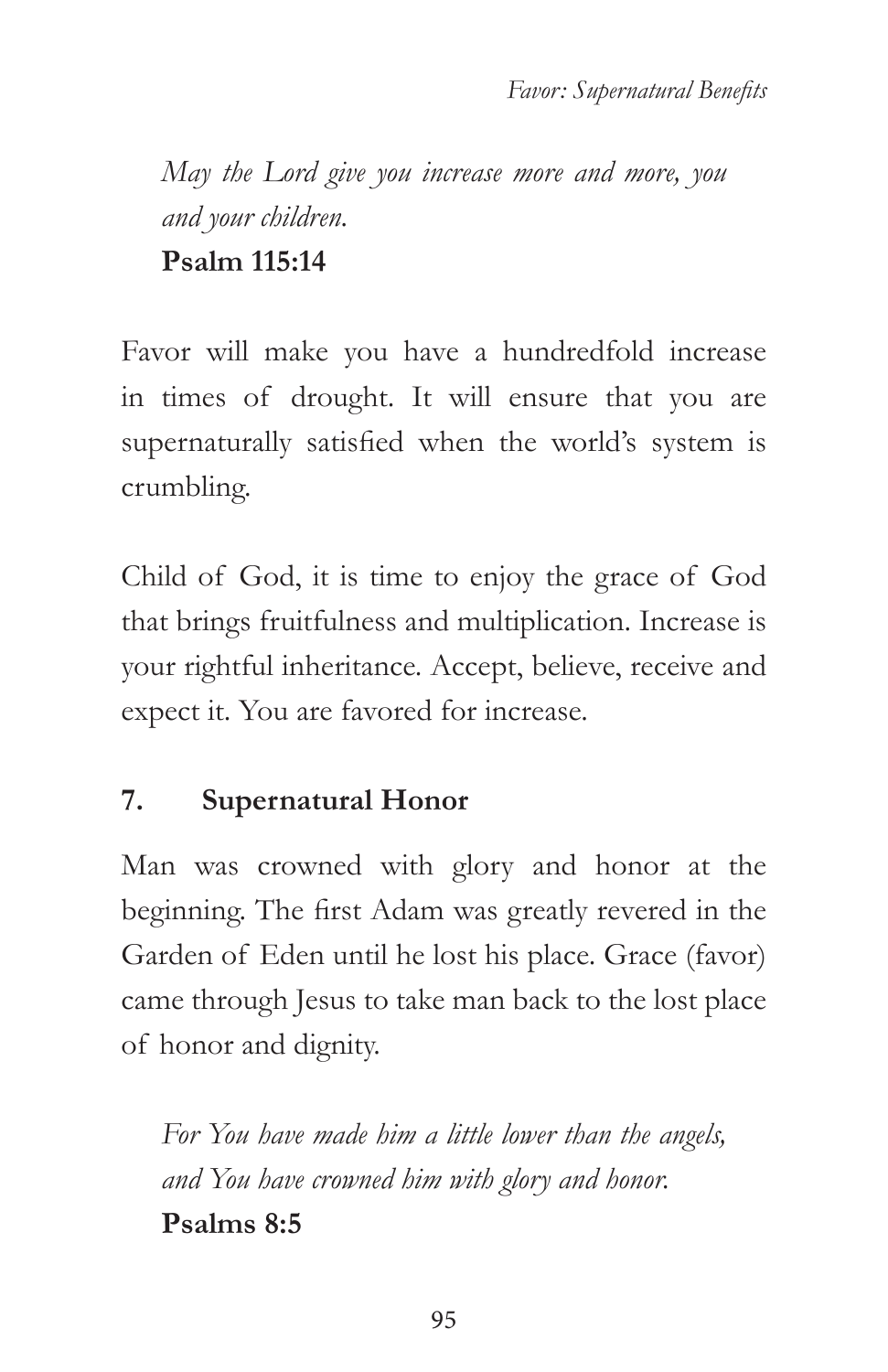*May the Lord give you increase more and more, you and your children.*
**Psalm 115:14**

Favor will make you have a hundredfold increase in times of drought. It will ensure that you are supernaturally satisfied when the world's system is crumbling.

Child of God, it is time to enjoy the grace of God that brings fruitfulness and multiplication. Increase is your rightful inheritance. Accept, believe, receive and expect it. You are favored for increase.

### 7. Supernatural Honor

Man was crowned with glory and honor at the beginning. The first Adam was greatly revered in the Garden of Eden until he lost his place. Grace (favor) came through Jesus to take man back to the lost place of honor and dignity.

*For You have made him a little lower than the angels, and You have crowned him with glory and honor.*
**Psalms 8:5**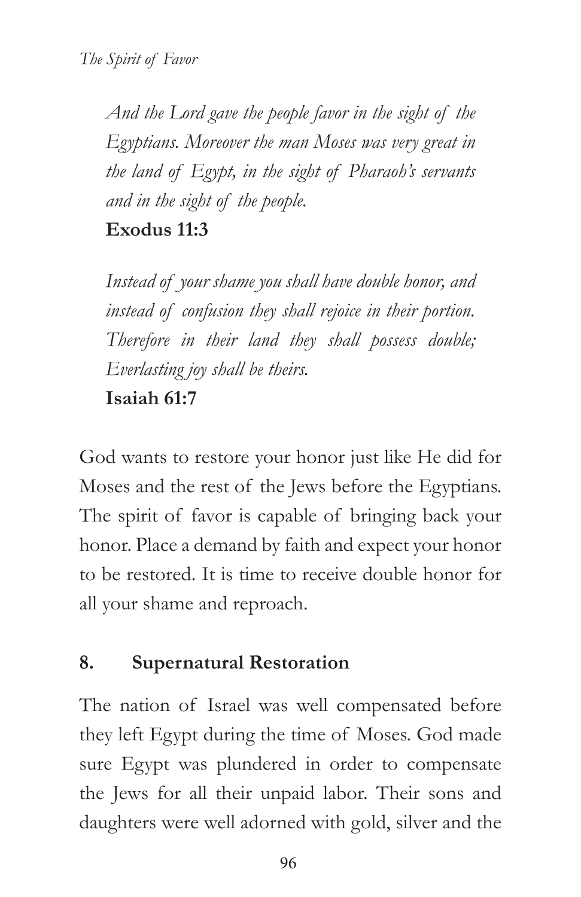*And the Lord gave the people favor in the sight of the Egyptians. Moreover the man Moses was very great in the land of Egypt, in the sight of Pharaoh's servants and in the sight of the people.*
**Exodus 11:3**

*Instead of your shame you shall have double honor, and instead of confusion they shall rejoice in their portion. Therefore in their land they shall possess double; Everlasting joy shall be theirs.*
**Isaiah 61:7**

God wants to restore your honor just like He did for Moses and the rest of the Jews before the Egyptians. The spirit of favor is capable of bringing back your honor. Place a demand by faith and expect your honor to be restored. It is time to receive double honor for all your shame and reproach.

## 8. Supernatural Restoration

The nation of Israel was well compensated before they left Egypt during the time of Moses. God made sure Egypt was plundered in order to compensate the Jews for all their unpaid labor. Their sons and daughters were well adorned with gold, silver and the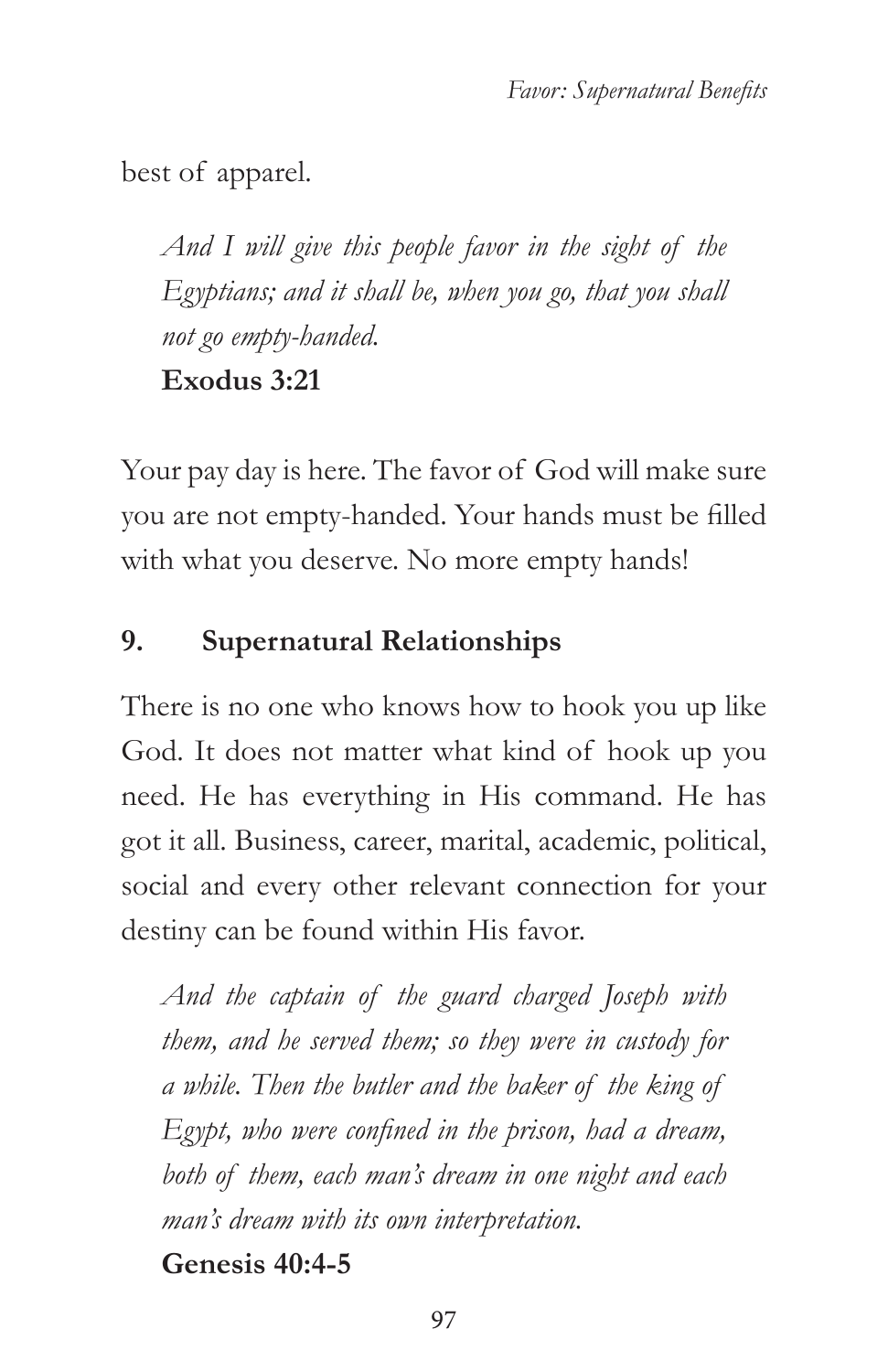best of apparel.

> *And I will give this people favor in the sight of the Egyptians; and it shall be, when you go, that you shall not go empty-handed.*
> **Exodus 3:21**

Your pay day is here. The favor of God will make sure you are not empty-handed. Your hands must be filled with what you deserve. No more empty hands!

### 9. Supernatural Relationships

There is no one who knows how to hook you up like God. It does not matter what kind of hook up you need. He has everything in His command. He has got it all. Business, career, marital, academic, political, social and every other relevant connection for your destiny can be found within His favor.

> *And the captain of the guard charged Joseph with them, and he served them; so they were in custody for a while. Then the butler and the baker of the king of Egypt, who were confined in the prison, had a dream, both of them, each man's dream in one night and each man's dream with its own interpretation.*
> **Genesis 40:4-5**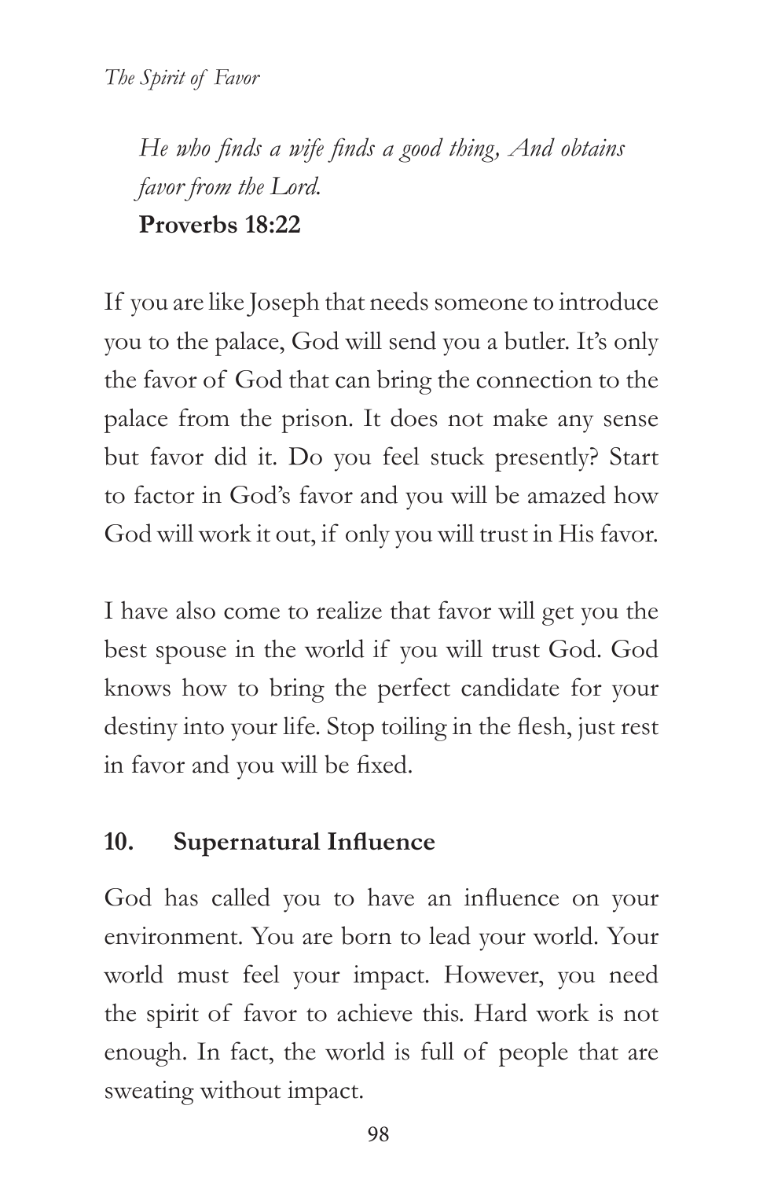*He who finds a wife finds a good thing, And obtains favor from the Lord.*
**Proverbs 18:22**

If you are like Joseph that needs someone to introduce you to the palace, God will send you a butler. It's only the favor of God that can bring the connection to the palace from the prison. It does not make any sense but favor did it. Do you feel stuck presently? Start to factor in God's favor and you will be amazed how God will work it out, if only you will trust in His favor.

I have also come to realize that favor will get you the best spouse in the world if you will trust God. God knows how to bring the perfect candidate for your destiny into your life. Stop toiling in the flesh, just rest in favor and you will be fixed.

### 10. Supernatural Influence

God has called you to have an influence on your environment. You are born to lead your world. Your world must feel your impact. However, you need the spirit of favor to achieve this. Hard work is not enough. In fact, the world is full of people that are sweating without impact.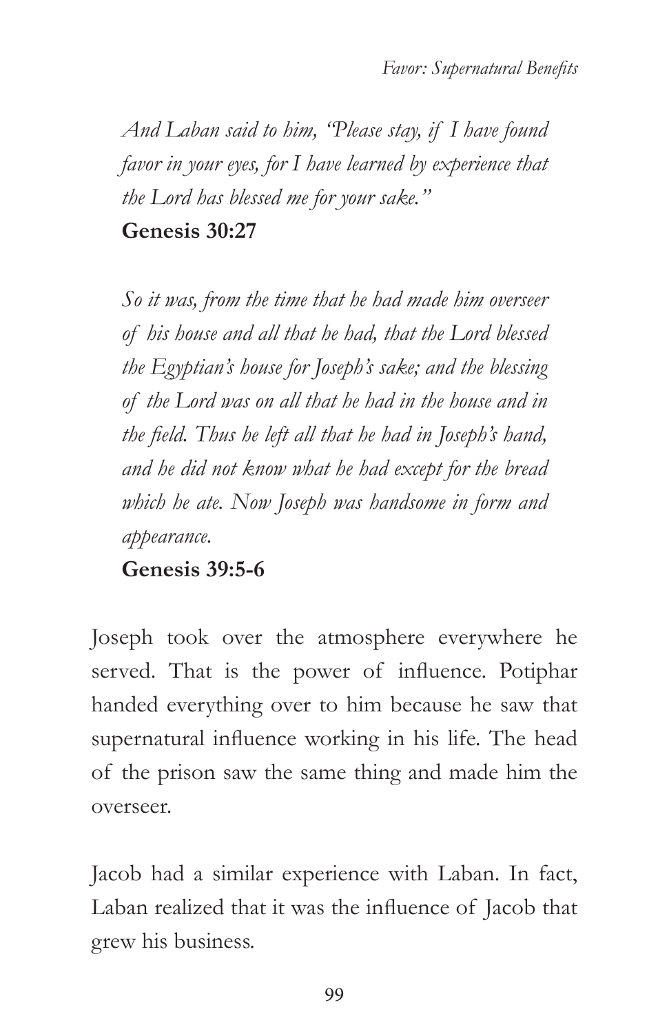*And Laban said to him, "Please stay, if I have found favor in your eyes, for I have learned by experience that the Lord has blessed me for your sake."*
**Genesis 30:27**

*So it was, from the time that he had made him overseer of his house and all that he had, that the Lord blessed the Egyptian's house for Joseph's sake; and the blessing of the Lord was on all that he had in the house and in the field. Thus he left all that he had in Joseph's hand, and he did not know what he had except for the bread which he ate. Now Joseph was handsome in form and appearance.*
**Genesis 39:5-6**

Joseph took over the atmosphere everywhere he served. That is the power of influence. Potiphar handed everything over to him because he saw that supernatural influence working in his life. The head of the prison saw the same thing and made him the overseer.

Jacob had a similar experience with Laban. In fact, Laban realized that it was the influence of Jacob that grew his business.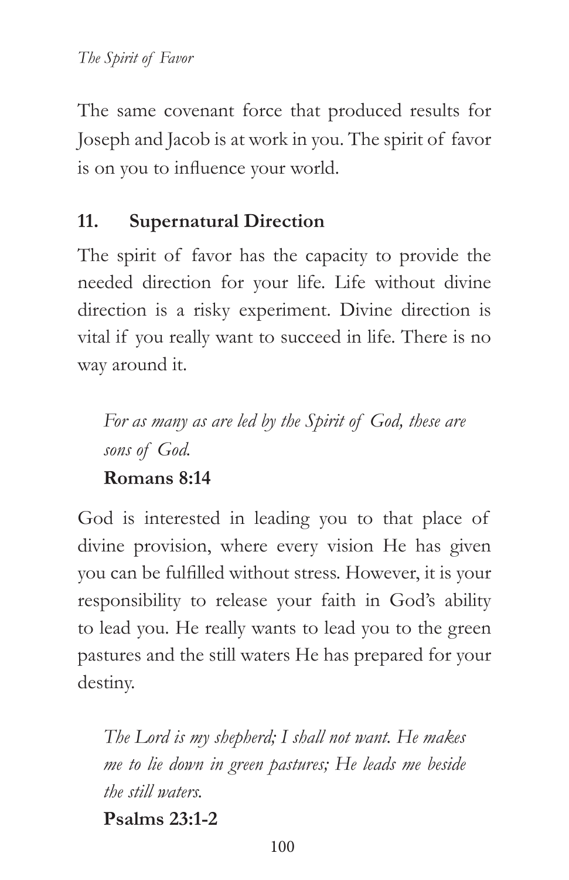The same covenant force that produced results for Joseph and Jacob is at work in you. The spirit of favor is on you to influence your world.

### 11. Supernatural Direction

The spirit of favor has the capacity to provide the needed direction for your life. Life without divine direction is a risky experiment. Divine direction is vital if you really want to succeed in life. There is no way around it.

> *For as many as are led by the Spirit of God, these are sons of God.*
> **Romans 8:14**

God is interested in leading you to that place of divine provision, where every vision He has given you can be fulfilled without stress. However, it is your responsibility to release your faith in God's ability to lead you. He really wants to lead you to the green pastures and the still waters He has prepared for your destiny.

> *The Lord is my shepherd; I shall not want. He makes me to lie down in green pastures; He leads me beside the still waters.*
> **Psalms 23:1-2**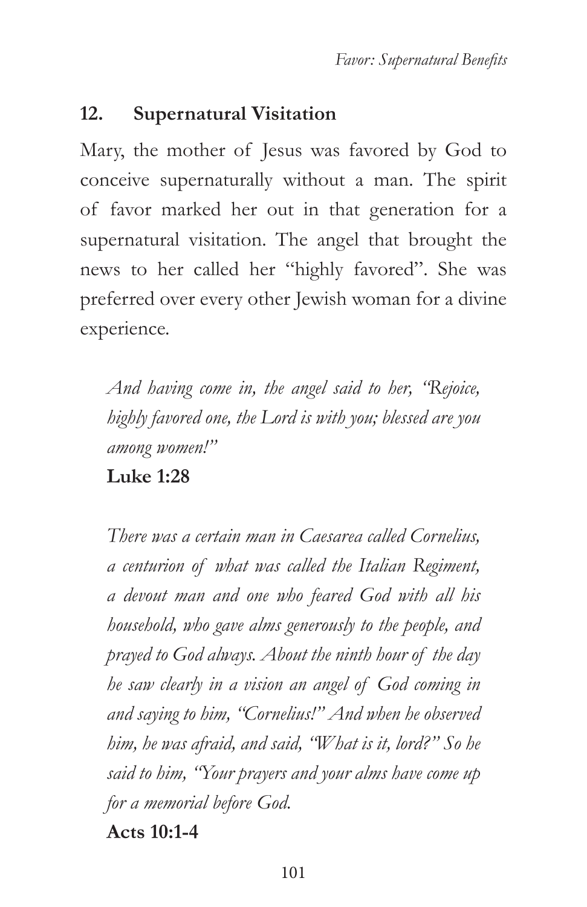### 12. Supernatural Visitation

Mary, the mother of Jesus was favored by God to conceive supernaturally without a man. The spirit of favor marked her out in that generation for a supernatural visitation. The angel that brought the news to her called her "highly favored". She was preferred over every other Jewish woman for a divine experience.

> *And having come in, the angel said to her, "Rejoice, highly favored one, the Lord is with you; blessed are you among women!"*
>
> **Luke 1:28**

> *There was a certain man in Caesarea called Cornelius, a centurion of what was called the Italian Regiment, a devout man and one who feared God with all his household, who gave alms generously to the people, and prayed to God always. About the ninth hour of the day he saw clearly in a vision an angel of God coming in and saying to him, "Cornelius!" And when he observed him, he was afraid, and said, "What is it, lord?" So he said to him, "Your prayers and your alms have come up for a memorial before God.*
>
> **Acts 10:1-4**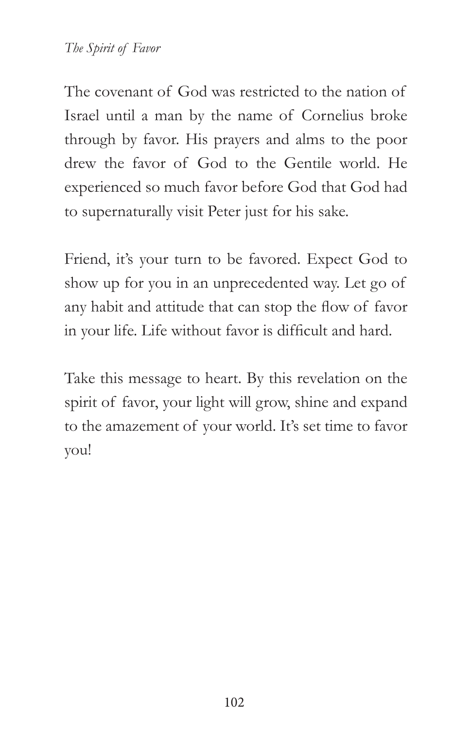The covenant of God was restricted to the nation of Israel until a man by the name of Cornelius broke through by favor. His prayers and alms to the poor drew the favor of God to the Gentile world. He experienced so much favor before God that God had to supernaturally visit Peter just for his sake.

Friend, it's your turn to be favored. Expect God to show up for you in an unprecedented way. Let go of any habit and attitude that can stop the flow of favor in your life. Life without favor is difficult and hard.

Take this message to heart. By this revelation on the spirit of favor, your light will grow, shine and expand to the amazement of your world. It's set time to favor you!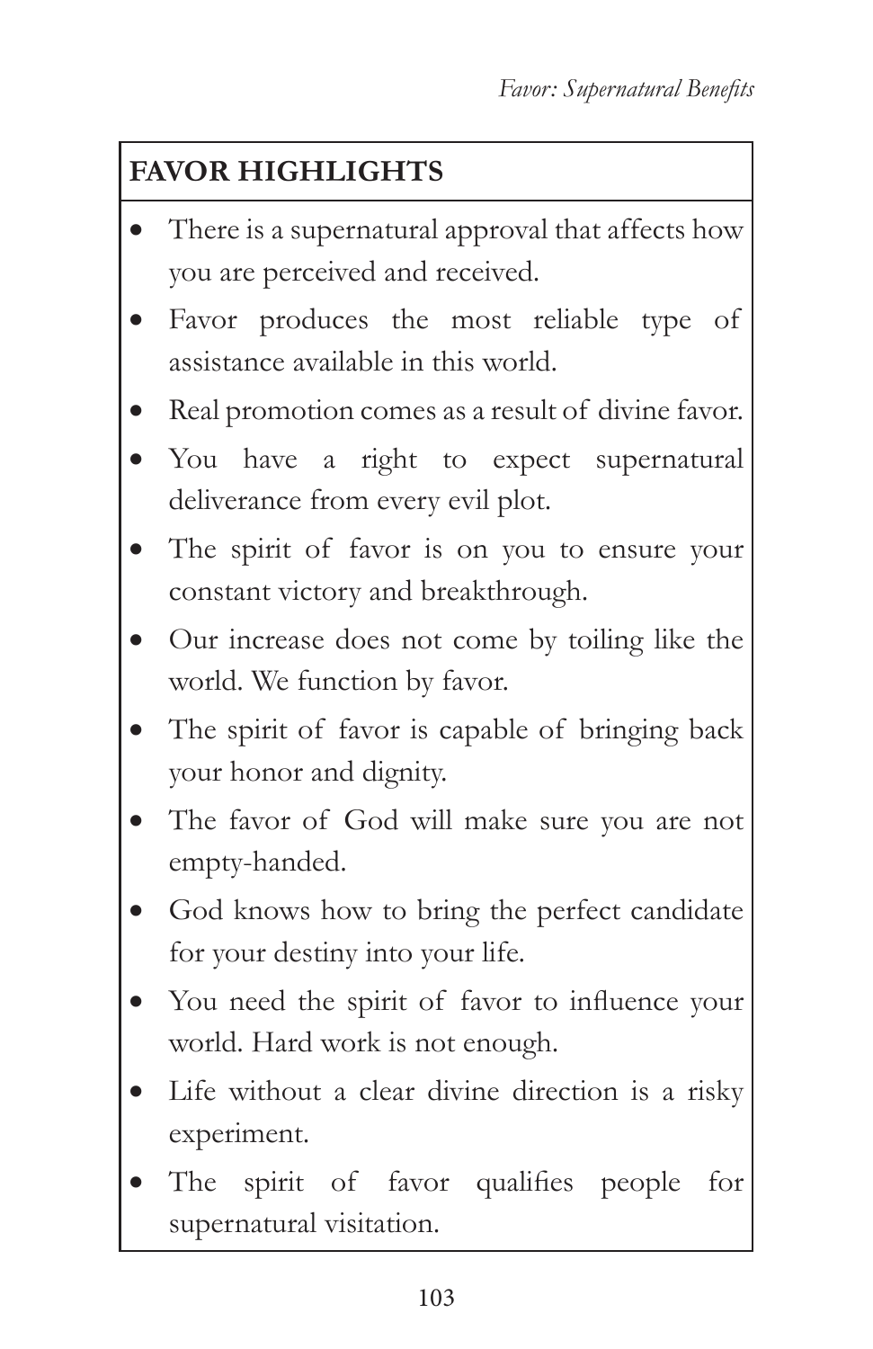**FAVOR HIGHLIGHTS**

- There is a supernatural approval that affects how you are perceived and received.
- Favor produces the most reliable type of assistance available in this world.
- Real promotion comes as a result of divine favor.
- You have a right to expect supernatural deliverance from every evil plot.
- The spirit of favor is on you to ensure your constant victory and breakthrough.
- Our increase does not come by toiling like the world. We function by favor.
- The spirit of favor is capable of bringing back your honor and dignity.
- The favor of God will make sure you are not empty-handed.
- God knows how to bring the perfect candidate for your destiny into your life.
- You need the spirit of favor to influence your world. Hard work is not enough.
- Life without a clear divine direction is a risky experiment.
- The spirit of favor qualifies people for supernatural visitation.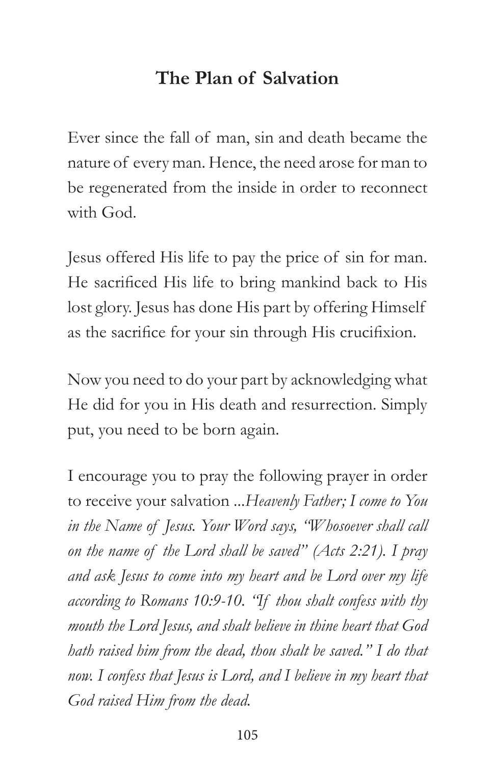## The Plan of Salvation

Ever since the fall of man, sin and death became the nature of every man. Hence, the need arose for man to be regenerated from the inside in order to reconnect with God.

Jesus offered His life to pay the price of sin for man. He sacrificed His life to bring mankind back to His lost glory. Jesus has done His part by offering Himself as the sacrifice for your sin through His crucifixion.

Now you need to do your part by acknowledging what He did for you in His death and resurrection. Simply put, you need to be born again.

I encourage you to pray the following prayer in order to receive your salvation ...*Heavenly Father; I come to You in the Name of Jesus. Your Word says, "Whosoever shall call on the name of the Lord shall be saved" (Acts 2:21). I pray and ask Jesus to come into my heart and be Lord over my life according to Romans 10:9-10. "If thou shalt confess with thy mouth the Lord Jesus, and shalt believe in thine heart that God hath raised him from the dead, thou shalt be saved." I do that now. I confess that Jesus is Lord, and I believe in my heart that God raised Him from the dead.*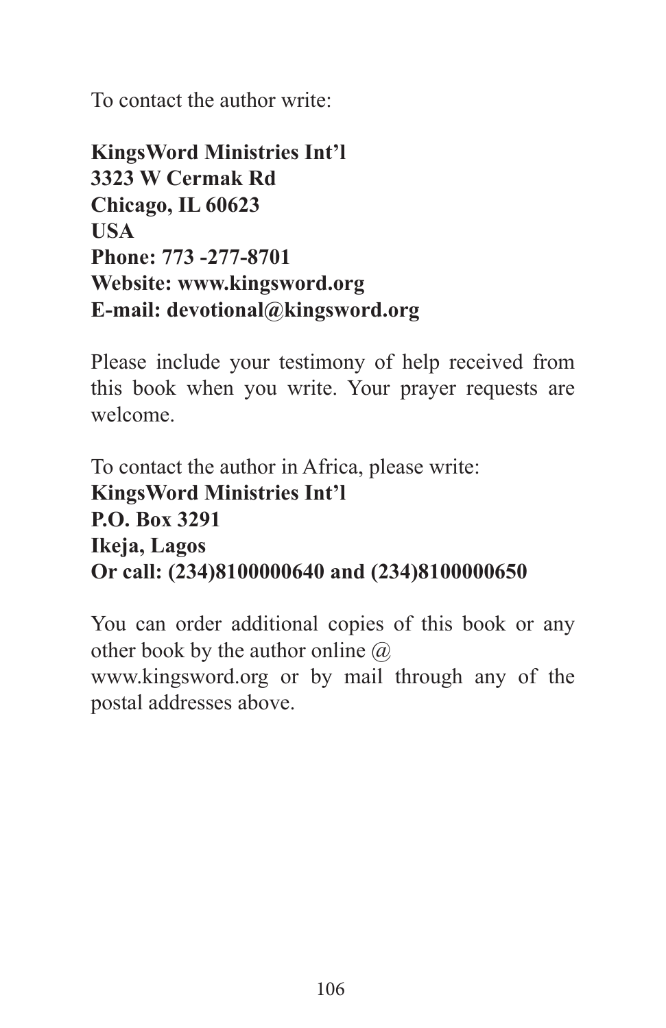To contact the author write:

**KingsWord Ministries Int'l**  
**3323 W Cermak Rd**  
**Chicago, IL 60623**  
**USA**  
**Phone: 773 -277-8701**  
**Website: www.kingsword.org**  
**E-mail: devotional@kingsword.org**

Please include your testimony of help received from this book when you write. Your prayer requests are welcome.

To contact the author in Africa, please write:  
**KingsWord Ministries Int'l**  
**P.O. Box 3291**  
**Ikeja, Lagos**  
**Or call: (234)8100000640 and (234)8100000650**

You can order additional copies of this book or any other book by the author online @ www.kingsword.org or by mail through any of the postal addresses above.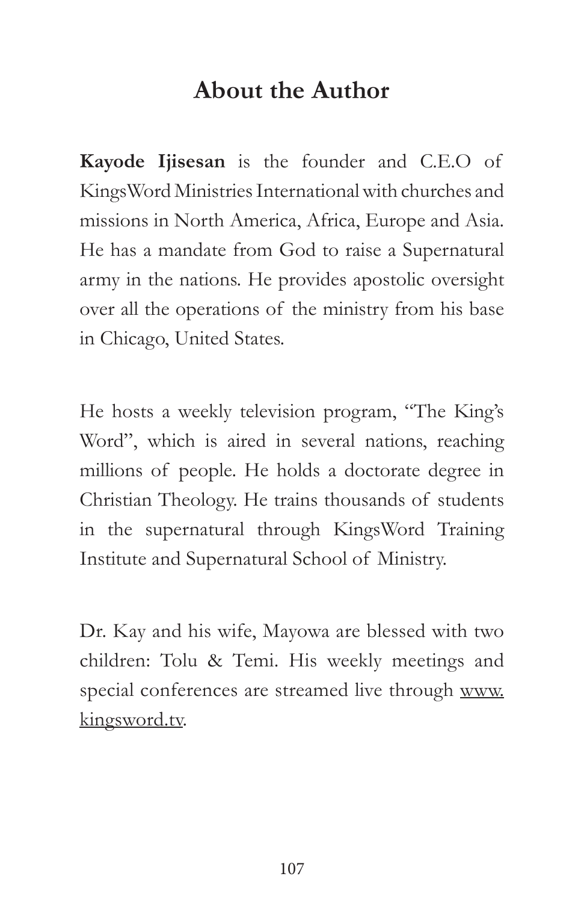## About the Author

**Kayode Ijisesan** is the founder and C.E.O of KingsWord Ministries International with churches and missions in North America, Africa, Europe and Asia. He has a mandate from God to raise a Supernatural army in the nations. He provides apostolic oversight over all the operations of the ministry from his base in Chicago, United States.

He hosts a weekly television program, "The King's Word", which is aired in several nations, reaching millions of people. He holds a doctorate degree in Christian Theology. He trains thousands of students in the supernatural through KingsWord Training Institute and Supernatural School of Ministry.

Dr. Kay and his wife, Mayowa are blessed with two children: Tolu & Temi. His weekly meetings and special conferences are streamed live through www.kingsword.tv.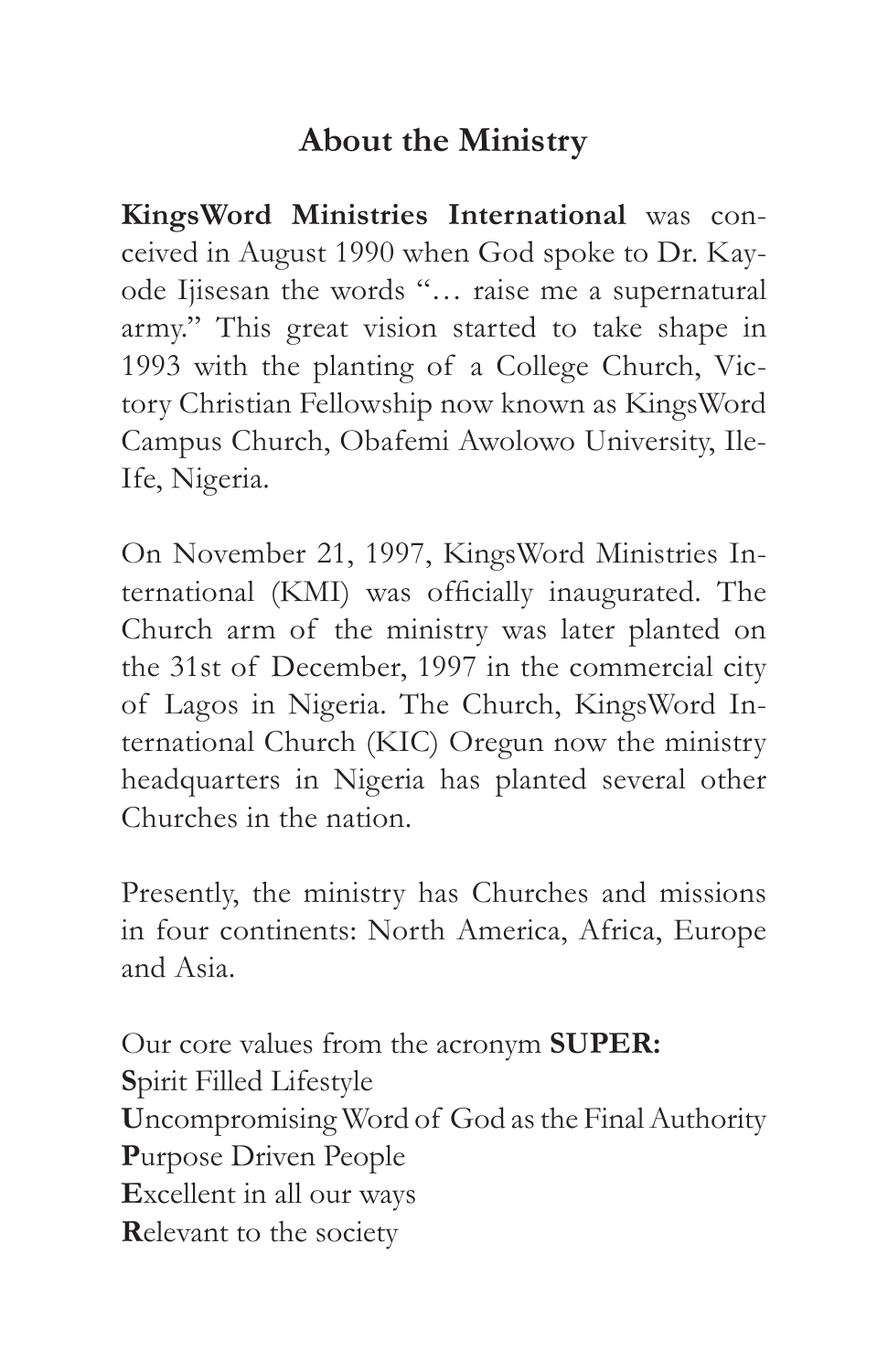## About the Ministry

**KingsWord Ministries International** was conceived in August 1990 when God spoke to Dr. Kayode Ijisesan the words "… raise me a supernatural army." This great vision started to take shape in 1993 with the planting of a College Church, Victory Christian Fellowship now known as KingsWord Campus Church, Obafemi Awolowo University, Ile-Ife, Nigeria.

On November 21, 1997, KingsWord Ministries International (KMI) was officially inaugurated. The Church arm of the ministry was later planted on the 31st of December, 1997 in the commercial city of Lagos in Nigeria. The Church, KingsWord International Church (KIC) Oregun now the ministry headquarters in Nigeria has planted several other Churches in the nation.

Presently, the ministry has Churches and missions in four continents: North America, Africa, Europe and Asia.

Our core values from the acronym **SUPER:**
**S**pirit Filled Lifestyle
**U**ncompromising Word of God as the Final Authority
**P**urpose Driven People
**E**xcellent in all our ways
**R**elevant to the society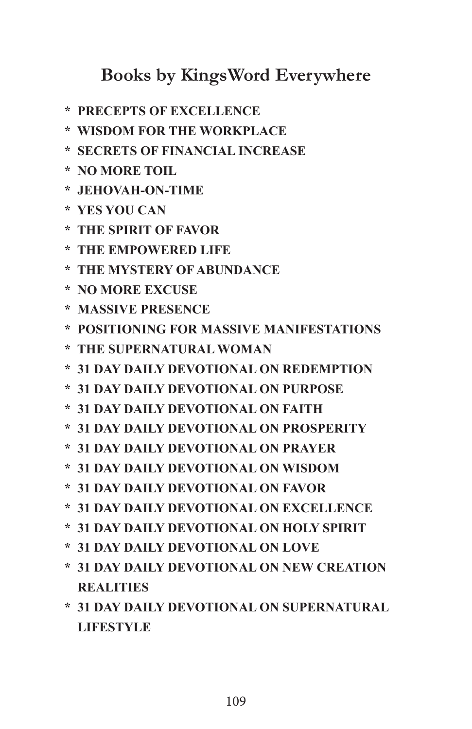## Books by KingsWord Everywhere

- **PRECEPTS OF EXCELLENCE**
- **WISDOM FOR THE WORKPLACE**
- **SECRETS OF FINANCIAL INCREASE**
- **NO MORE TOIL**
- **JEHOVAH-ON-TIME**
- **YES YOU CAN**
- **THE SPIRIT OF FAVOR**
- **THE EMPOWERED LIFE**
- **THE MYSTERY OF ABUNDANCE**
- **NO MORE EXCUSE**
- **MASSIVE PRESENCE**
- **POSITIONING FOR MASSIVE MANIFESTATIONS**
- **THE SUPERNATURAL WOMAN**
- **31 DAY DAILY DEVOTIONAL ON REDEMPTION**
- **31 DAY DAILY DEVOTIONAL ON PURPOSE**
- **31 DAY DAILY DEVOTIONAL ON FAITH**
- **31 DAY DAILY DEVOTIONAL ON PROSPERITY**
- **31 DAY DAILY DEVOTIONAL ON PRAYER**
- **31 DAY DAILY DEVOTIONAL ON WISDOM**
- **31 DAY DAILY DEVOTIONAL ON FAVOR**
- **31 DAY DAILY DEVOTIONAL ON EXCELLENCE**
- **31 DAY DAILY DEVOTIONAL ON HOLY SPIRIT**
- **31 DAY DAILY DEVOTIONAL ON LOVE**
- **31 DAY DAILY DEVOTIONAL ON NEW CREATION REALITIES**
- **31 DAY DAILY DEVOTIONAL ON SUPERNATURAL LIFESTYLE**